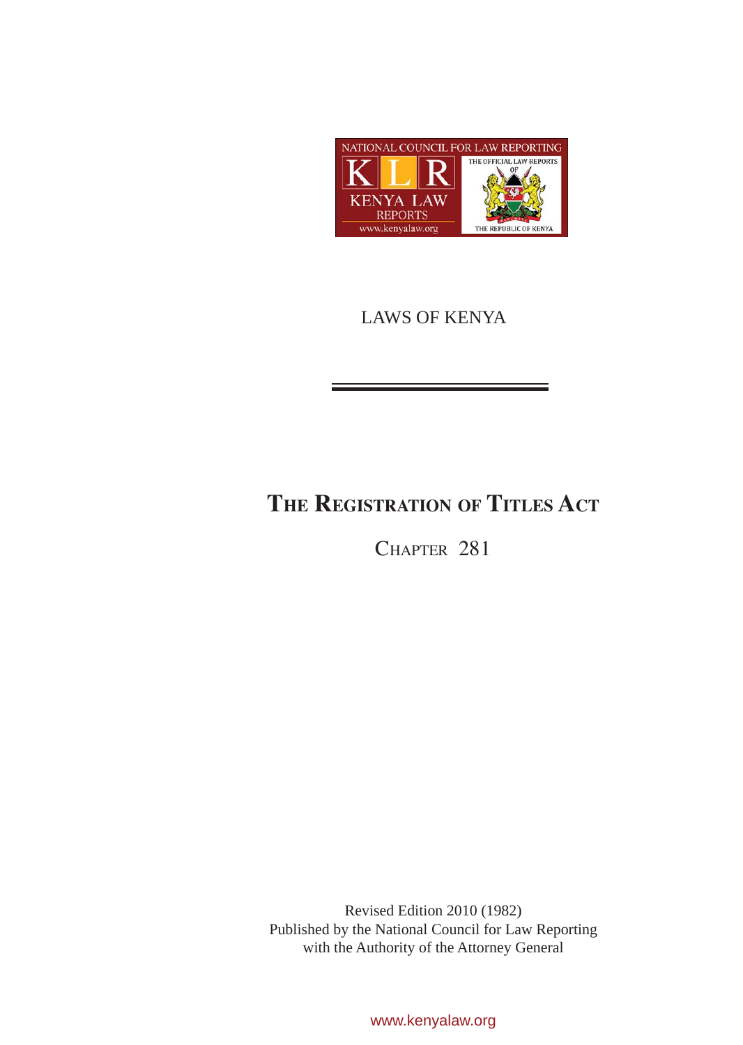LAWS OF KENYA

# THE REGISTRATION OF TITLES ACT

## CHAPTER 281

Revised Edition 2010 (1982)
Published by the National Council for Law Reporting
with the Authority of the Attorney General

www.kenyalaw.org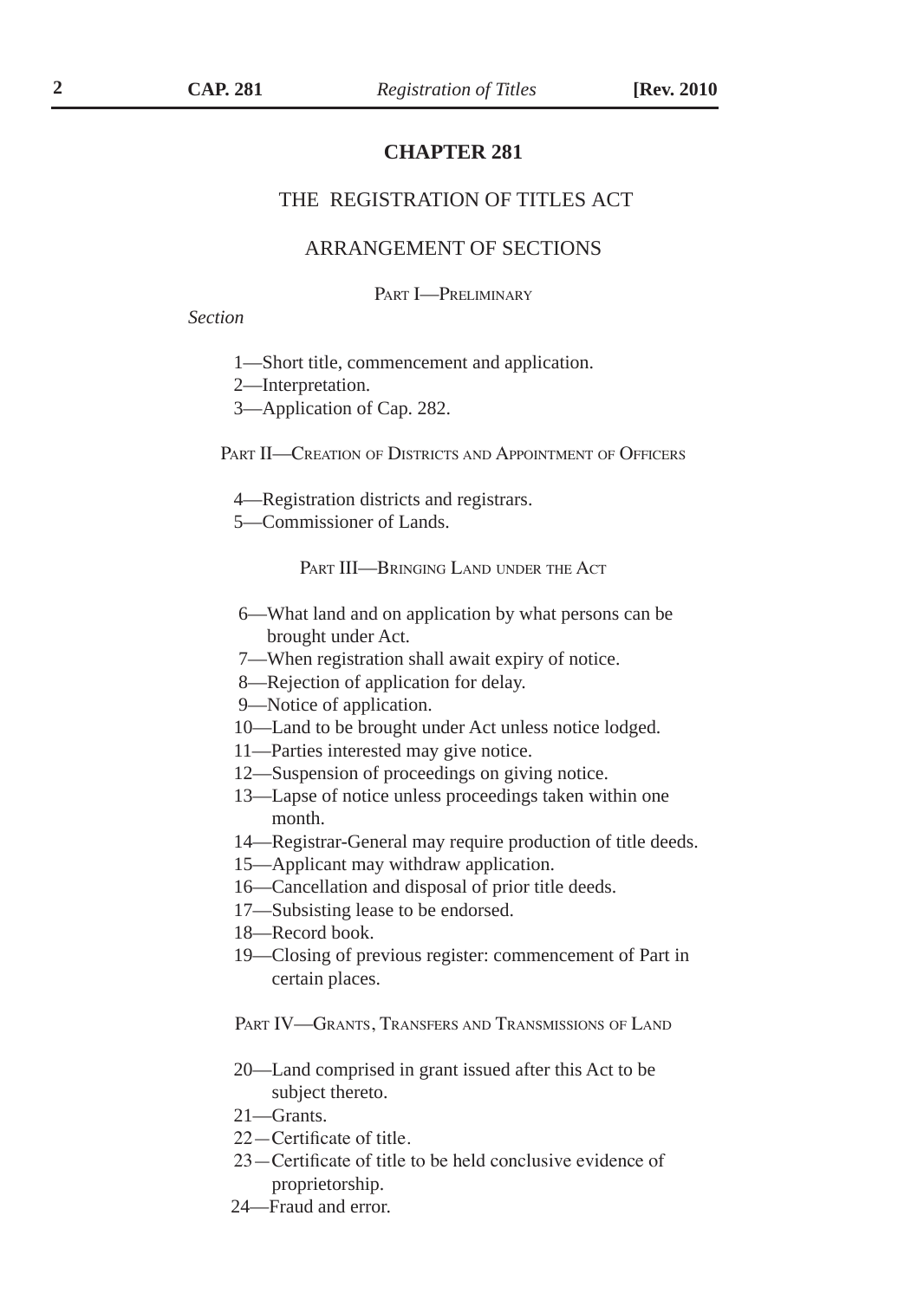# CHAPTER 281

## THE REGISTRATION OF TITLES ACT

## ARRANGEMENT OF SECTIONS

### PART I—PRELIMINARY

*Section*

1—Short title, commencement and application.
2—Interpretation.
3—Application of Cap. 282.

### PART II—CREATION OF DISTRICTS AND APPOINTMENT OF OFFICERS

4—Registration districts and registrars.
5—Commissioner of Lands.

### PART III—BRINGING LAND UNDER THE ACT

6—What land and on application by what persons can be brought under Act.
7—When registration shall await expiry of notice.
8—Rejection of application for delay.
9—Notice of application.
10—Land to be brought under Act unless notice lodged.
11—Parties interested may give notice.
12—Suspension of proceedings on giving notice.
13—Lapse of notice unless proceedings taken within one month.
14—Registrar-General may require production of title deeds.
15—Applicant may withdraw application.
16—Cancellation and disposal of prior title deeds.
17—Subsisting lease to be endorsed.
18—Record book.
19—Closing of previous register: commencement of Part in certain places.

### PART IV—GRANTS, TRANSFERS AND TRANSMISSIONS OF LAND

20—Land comprised in grant issued after this Act to be subject thereto.
21—Grants.
22—Certificate of title.
23—Certificate of title to be held conclusive evidence of proprietorship.
24—Fraud and error.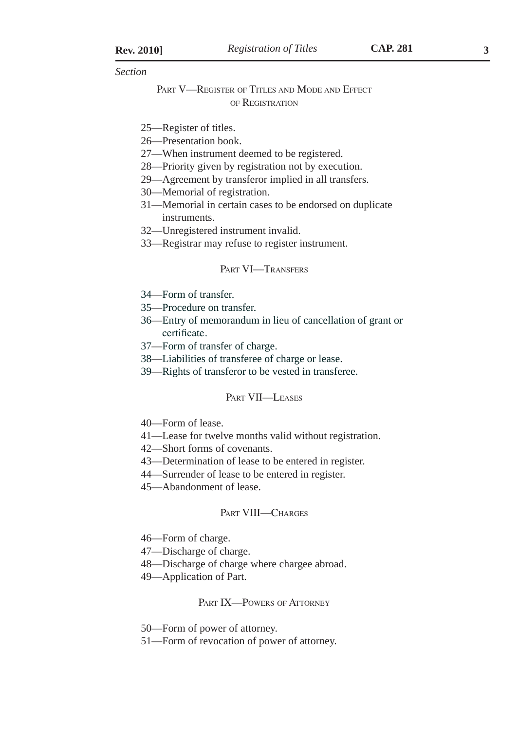*Section*

PART V—REGISTER OF TITLES AND MODE AND EFFECT OF REGISTRATION

25—Register of titles.
26—Presentation book.
27—When instrument deemed to be registered.
28—Priority given by registration not by execution.
29—Agreement by transferor implied in all transfers.
30—Memorial of registration.
31—Memorial in certain cases to be endorsed on duplicate instruments.
32—Unregistered instrument invalid.
33—Registrar may refuse to register instrument.

PART VI—TRANSFERS

34—Form of transfer.
35—Procedure on transfer.
36—Entry of memorandum in lieu of cancellation of grant or certificate.
37—Form of transfer of charge.
38—Liabilities of transferee of charge or lease.
39—Rights of transferor to be vested in transferee.

PART VII—LEASES

40—Form of lease.
41—Lease for twelve months valid without registration.
42—Short forms of covenants.
43—Determination of lease to be entered in register.
44—Surrender of lease to be entered in register.
45—Abandonment of lease.

PART VIII—CHARGES

46—Form of charge.
47—Discharge of charge.
48—Discharge of charge where chargee abroad.
49—Application of Part.

PART IX—POWERS OF ATTORNEY

50—Form of power of attorney.
51—Form of revocation of power of attorney.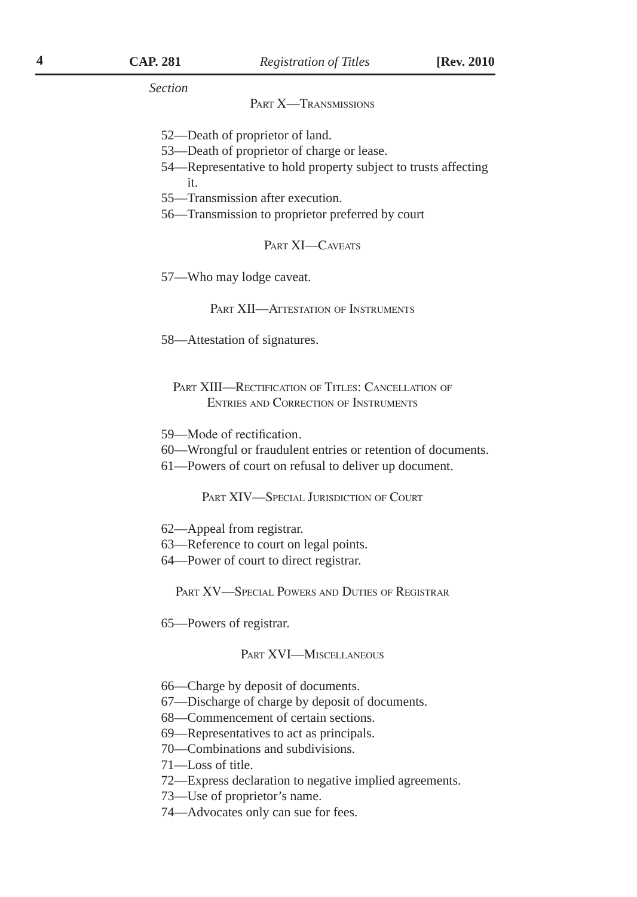*Section*

### PART X—TRANSMISSIONS

52—Death of proprietor of land.
53—Death of proprietor of charge or lease.
54—Representative to hold property subject to trusts affecting it.
55—Transmission after execution.
56—Transmission to proprietor preferred by court

### PART XI—CAVEATS

57—Who may lodge caveat.

### PART XII—ATTESTATION OF INSTRUMENTS

58—Attestation of signatures.

### PART XIII—RECTIFICATION OF TITLES: CANCELLATION OF ENTRIES AND CORRECTION OF INSTRUMENTS

59—Mode of rectification.
60—Wrongful or fraudulent entries or retention of documents.
61—Powers of court on refusal to deliver up document.

### PART XIV—SPECIAL JURISDICTION OF COURT

62—Appeal from registrar.
63—Reference to court on legal points.
64—Power of court to direct registrar.

### PART XV—SPECIAL POWERS AND DUTIES OF REGISTRAR

65—Powers of registrar.

### PART XVI—MISCELLANEOUS

66—Charge by deposit of documents.
67—Discharge of charge by deposit of documents.
68—Commencement of certain sections.
69—Representatives to act as principals.
70—Combinations and subdivisions.
71—Loss of title.
72—Express declaration to negative implied agreements.
73—Use of proprietor's name.
74—Advocates only can sue for fees.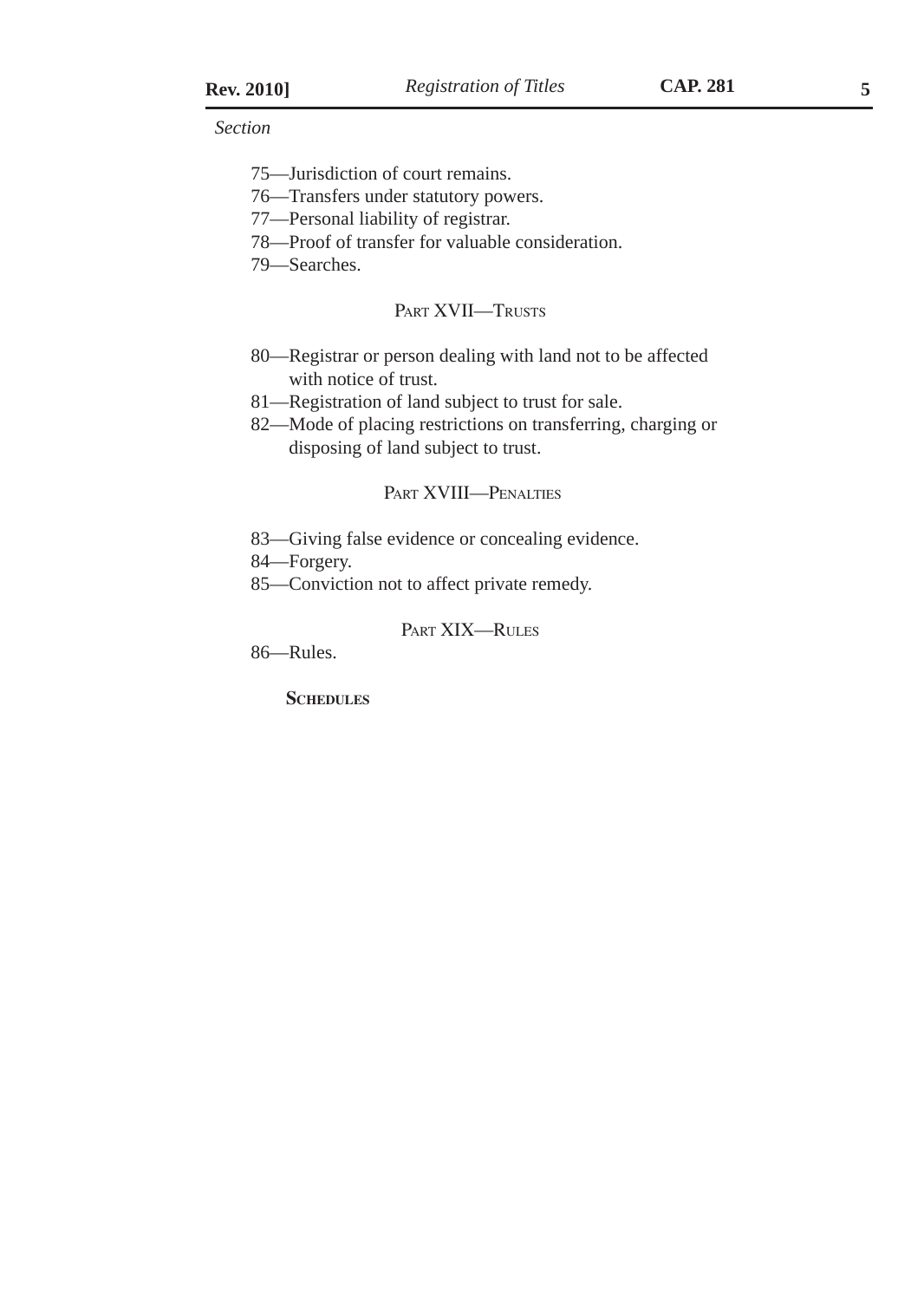*Section*

75—Jurisdiction of court remains.
76—Transfers under statutory powers.
77—Personal liability of registrar.
78—Proof of transfer for valuable consideration.
79—Searches.

PART XVII—TRUSTS

80—Registrar or person dealing with land not to be affected with notice of trust.
81—Registration of land subject to trust for sale.
82—Mode of placing restrictions on transferring, charging or disposing of land subject to trust.

PART XVIII—PENALTIES

83—Giving false evidence or concealing evidence.
84—Forgery.
85—Conviction not to affect private remedy.

PART XIX—RULES

86—Rules.

**SCHEDULES**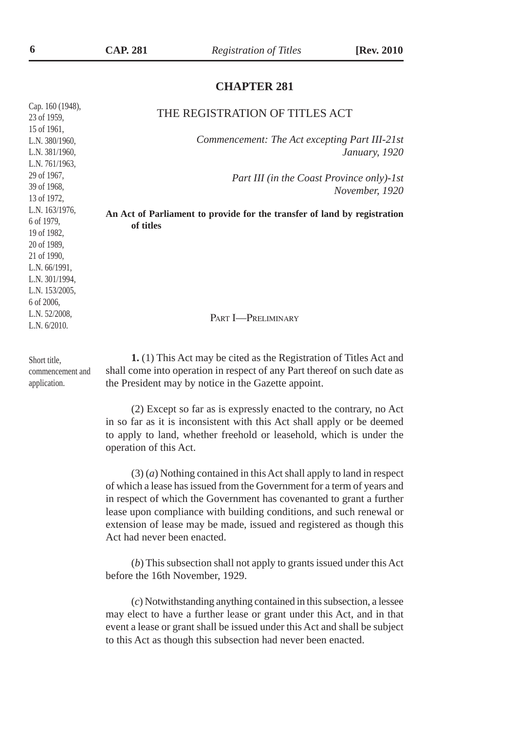# CHAPTER 281

## THE REGISTRATION OF TITLES ACT

Cap. 160 (1948), 23 of 1959, 15 of 1961, L.N. 380/1960, L.N. 381/1960, L.N. 761/1963, 29 of 1967, 39 of 1968, 13 of 1972, L.N. 163/1976, 6 of 1979, 19 of 1982, 20 of 1989, 21 of 1990, L.N. 66/1991, L.N. 301/1994, L.N. 153/2005, 6 of 2006, L.N. 52/2008, L.N. 6/2010.

*Commencement: The Act excepting Part III-21st January, 1920*

*Part III (in the Coast Province only)-1st November, 1920*

**An Act of Parliament to provide for the transfer of land by registration of titles**

### PART I—PRELIMINARY

Short title, commencement and application.

**1.** (1) This Act may be cited as the Registration of Titles Act and shall come into operation in respect of any Part thereof on such date as the President may by notice in the Gazette appoint.

(2) Except so far as is expressly enacted to the contrary, no Act in so far as it is inconsistent with this Act shall apply or be deemed to apply to land, whether freehold or leasehold, which is under the operation of this Act.

(3) (*a*) Nothing contained in this Act shall apply to land in respect of which a lease has issued from the Government for a term of years and in respect of which the Government has covenanted to grant a further lease upon compliance with building conditions, and such renewal or extension of lease may be made, issued and registered as though this Act had never been enacted.

(*b*) This subsection shall not apply to grants issued under this Act before the 16th November, 1929.

(*c*) Notwithstanding anything contained in this subsection, a lessee may elect to have a further lease or grant under this Act, and in that event a lease or grant shall be issued under this Act and shall be subject to this Act as though this subsection had never been enacted.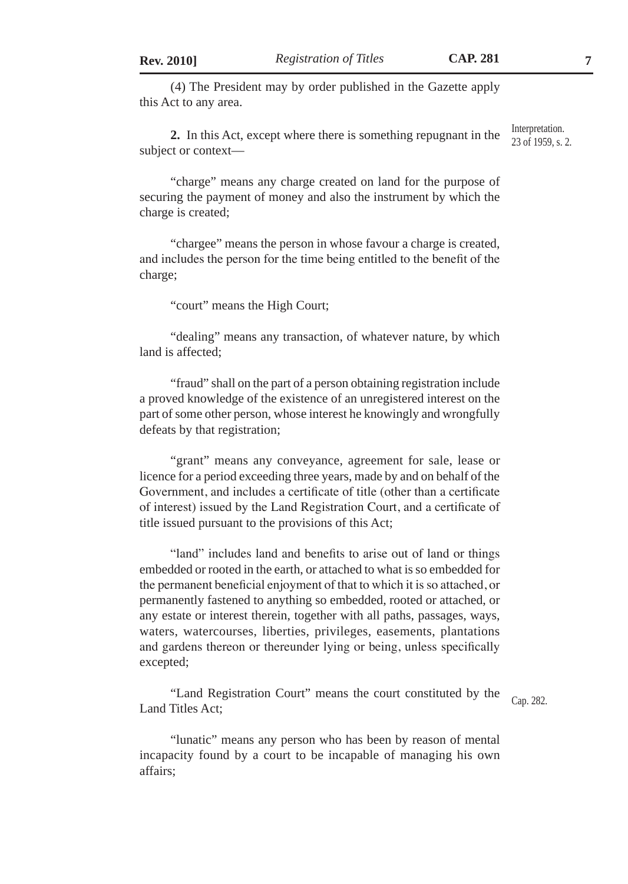(4) The President may by order published in the Gazette apply this Act to any area.

Interpretation.
23 of 1959, s. 2.

**2.** In this Act, except where there is something repugnant in the subject or context—

"charge" means any charge created on land for the purpose of securing the payment of money and also the instrument by which the charge is created;

"chargee" means the person in whose favour a charge is created, and includes the person for the time being entitled to the benefit of the charge;

"court" means the High Court;

"dealing" means any transaction, of whatever nature, by which land is affected;

"fraud" shall on the part of a person obtaining registration include a proved knowledge of the existence of an unregistered interest on the part of some other person, whose interest he knowingly and wrongfully defeats by that registration;

"grant" means any conveyance, agreement for sale, lease or licence for a period exceeding three years, made by and on behalf of the Government, and includes a certificate of title (other than a certificate of interest) issued by the Land Registration Court, and a certificate of title issued pursuant to the provisions of this Act;

"land" includes land and benefits to arise out of land or things embedded or rooted in the earth, or attached to what is so embedded for the permanent beneficial enjoyment of that to which it is so attached, or permanently fastened to anything so embedded, rooted or attached, or any estate or interest therein, together with all paths, passages, ways, waters, watercourses, liberties, privileges, easements, plantations and gardens thereon or thereunder lying or being, unless specifically excepted;

Cap. 282.

"Land Registration Court" means the court constituted by the Land Titles Act;

"lunatic" means any person who has been by reason of mental incapacity found by a court to be incapable of managing his own affairs;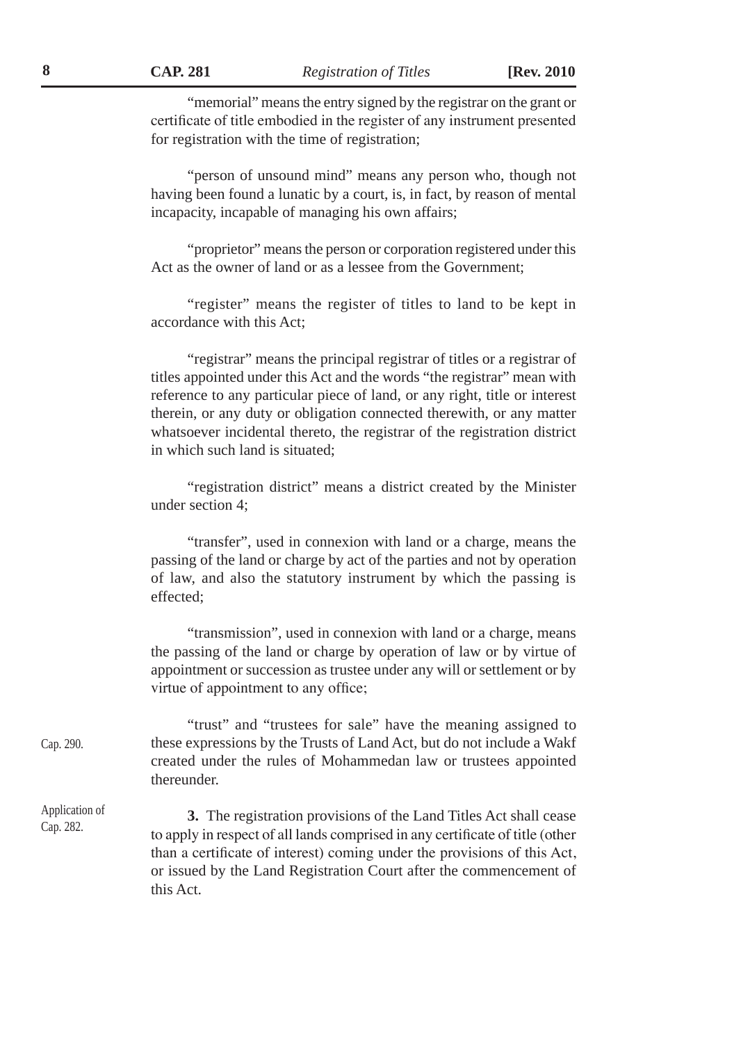"memorial" means the entry signed by the registrar on the grant or certificate of title embodied in the register of any instrument presented for registration with the time of registration;

"person of unsound mind" means any person who, though not having been found a lunatic by a court, is, in fact, by reason of mental incapacity, incapable of managing his own affairs;

"proprietor" means the person or corporation registered under this Act as the owner of land or as a lessee from the Government;

"register" means the register of titles to land to be kept in accordance with this Act;

"registrar" means the principal registrar of titles or a registrar of titles appointed under this Act and the words "the registrar" mean with reference to any particular piece of land, or any right, title or interest therein, or any duty or obligation connected therewith, or any matter whatsoever incidental thereto, the registrar of the registration district in which such land is situated;

"registration district" means a district created by the Minister under section 4;

"transfer", used in connexion with land or a charge, means the passing of the land or charge by act of the parties and not by operation of law, and also the statutory instrument by which the passing is effected;

"transmission", used in connexion with land or a charge, means the passing of the land or charge by operation of law or by virtue of appointment or succession as trustee under any will or settlement or by virtue of appointment to any office;

"trust" and "trustees for sale" have the meaning assigned to these expressions by the Trusts of Land Act, but do not include a Wakf created under the rules of Mohammedan law or trustees appointed thereunder.

Cap. 290.

Application of Cap. 282.

**3.** The registration provisions of the Land Titles Act shall cease to apply in respect of all lands comprised in any certificate of title (other than a certificate of interest) coming under the provisions of this Act, or issued by the Land Registration Court after the commencement of this Act.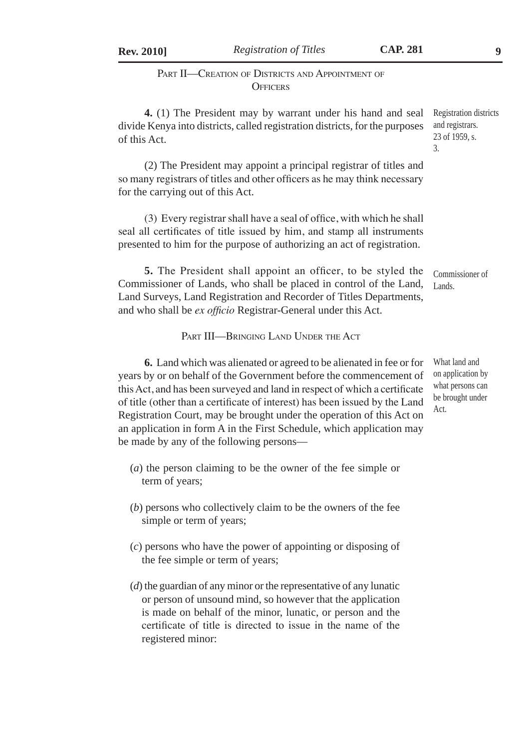## Part II—Creation of Districts and Appointment of Officers

**4.** (1) The President may by warrant under his hand and seal divide Kenya into districts, called registration districts, for the purposes of this Act.

Registration districts and registrars. 23 of 1959, s. 3.

(2) The President may appoint a principal registrar of titles and so many registrars of titles and other officers as he may think necessary for the carrying out of this Act.

(3) Every registrar shall have a seal of office, with which he shall seal all certificates of title issued by him, and stamp all instruments presented to him for the purpose of authorizing an act of registration.

**5.** The President shall appoint an officer, to be styled the Commissioner of Lands, who shall be placed in control of the Land, Land Surveys, Land Registration and Recorder of Titles Departments, and who shall be *ex officio* Registrar-General under this Act.

Commissioner of Lands.

## Part III—Bringing Land Under the Act

**6.** Land which was alienated or agreed to be alienated in fee or for years by or on behalf of the Government before the commencement of this Act, and has been surveyed and land in respect of which a certificate of title (other than a certificate of interest) has been issued by the Land Registration Court, may be brought under the operation of this Act on an application in form A in the First Schedule, which application may be made by any of the following persons—

What land and on application by what persons can be brought under Act.

(*a*) the person claiming to be the owner of the fee simple or term of years;

(*b*) persons who collectively claim to be the owners of the fee simple or term of years;

(*c*) persons who have the power of appointing or disposing of the fee simple or term of years;

(*d*) the guardian of any minor or the representative of any lunatic or person of unsound mind, so however that the application is made on behalf of the minor, lunatic, or person and the certificate of title is directed to issue in the name of the registered minor: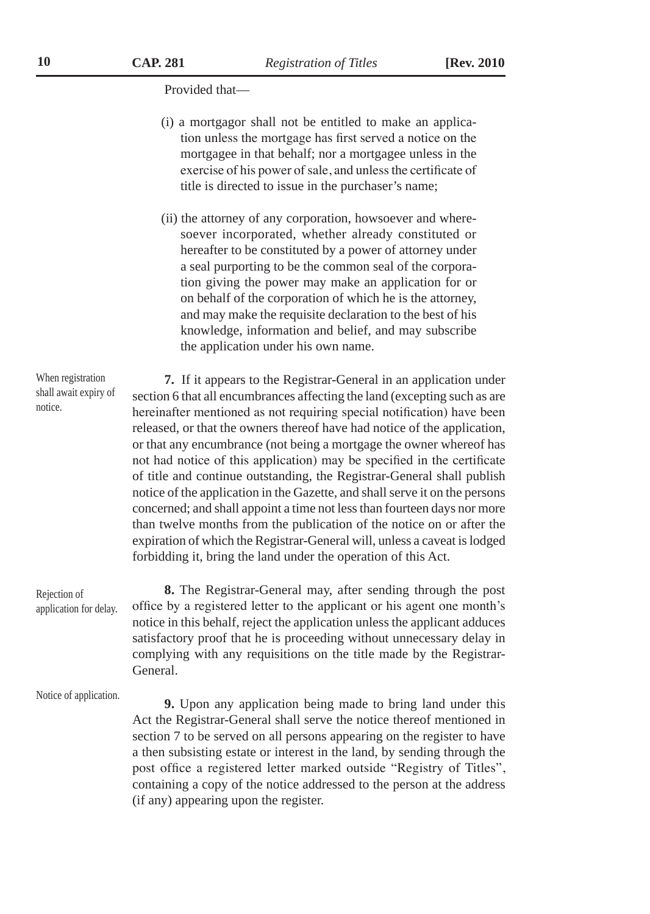Provided that—

(i) a mortgagor shall not be entitled to make an application unless the mortgage has first served a notice on the mortgagee in that behalf; nor a mortgagee unless in the exercise of his power of sale, and unless the certificate of title is directed to issue in the purchaser's name;

(ii) the attorney of any corporation, howsoever and wheresoever incorporated, whether already constituted or hereafter to be constituted by a power of attorney under a seal purporting to be the common seal of the corporation giving the power may make an application for or on behalf of the corporation of which he is the attorney, and may make the requisite declaration to the best of his knowledge, information and belief, and may subscribe the application under his own name.

*When registration shall await expiry of notice.*

**7.** If it appears to the Registrar-General in an application under section 6 that all encumbrances affecting the land (excepting such as are hereinafter mentioned as not requiring special notification) have been released, or that the owners thereof have had notice of the application, or that any encumbrance (not being a mortgage the owner whereof has not had notice of this application) may be specified in the certificate of title and continue outstanding, the Registrar-General shall publish notice of the application in the Gazette, and shall serve it on the persons concerned; and shall appoint a time not less than fourteen days nor more than twelve months from the publication of the notice on or after the expiration of which the Registrar-General will, unless a caveat is lodged forbidding it, bring the land under the operation of this Act.

*Rejection of application for delay.*

**8.** The Registrar-General may, after sending through the post office by a registered letter to the applicant or his agent one month's notice in this behalf, reject the application unless the applicant adduces satisfactory proof that he is proceeding without unnecessary delay in complying with any requisitions on the title made by the Registrar-General.

*Notice of application.*

**9.** Upon any application being made to bring land under this Act the Registrar-General shall serve the notice thereof mentioned in section 7 to be served on all persons appearing on the register to have a then subsisting estate or interest in the land, by sending through the post office a registered letter marked outside "Registry of Titles", containing a copy of the notice addressed to the person at the address (if any) appearing upon the register.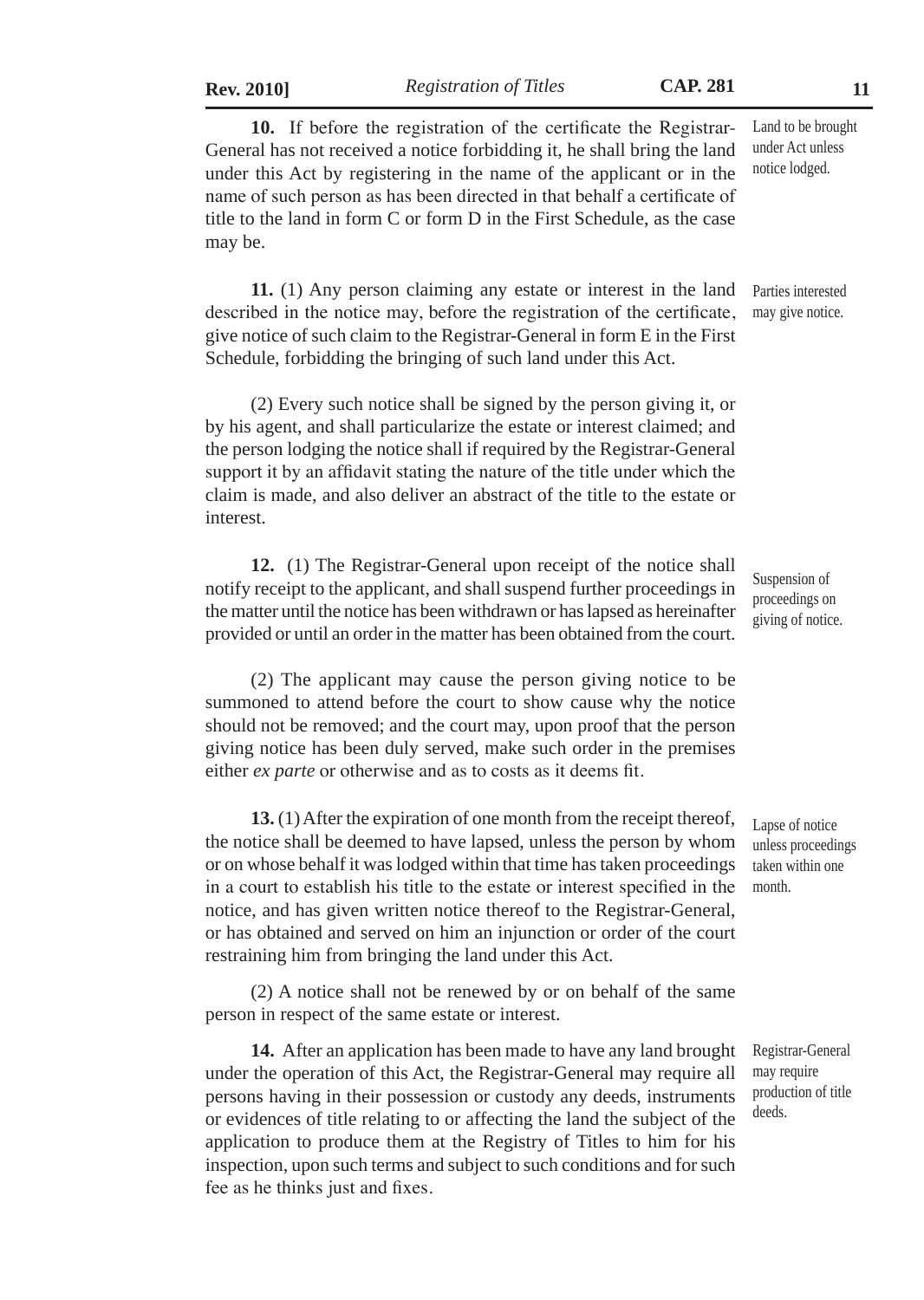**10.** If before the registration of the certificate the Registrar-General has not received a notice forbidding it, he shall bring the land under this Act by registering in the name of the applicant or in the name of such person as has been directed in that behalf a certificate of title to the land in form C or form D in the First Schedule, as the case may be.

*Land to be brought under Act unless notice lodged.*

**11.** (1) Any person claiming any estate or interest in the land described in the notice may, before the registration of the certificate, give notice of such claim to the Registrar-General in form E in the First Schedule, forbidding the bringing of such land under this Act.

*Parties interested may give notice.*

(2) Every such notice shall be signed by the person giving it, or by his agent, and shall particularize the estate or interest claimed; and the person lodging the notice shall if required by the Registrar-General support it by an affidavit stating the nature of the title under which the claim is made, and also deliver an abstract of the title to the estate or interest.

**12.** (1) The Registrar-General upon receipt of the notice shall notify receipt to the applicant, and shall suspend further proceedings in the matter until the notice has been withdrawn or has lapsed as hereinafter provided or until an order in the matter has been obtained from the court.

*Suspension of proceedings on giving of notice.*

(2) The applicant may cause the person giving notice to be summoned to attend before the court to show cause why the notice should not be removed; and the court may, upon proof that the person giving notice has been duly served, make such order in the premises either *ex parte* or otherwise and as to costs as it deems fit.

**13.** (1) After the expiration of one month from the receipt thereof, the notice shall be deemed to have lapsed, unless the person by whom or on whose behalf it was lodged within that time has taken proceedings in a court to establish his title to the estate or interest specified in the notice, and has given written notice thereof to the Registrar-General, or has obtained and served on him an injunction or order of the court restraining him from bringing the land under this Act.

*Lapse of notice unless proceedings taken within one month.*

(2) A notice shall not be renewed by or on behalf of the same person in respect of the same estate or interest.

**14.** After an application has been made to have any land brought under the operation of this Act, the Registrar-General may require all persons having in their possession or custody any deeds, instruments or evidences of title relating to or affecting the land the subject of the application to produce them at the Registry of Titles to him for his inspection, upon such terms and subject to such conditions and for such fee as he thinks just and fixes.

*Registrar-General may require production of title deeds.*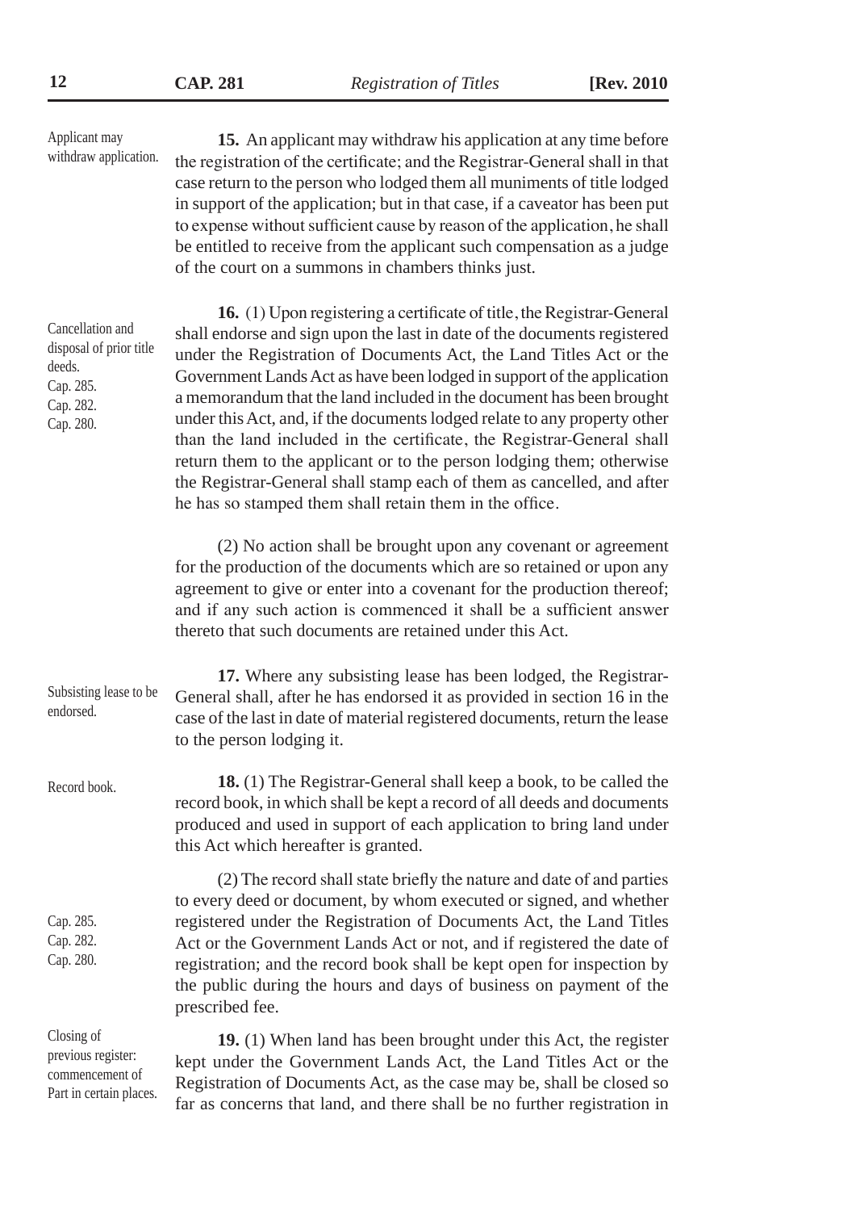*Applicant may withdraw application.*

**15.** An applicant may withdraw his application at any time before the registration of the certificate; and the Registrar-General shall in that case return to the person who lodged them all muniments of title lodged in support of the application; but in that case, if a caveator has been put to expense without sufficient cause by reason of the application, he shall be entitled to receive from the applicant such compensation as a judge of the court on a summons in chambers thinks just.

*Cancellation and disposal of prior title deeds. Cap. 285. Cap. 282. Cap. 280.*

**16.** (1) Upon registering a certificate of title, the Registrar-General shall endorse and sign upon the last in date of the documents registered under the Registration of Documents Act, the Land Titles Act or the Government Lands Act as have been lodged in support of the application a memorandum that the land included in the document has been brought under this Act, and, if the documents lodged relate to any property other than the land included in the certificate, the Registrar-General shall return them to the applicant or to the person lodging them; otherwise the Registrar-General shall stamp each of them as cancelled, and after he has so stamped them shall retain them in the office.

(2) No action shall be brought upon any covenant or agreement for the production of the documents which are so retained or upon any agreement to give or enter into a covenant for the production thereof; and if any such action is commenced it shall be a sufficient answer thereto that such documents are retained under this Act.

*Subsisting lease to be endorsed.*

**17.** Where any subsisting lease has been lodged, the Registrar-General shall, after he has endorsed it as provided in section 16 in the case of the last in date of material registered documents, return the lease to the person lodging it.

*Record book.*

**18.** (1) The Registrar-General shall keep a book, to be called the record book, in which shall be kept a record of all deeds and documents produced and used in support of each application to bring land under this Act which hereafter is granted.

*Cap. 285. Cap. 282. Cap. 280.*

(2) The record shall state briefly the nature and date of and parties to every deed or document, by whom executed or signed, and whether registered under the Registration of Documents Act, the Land Titles Act or the Government Lands Act or not, and if registered the date of registration; and the record book shall be kept open for inspection by the public during the hours and days of business on payment of the prescribed fee.

*Closing of previous register: commencement of Part in certain places.*

**19.** (1) When land has been brought under this Act, the register kept under the Government Lands Act, the Land Titles Act or the Registration of Documents Act, as the case may be, shall be closed so far as concerns that land, and there shall be no further registration in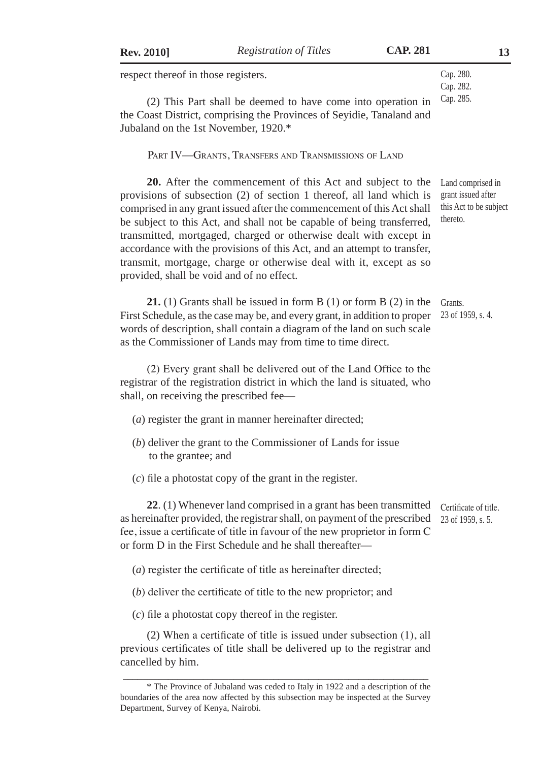respect thereof in those registers.

Cap. 280.
Cap. 282.
Cap. 285.

(2) This Part shall be deemed to have come into operation in the Coast District, comprising the Provinces of Seyidie, Tanaland and Jubaland on the 1st November, 1920.*

## Part IV—Grants, Transfers and Transmissions of Land

Land comprised in grant issued after this Act to be subject thereto.

**20.** After the commencement of this Act and subject to the provisions of subsection (2) of section 1 thereof, all land which is comprised in any grant issued after the commencement of this Act shall be subject to this Act, and shall not be capable of being transferred, transmitted, mortgaged, charged or otherwise dealt with except in accordance with the provisions of this Act, and an attempt to transfer, transmit, mortgage, charge or otherwise deal with it, except as so provided, shall be void and of no effect.

Grants.
23 of 1959, s. 4.

**21.** (1) Grants shall be issued in form B (1) or form B (2) in the First Schedule, as the case may be, and every grant, in addition to proper words of description, shall contain a diagram of the land on such scale as the Commissioner of Lands may from time to time direct.

(2) Every grant shall be delivered out of the Land Office to the registrar of the registration district in which the land is situated, who shall, on receiving the prescribed fee—

(*a*) register the grant in manner hereinafter directed;

(*b*) deliver the grant to the Commissioner of Lands for issue to the grantee; and

(*c*) file a photostat copy of the grant in the register.

Certificate of title.
23 of 1959, s. 5.

**22**. (1) Whenever land comprised in a grant has been transmitted as hereinafter provided, the registrar shall, on payment of the prescribed fee, issue a certificate of title in favour of the new proprietor in form C or form D in the First Schedule and he shall thereafter—

(*a*) register the certificate of title as hereinafter directed;

(*b*) deliver the certificate of title to the new proprietor; and

(*c*) file a photostat copy thereof in the register.

(2) When a certificate of title is issued under subsection (1), all previous certificates of title shall be delivered up to the registrar and cancelled by him.

---

\* The Province of Jubaland was ceded to Italy in 1922 and a description of the boundaries of the area now affected by this subsection may be inspected at the Survey Department, Survey of Kenya, Nairobi.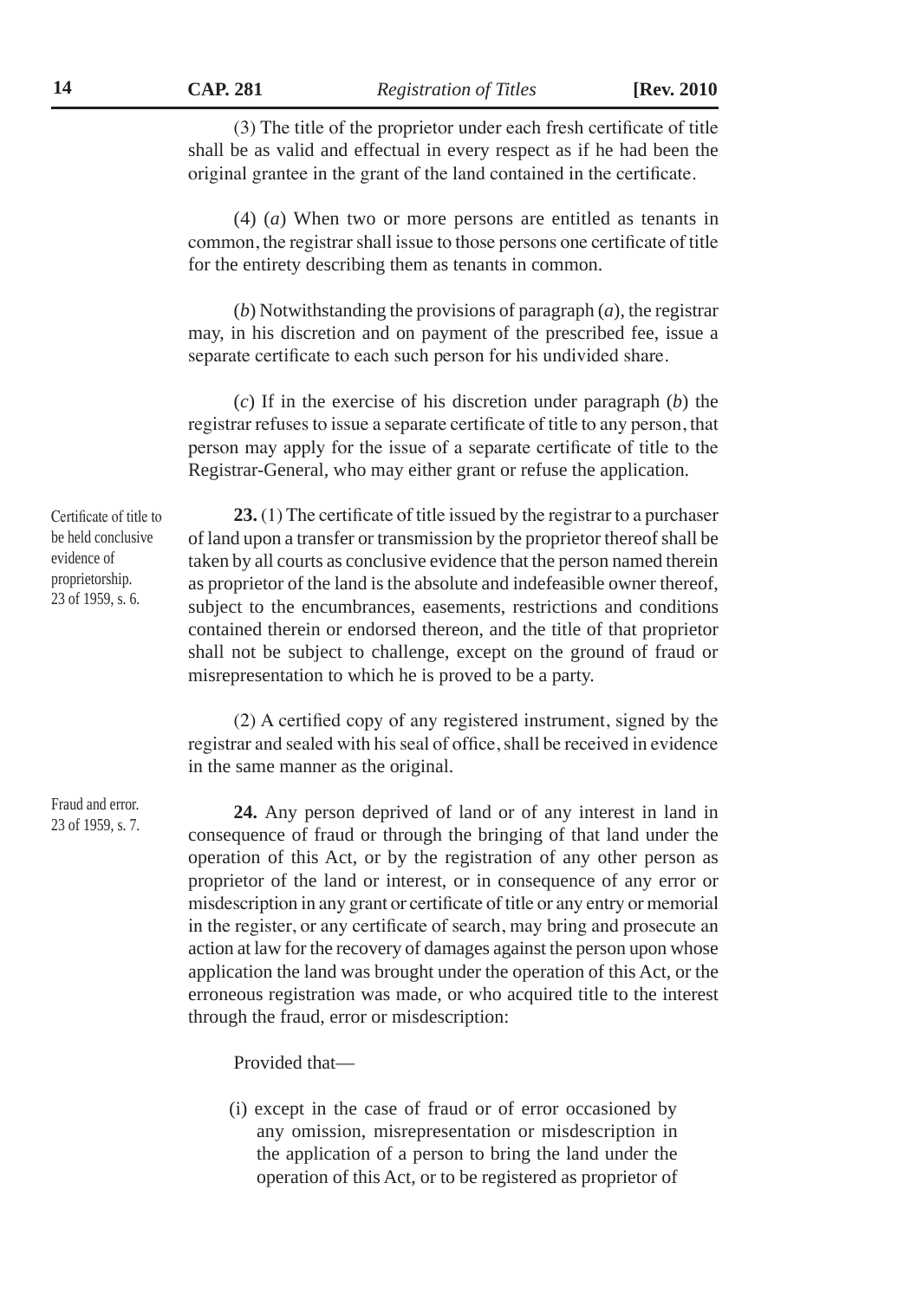(3) The title of the proprietor under each fresh certificate of title shall be as valid and effectual in every respect as if he had been the original grantee in the grant of the land contained in the certificate.

(4) (*a*) When two or more persons are entitled as tenants in common, the registrar shall issue to those persons one certificate of title for the entirety describing them as tenants in common.

(*b*) Notwithstanding the provisions of paragraph (*a*), the registrar may, in his discretion and on payment of the prescribed fee, issue a separate certificate to each such person for his undivided share.

(*c*) If in the exercise of his discretion under paragraph (*b*) the registrar refuses to issue a separate certificate of title to any person, that person may apply for the issue of a separate certificate of title to the Registrar-General, who may either grant or refuse the application.

Certificate of title to be held conclusive evidence of proprietorship. 23 of 1959, s. 6.

**23.** (1) The certificate of title issued by the registrar to a purchaser of land upon a transfer or transmission by the proprietor thereof shall be taken by all courts as conclusive evidence that the person named therein as proprietor of the land is the absolute and indefeasible owner thereof, subject to the encumbrances, easements, restrictions and conditions contained therein or endorsed thereon, and the title of that proprietor shall not be subject to challenge, except on the ground of fraud or misrepresentation to which he is proved to be a party.

(2) A certified copy of any registered instrument, signed by the registrar and sealed with his seal of office, shall be received in evidence in the same manner as the original.

Fraud and error. 23 of 1959, s. 7.

**24.** Any person deprived of land or of any interest in land in consequence of fraud or through the bringing of that land under the operation of this Act, or by the registration of any other person as proprietor of the land or interest, or in consequence of any error or misdescription in any grant or certificate of title or any entry or memorial in the register, or any certificate of search, may bring and prosecute an action at law for the recovery of damages against the person upon whose application the land was brought under the operation of this Act, or the erroneous registration was made, or who acquired title to the interest through the fraud, error or misdescription:

Provided that—

(i) except in the case of fraud or of error occasioned by any omission, misrepresentation or misdescription in the application of a person to bring the land under the operation of this Act, or to be registered as proprietor of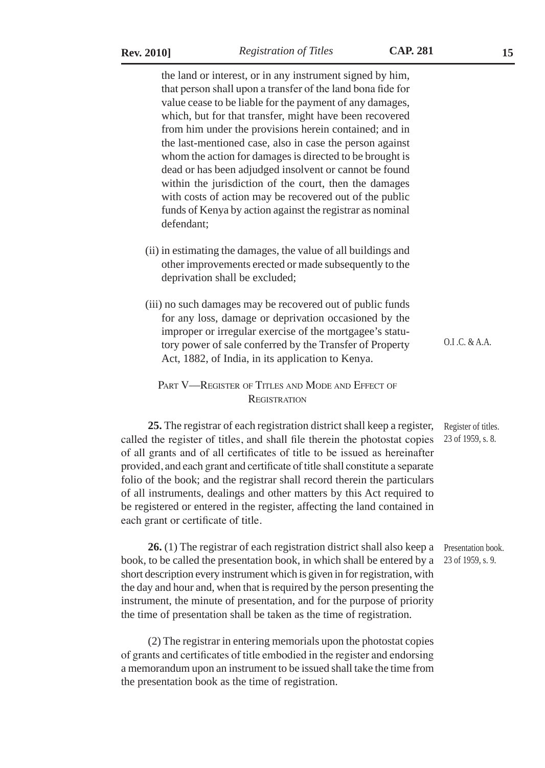the land or interest, or in any instrument signed by him, that person shall upon a transfer of the land bona fide for value cease to be liable for the payment of any damages, which, but for that transfer, might have been recovered from him under the provisions herein contained; and in the last-mentioned case, also in case the person against whom the action for damages is directed to be brought is dead or has been adjudged insolvent or cannot be found within the jurisdiction of the court, then the damages with costs of action may be recovered out of the public funds of Kenya by action against the registrar as nominal defendant;

(ii) in estimating the damages, the value of all buildings and other improvements erected or made subsequently to the deprivation shall be excluded;

(iii) no such damages may be recovered out of public funds for any loss, damage or deprivation occasioned by the improper or irregular exercise of the mortgagee's statutory power of sale conferred by the Transfer of Property Act, 1882, of India, in its application to Kenya.

O.I .C. & A.A.

## PART V—REGISTER OF TITLES AND MODE AND EFFECT OF REGISTRATION

Register of titles. 23 of 1959, s. 8.

**25.** The registrar of each registration district shall keep a register, called the register of titles, and shall file therein the photostat copies of all grants and of all certificates of title to be issued as hereinafter provided, and each grant and certificate of title shall constitute a separate folio of the book; and the registrar shall record therein the particulars of all instruments, dealings and other matters by this Act required to be registered or entered in the register, affecting the land contained in each grant or certificate of title.

Presentation book. 23 of 1959, s. 9.

**26.** (1) The registrar of each registration district shall also keep a book, to be called the presentation book, in which shall be entered by a short description every instrument which is given in for registration, with the day and hour and, when that is required by the person presenting the instrument, the minute of presentation, and for the purpose of priority the time of presentation shall be taken as the time of registration.

(2) The registrar in entering memorials upon the photostat copies of grants and certificates of title embodied in the register and endorsing a memorandum upon an instrument to be issued shall take the time from the presentation book as the time of registration.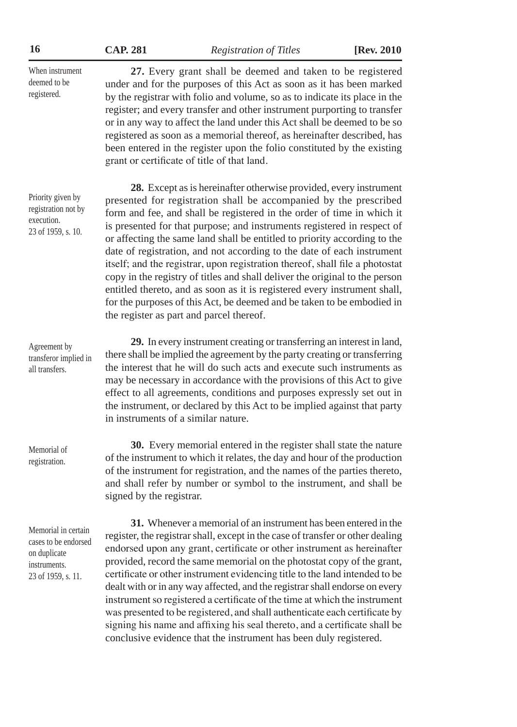*When instrument deemed to be registered.*

**27.** Every grant shall be deemed and taken to be registered under and for the purposes of this Act as soon as it has been marked by the registrar with folio and volume, so as to indicate its place in the register; and every transfer and other instrument purporting to transfer or in any way to affect the land under this Act shall be deemed to be so registered as soon as a memorial thereof, as hereinafter described, has been entered in the register upon the folio constituted by the existing grant or certificate of title of that land.

*Priority given by registration not by execution. 23 of 1959, s. 10.*

**28.** Except as is hereinafter otherwise provided, every instrument presented for registration shall be accompanied by the prescribed form and fee, and shall be registered in the order of time in which it is presented for that purpose; and instruments registered in respect of or affecting the same land shall be entitled to priority according to the date of registration, and not according to the date of each instrument itself; and the registrar, upon registration thereof, shall file a photostat copy in the registry of titles and shall deliver the original to the person entitled thereto, and as soon as it is registered every instrument shall, for the purposes of this Act, be deemed and be taken to be embodied in the register as part and parcel thereof.

*Agreement by transferor implied in all transfers.*

**29.** In every instrument creating or transferring an interest in land, there shall be implied the agreement by the party creating or transferring the interest that he will do such acts and execute such instruments as may be necessary in accordance with the provisions of this Act to give effect to all agreements, conditions and purposes expressly set out in the instrument, or declared by this Act to be implied against that party in instruments of a similar nature.

*Memorial of registration.*

**30.** Every memorial entered in the register shall state the nature of the instrument to which it relates, the day and hour of the production of the instrument for registration, and the names of the parties thereto, and shall refer by number or symbol to the instrument, and shall be signed by the registrar.

*Memorial in certain cases to be endorsed on duplicate instruments. 23 of 1959, s. 11.*

**31.** Whenever a memorial of an instrument has been entered in the register, the registrar shall, except in the case of transfer or other dealing endorsed upon any grant, certificate or other instrument as hereinafter provided, record the same memorial on the photostat copy of the grant, certificate or other instrument evidencing title to the land intended to be dealt with or in any way affected, and the registrar shall endorse on every instrument so registered a certificate of the time at which the instrument was presented to be registered, and shall authenticate each certificate by signing his name and affixing his seal thereto, and a certificate shall be conclusive evidence that the instrument has been duly registered.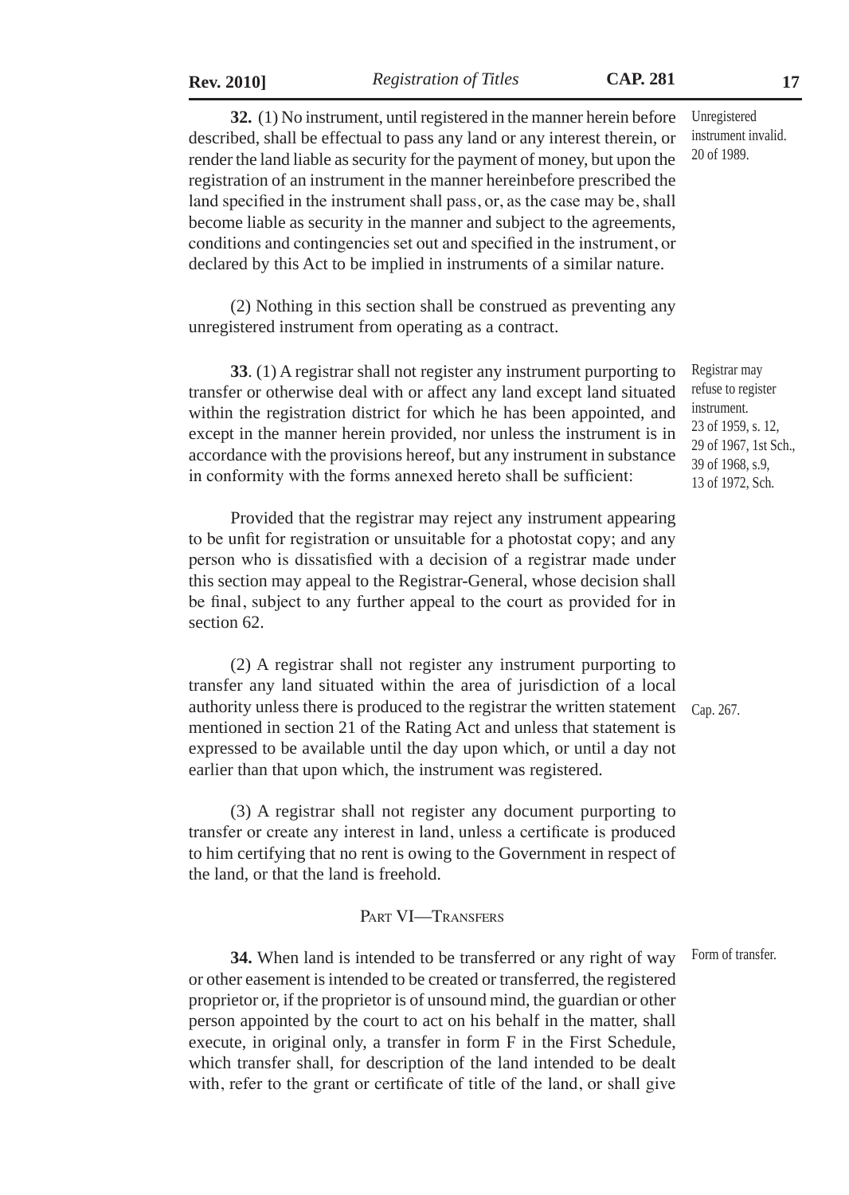**32.** (1) No instrument, until registered in the manner herein before described, shall be effectual to pass any land or any interest therein, or render the land liable as security for the payment of money, but upon the registration of an instrument in the manner hereinbefore prescribed the land specified in the instrument shall pass, or, as the case may be, shall become liable as security in the manner and subject to the agreements, conditions and contingencies set out and specified in the instrument, or declared by this Act to be implied in instruments of a similar nature.

Unregistered instrument invalid. 20 of 1989.

(2) Nothing in this section shall be construed as preventing any unregistered instrument from operating as a contract.

**33**. (1) A registrar shall not register any instrument purporting to transfer or otherwise deal with or affect any land except land situated within the registration district for which he has been appointed, and except in the manner herein provided, nor unless the instrument is in accordance with the provisions hereof, but any instrument in substance in conformity with the forms annexed hereto shall be sufficient:

Registrar may refuse to register instrument. 23 of 1959, s. 12, 29 of 1967, 1st Sch., 39 of 1968, s.9, 13 of 1972, Sch.

Provided that the registrar may reject any instrument appearing to be unfit for registration or unsuitable for a photostat copy; and any person who is dissatisfied with a decision of a registrar made under this section may appeal to the Registrar-General, whose decision shall be final, subject to any further appeal to the court as provided for in section 62.

(2) A registrar shall not register any instrument purporting to transfer any land situated within the area of jurisdiction of a local authority unless there is produced to the registrar the written statement mentioned in section 21 of the Rating Act and unless that statement is expressed to be available until the day upon which, or until a day not earlier than that upon which, the instrument was registered.

Cap. 267.

(3) A registrar shall not register any document purporting to transfer or create any interest in land, unless a certificate is produced to him certifying that no rent is owing to the Government in respect of the land, or that the land is freehold.

## Part VI—Transfers

**34.** When land is intended to be transferred or any right of way or other easement is intended to be created or transferred, the registered proprietor or, if the proprietor is of unsound mind, the guardian or other person appointed by the court to act on his behalf in the matter, shall execute, in original only, a transfer in form F in the First Schedule, which transfer shall, for description of the land intended to be dealt with, refer to the grant or certificate of title of the land, or shall give

Form of transfer.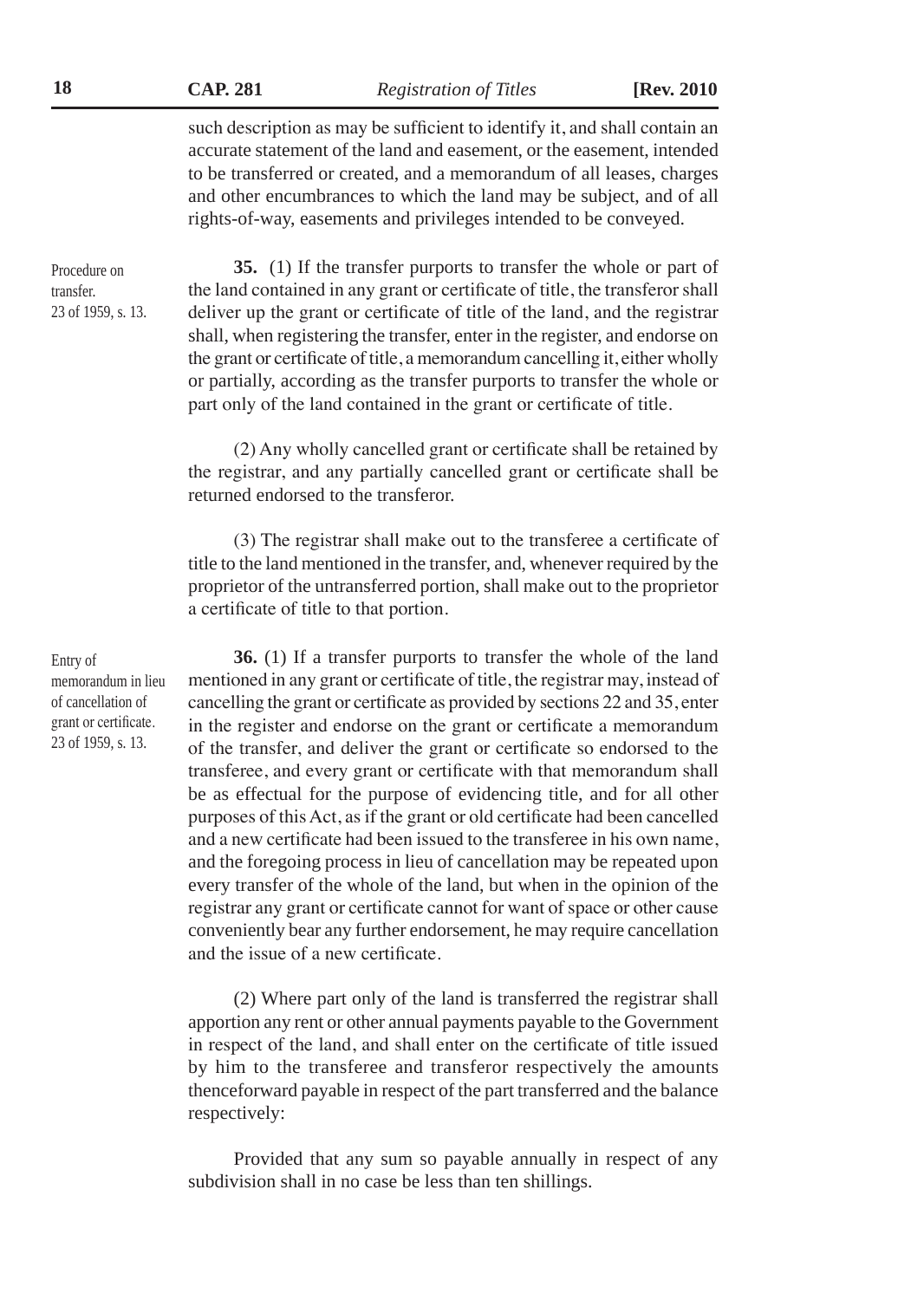such description as may be sufficient to identify it, and shall contain an accurate statement of the land and easement, or the easement, intended to be transferred or created, and a memorandum of all leases, charges and other encumbrances to which the land may be subject, and of all rights-of-way, easements and privileges intended to be conveyed.

Procedure on transfer.
23 of 1959, s. 13.

**35.** (1) If the transfer purports to transfer the whole or part of the land contained in any grant or certificate of title, the transferor shall deliver up the grant or certificate of title of the land, and the registrar shall, when registering the transfer, enter in the register, and endorse on the grant or certificate of title, a memorandum cancelling it, either wholly or partially, according as the transfer purports to transfer the whole or part only of the land contained in the grant or certificate of title.

(2) Any wholly cancelled grant or certificate shall be retained by the registrar, and any partially cancelled grant or certificate shall be returned endorsed to the transferor.

(3) The registrar shall make out to the transferee a certificate of title to the land mentioned in the transfer, and, whenever required by the proprietor of the untransferred portion, shall make out to the proprietor a certificate of title to that portion.

Entry of memorandum in lieu of cancellation of grant or certificate.
23 of 1959, s. 13.

**36.** (1) If a transfer purports to transfer the whole of the land mentioned in any grant or certificate of title, the registrar may, instead of cancelling the grant or certificate as provided by sections 22 and 35, enter in the register and endorse on the grant or certificate a memorandum of the transfer, and deliver the grant or certificate so endorsed to the transferee, and every grant or certificate with that memorandum shall be as effectual for the purpose of evidencing title, and for all other purposes of this Act, as if the grant or old certificate had been cancelled and a new certificate had been issued to the transferee in his own name, and the foregoing process in lieu of cancellation may be repeated upon every transfer of the whole of the land, but when in the opinion of the registrar any grant or certificate cannot for want of space or other cause conveniently bear any further endorsement, he may require cancellation and the issue of a new certificate.

(2) Where part only of the land is transferred the registrar shall apportion any rent or other annual payments payable to the Government in respect of the land, and shall enter on the certificate of title issued by him to the transferee and transferor respectively the amounts thenceforward payable in respect of the part transferred and the balance respectively:

Provided that any sum so payable annually in respect of any subdivision shall in no case be less than ten shillings.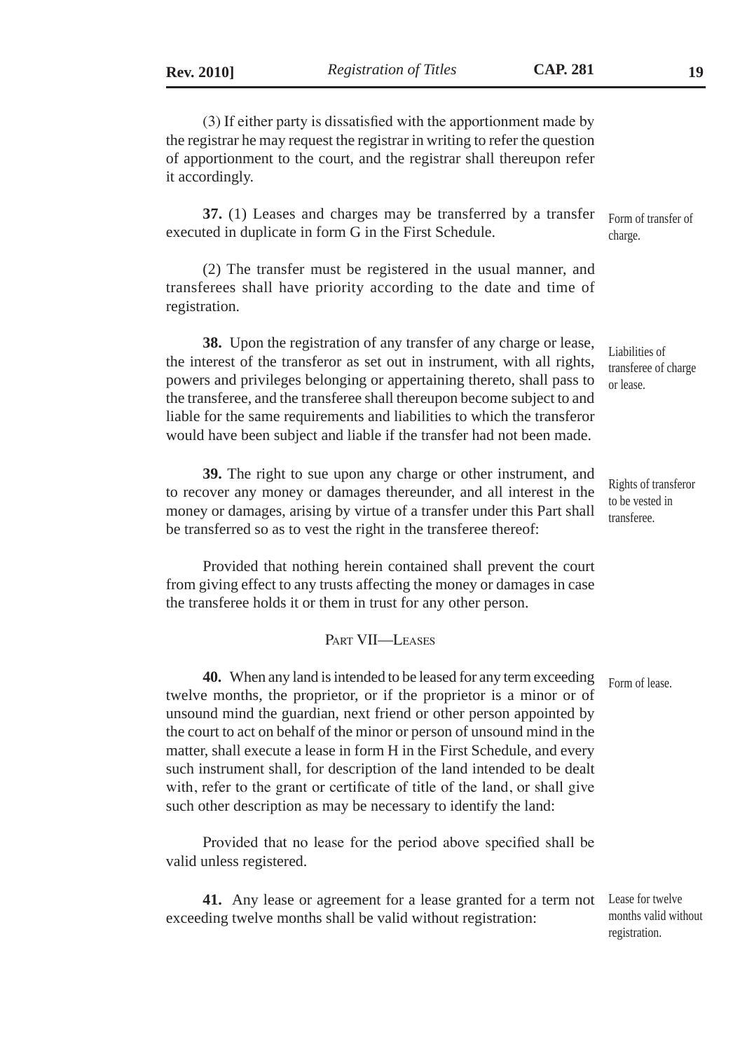(3) If either party is dissatisfied with the apportionment made by the registrar he may request the registrar in writing to refer the question of apportionment to the court, and the registrar shall thereupon refer it accordingly.

Form of transfer of charge.

**37.** (1) Leases and charges may be transferred by a transfer executed in duplicate in form G in the First Schedule.

(2) The transfer must be registered in the usual manner, and transferees shall have priority according to the date and time of registration.

Liabilities of transferee of charge or lease.

**38.** Upon the registration of any transfer of any charge or lease, the interest of the transferor as set out in instrument, with all rights, powers and privileges belonging or appertaining thereto, shall pass to the transferee, and the transferee shall thereupon become subject to and liable for the same requirements and liabilities to which the transferor would have been subject and liable if the transfer had not been made.

Rights of transferor to be vested in transferee.

**39.** The right to sue upon any charge or other instrument, and to recover any money or damages thereunder, and all interest in the money or damages, arising by virtue of a transfer under this Part shall be transferred so as to vest the right in the transferee thereof:

Provided that nothing herein contained shall prevent the court from giving effect to any trusts affecting the money or damages in case the transferee holds it or them in trust for any other person.

## PART VII—LEASES

Form of lease.

**40.** When any land is intended to be leased for any term exceeding twelve months, the proprietor, or if the proprietor is a minor or of unsound mind the guardian, next friend or other person appointed by the court to act on behalf of the minor or person of unsound mind in the matter, shall execute a lease in form H in the First Schedule, and every such instrument shall, for description of the land intended to be dealt with, refer to the grant or certificate of title of the land, or shall give such other description as may be necessary to identify the land:

Provided that no lease for the period above specified shall be valid unless registered.

Lease for twelve months valid without registration.

**41.** Any lease or agreement for a lease granted for a term not exceeding twelve months shall be valid without registration: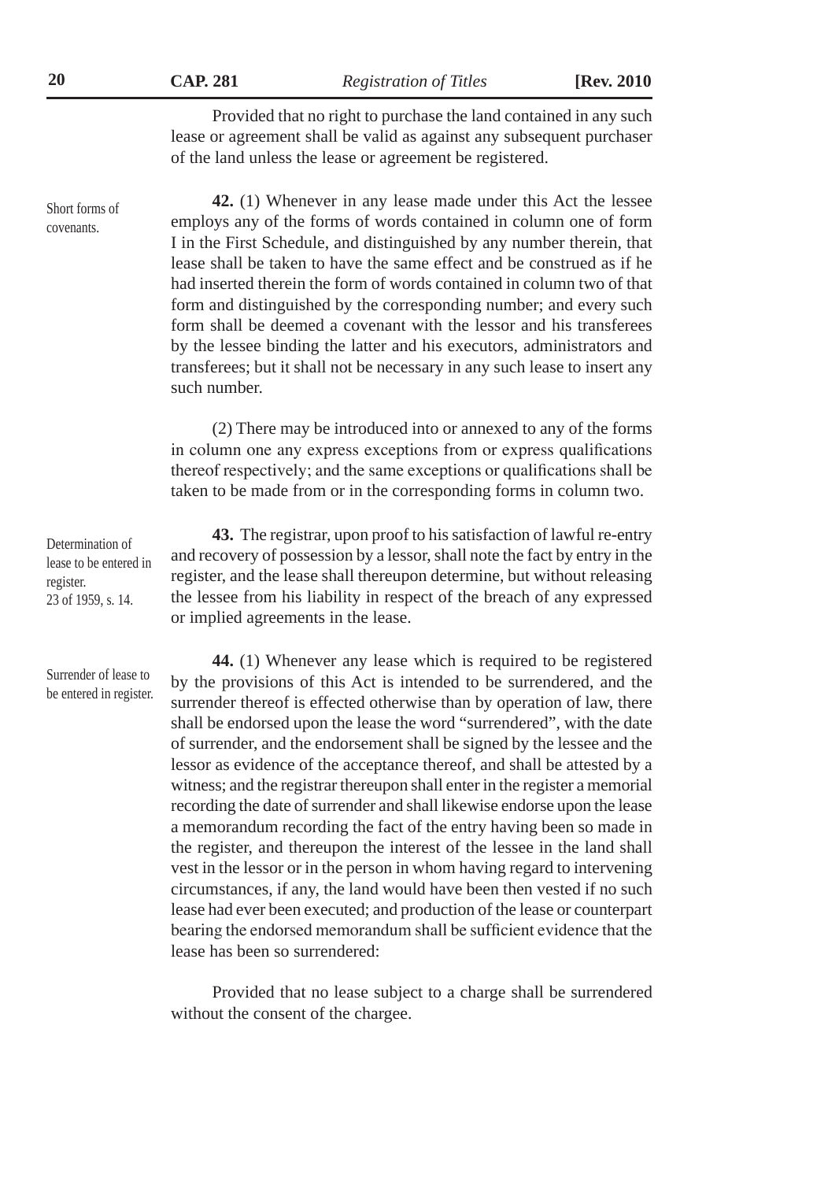Provided that no right to purchase the land contained in any such lease or agreement shall be valid as against any subsequent purchaser of the land unless the lease or agreement be registered.

Short forms of covenants.

**42.** (1) Whenever in any lease made under this Act the lessee employs any of the forms of words contained in column one of form I in the First Schedule, and distinguished by any number therein, that lease shall be taken to have the same effect and be construed as if he had inserted therein the form of words contained in column two of that form and distinguished by the corresponding number; and every such form shall be deemed a covenant with the lessor and his transferees by the lessee binding the latter and his executors, administrators and transferees; but it shall not be necessary in any such lease to insert any such number.

(2) There may be introduced into or annexed to any of the forms in column one any express exceptions from or express qualifications thereof respectively; and the same exceptions or qualifications shall be taken to be made from or in the corresponding forms in column two.

Determination of lease to be entered in register.
23 of 1959, s. 14.

**43.** The registrar, upon proof to his satisfaction of lawful re-entry and recovery of possession by a lessor, shall note the fact by entry in the register, and the lease shall thereupon determine, but without releasing the lessee from his liability in respect of the breach of any expressed or implied agreements in the lease.

Surrender of lease to be entered in register.

**44.** (1) Whenever any lease which is required to be registered by the provisions of this Act is intended to be surrendered, and the surrender thereof is effected otherwise than by operation of law, there shall be endorsed upon the lease the word "surrendered", with the date of surrender, and the endorsement shall be signed by the lessee and the lessor as evidence of the acceptance thereof, and shall be attested by a witness; and the registrar thereupon shall enter in the register a memorial recording the date of surrender and shall likewise endorse upon the lease a memorandum recording the fact of the entry having been so made in the register, and thereupon the interest of the lessee in the land shall vest in the lessor or in the person in whom having regard to intervening circumstances, if any, the land would have been then vested if no such lease had ever been executed; and production of the lease or counterpart bearing the endorsed memorandum shall be sufficient evidence that the lease has been so surrendered:

Provided that no lease subject to a charge shall be surrendered without the consent of the chargee.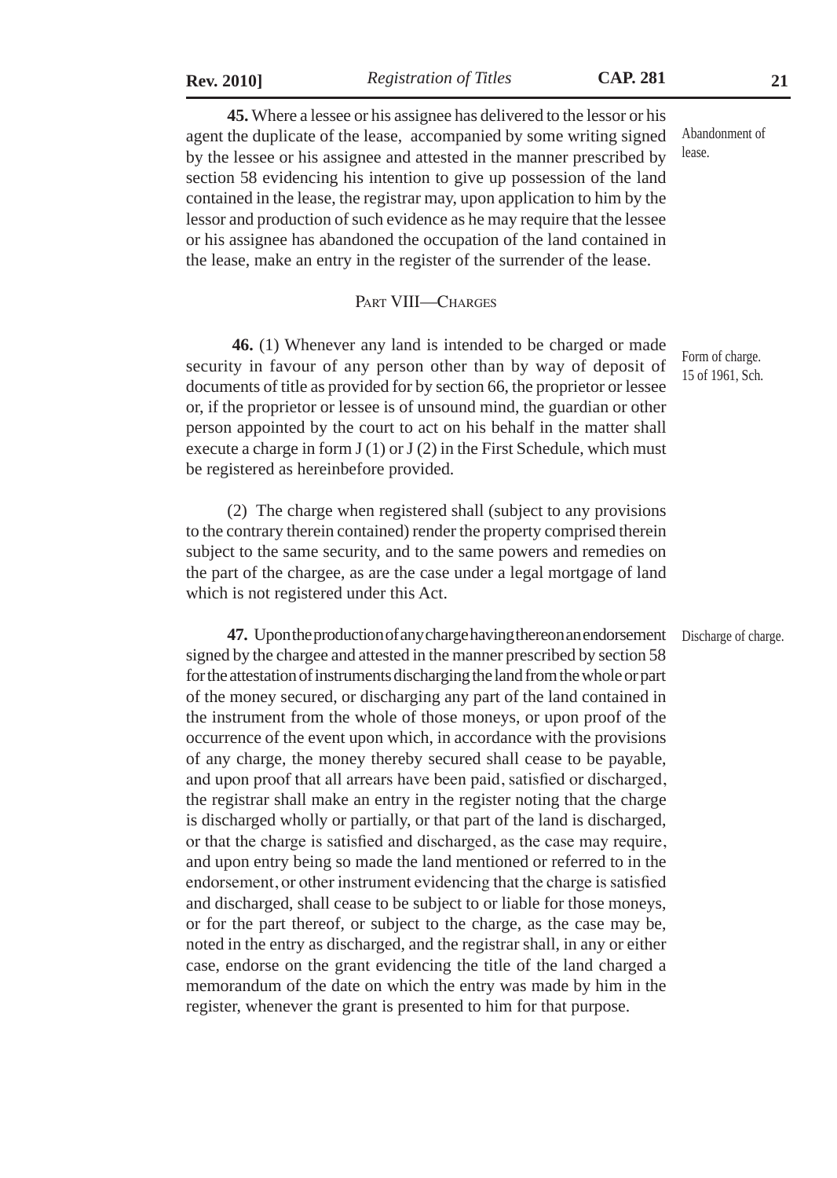**45.** Where a lessee or his assignee has delivered to the lessor or his agent the duplicate of the lease, accompanied by some writing signed by the lessee or his assignee and attested in the manner prescribed by section 58 evidencing his intention to give up possession of the land contained in the lease, the registrar may, upon application to him by the lessor and production of such evidence as he may require that the lessee or his assignee has abandoned the occupation of the land contained in the lease, make an entry in the register of the surrender of the lease.

Abandonment of lease.

## PART VIII—CHARGES

**46.** (1) Whenever any land is intended to be charged or made security in favour of any person other than by way of deposit of documents of title as provided for by section 66, the proprietor or lessee or, if the proprietor or lessee is of unsound mind, the guardian or other person appointed by the court to act on his behalf in the matter shall execute a charge in form J (1) or J (2) in the First Schedule, which must be registered as hereinbefore provided.

Form of charge. 15 of 1961, Sch.

(2) The charge when registered shall (subject to any provisions to the contrary therein contained) render the property comprised therein subject to the same security, and to the same powers and remedies on the part of the chargee, as are the case under a legal mortgage of land which is not registered under this Act.

**47.** Upon the production of any charge having thereon an endorsement signed by the chargee and attested in the manner prescribed by section 58 for the attestation of instruments discharging the land from the whole or part of the money secured, or discharging any part of the land contained in the instrument from the whole of those moneys, or upon proof of the occurrence of the event upon which, in accordance with the provisions of any charge, the money thereby secured shall cease to be payable, and upon proof that all arrears have been paid, satisfied or discharged, the registrar shall make an entry in the register noting that the charge is discharged wholly or partially, or that part of the land is discharged, or that the charge is satisfied and discharged, as the case may require, and upon entry being so made the land mentioned or referred to in the endorsement, or other instrument evidencing that the charge is satisfied and discharged, shall cease to be subject to or liable for those moneys, or for the part thereof, or subject to the charge, as the case may be, noted in the entry as discharged, and the registrar shall, in any or either case, endorse on the grant evidencing the title of the land charged a memorandum of the date on which the entry was made by him in the register, whenever the grant is presented to him for that purpose.

Discharge of charge.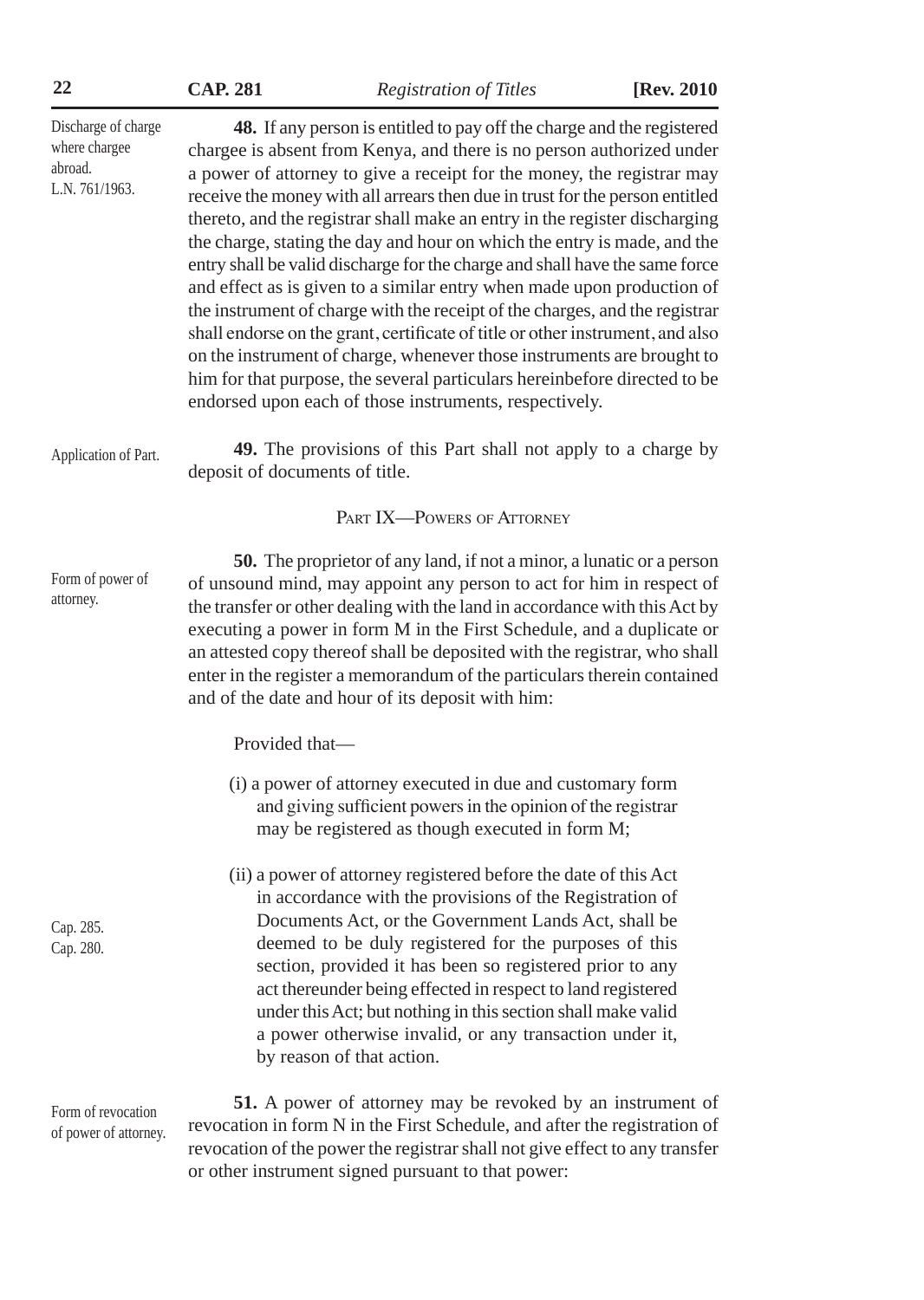Discharge of charge where chargee abroad. L.N. 761/1963.

**48.** If any person is entitled to pay off the charge and the registered chargee is absent from Kenya, and there is no person authorized under a power of attorney to give a receipt for the money, the registrar may receive the money with all arrears then due in trust for the person entitled thereto, and the registrar shall make an entry in the register discharging the charge, stating the day and hour on which the entry is made, and the entry shall be valid discharge for the charge and shall have the same force and effect as is given to a similar entry when made upon production of the instrument of charge with the receipt of the charges, and the registrar shall endorse on the grant, certificate of title or other instrument, and also on the instrument of charge, whenever those instruments are brought to him for that purpose, the several particulars hereinbefore directed to be endorsed upon each of those instruments, respectively.

Application of Part.

**49.** The provisions of this Part shall not apply to a charge by deposit of documents of title.

## PART IX—POWERS OF ATTORNEY

Form of power of attorney.

**50.** The proprietor of any land, if not a minor, a lunatic or a person of unsound mind, may appoint any person to act for him in respect of the transfer or other dealing with the land in accordance with this Act by executing a power in form M in the First Schedule, and a duplicate or an attested copy thereof shall be deposited with the registrar, who shall enter in the register a memorandum of the particulars therein contained and of the date and hour of its deposit with him:

Provided that—

(i) a power of attorney executed in due and customary form and giving sufficient powers in the opinion of the registrar may be registered as though executed in form M;

Cap. 285. Cap. 280.

(ii) a power of attorney registered before the date of this Act in accordance with the provisions of the Registration of Documents Act, or the Government Lands Act, shall be deemed to be duly registered for the purposes of this section, provided it has been so registered prior to any act thereunder being effected in respect to land registered under this Act; but nothing in this section shall make valid a power otherwise invalid, or any transaction under it, by reason of that action.

Form of revocation of power of attorney.

**51.** A power of attorney may be revoked by an instrument of revocation in form N in the First Schedule, and after the registration of revocation of the power the registrar shall not give effect to any transfer or other instrument signed pursuant to that power: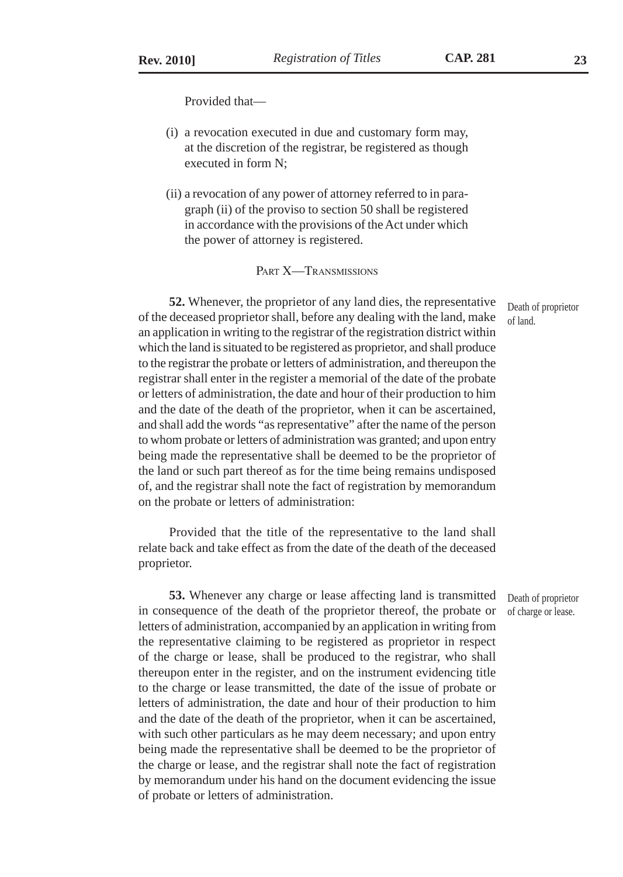Provided that—

(i) a revocation executed in due and customary form may, at the discretion of the registrar, be registered as though executed in form N;

(ii) a revocation of any power of attorney referred to in paragraph (ii) of the proviso to section 50 shall be registered in accordance with the provisions of the Act under which the power of attorney is registered.

## PART X—TRANSMISSIONS

Death of proprietor of land.

**52.** Whenever, the proprietor of any land dies, the representative of the deceased proprietor shall, before any dealing with the land, make an application in writing to the registrar of the registration district within which the land is situated to be registered as proprietor, and shall produce to the registrar the probate or letters of administration, and thereupon the registrar shall enter in the register a memorial of the date of the probate or letters of administration, the date and hour of their production to him and the date of the death of the proprietor, when it can be ascertained, and shall add the words "as representative" after the name of the person to whom probate or letters of administration was granted; and upon entry being made the representative shall be deemed to be the proprietor of the land or such part thereof as for the time being remains undisposed of, and the registrar shall note the fact of registration by memorandum on the probate or letters of administration:

Provided that the title of the representative to the land shall relate back and take effect as from the date of the death of the deceased proprietor.

Death of proprietor of charge or lease.

**53.** Whenever any charge or lease affecting land is transmitted in consequence of the death of the proprietor thereof, the probate or letters of administration, accompanied by an application in writing from the representative claiming to be registered as proprietor in respect of the charge or lease, shall be produced to the registrar, who shall thereupon enter in the register, and on the instrument evidencing title to the charge or lease transmitted, the date of the issue of probate or letters of administration, the date and hour of their production to him and the date of the death of the proprietor, when it can be ascertained, with such other particulars as he may deem necessary; and upon entry being made the representative shall be deemed to be the proprietor of the charge or lease, and the registrar shall note the fact of registration by memorandum under his hand on the document evidencing the issue of probate or letters of administration.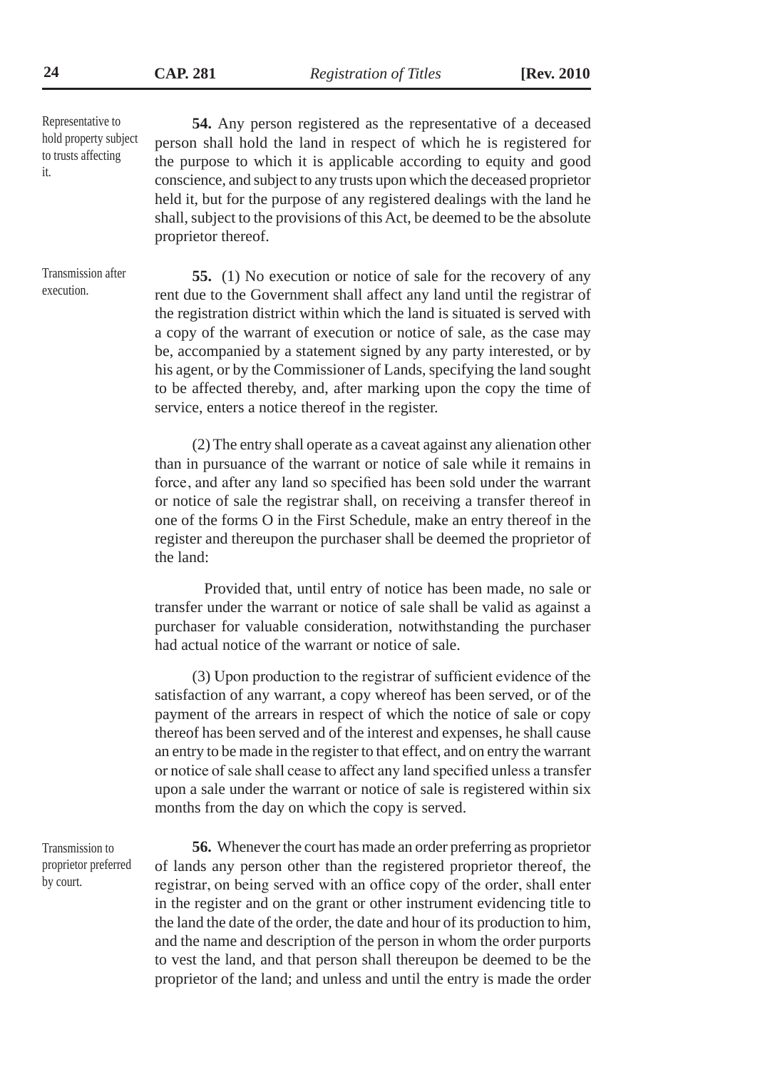Representative to hold property subject to trusts affecting it.

**54.** Any person registered as the representative of a deceased person shall hold the land in respect of which he is registered for the purpose to which it is applicable according to equity and good conscience, and subject to any trusts upon which the deceased proprietor held it, but for the purpose of any registered dealings with the land he shall, subject to the provisions of this Act, be deemed to be the absolute proprietor thereof.

Transmission after execution.

**55.** (1) No execution or notice of sale for the recovery of any rent due to the Government shall affect any land until the registrar of the registration district within which the land is situated is served with a copy of the warrant of execution or notice of sale, as the case may be, accompanied by a statement signed by any party interested, or by his agent, or by the Commissioner of Lands, specifying the land sought to be affected thereby, and, after marking upon the copy the time of service, enters a notice thereof in the register.

(2) The entry shall operate as a caveat against any alienation other than in pursuance of the warrant or notice of sale while it remains in force, and after any land so specified has been sold under the warrant or notice of sale the registrar shall, on receiving a transfer thereof in one of the forms O in the First Schedule, make an entry thereof in the register and thereupon the purchaser shall be deemed the proprietor of the land:

Provided that, until entry of notice has been made, no sale or transfer under the warrant or notice of sale shall be valid as against a purchaser for valuable consideration, notwithstanding the purchaser had actual notice of the warrant or notice of sale.

(3) Upon production to the registrar of sufficient evidence of the satisfaction of any warrant, a copy whereof has been served, or of the payment of the arrears in respect of which the notice of sale or copy thereof has been served and of the interest and expenses, he shall cause an entry to be made in the register to that effect, and on entry the warrant or notice of sale shall cease to affect any land specified unless a transfer upon a sale under the warrant or notice of sale is registered within six months from the day on which the copy is served.

Transmission to proprietor preferred by court.

**56.** Whenever the court has made an order preferring as proprietor of lands any person other than the registered proprietor thereof, the registrar, on being served with an office copy of the order, shall enter in the register and on the grant or other instrument evidencing title to the land the date of the order, the date and hour of its production to him, and the name and description of the person in whom the order purports to vest the land, and that person shall thereupon be deemed to be the proprietor of the land; and unless and until the entry is made the order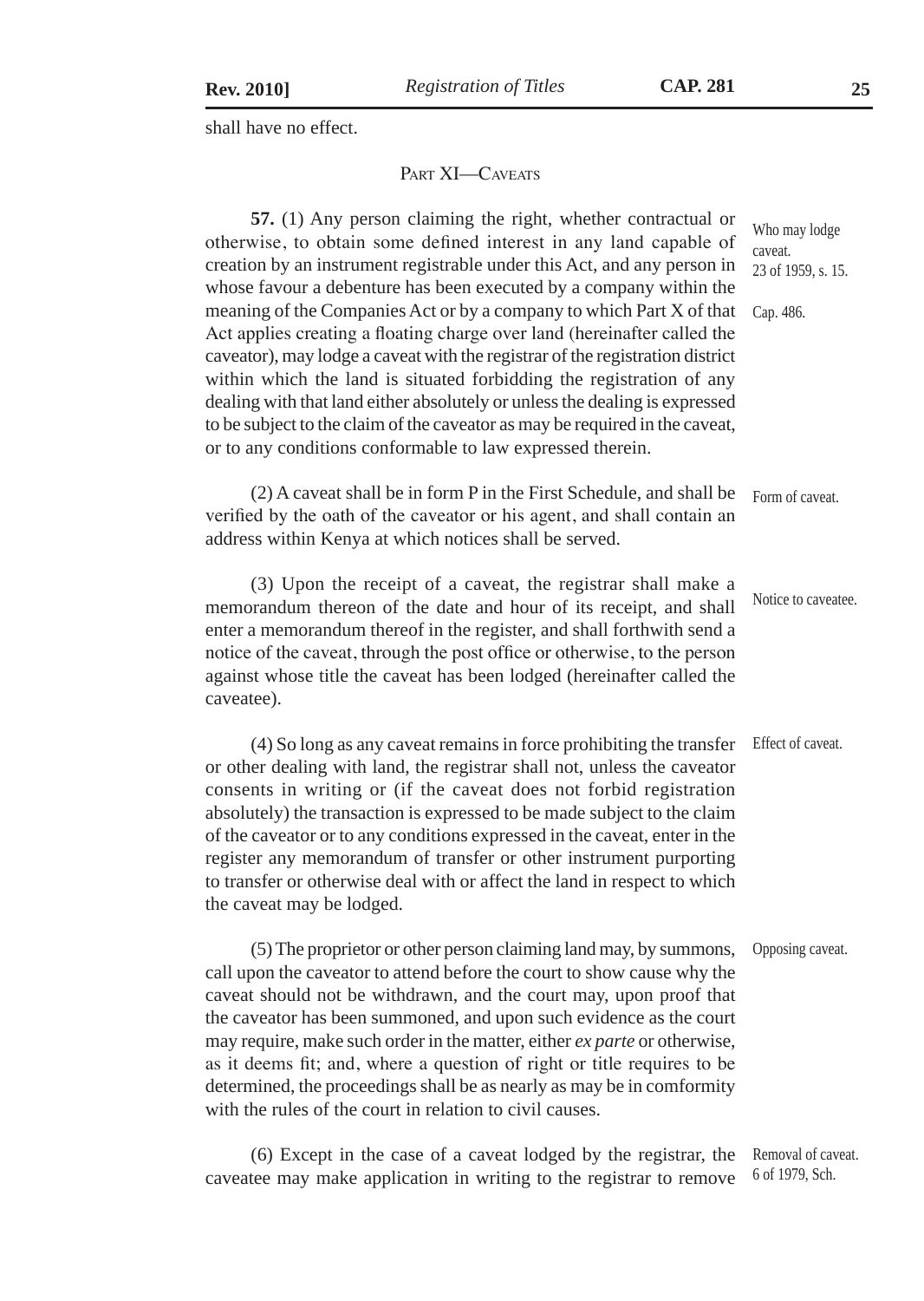shall have no effect.

## PART XI—CAVEATS

**57.** (1) Any person claiming the right, whether contractual or otherwise, to obtain some defined interest in any land capable of creation by an instrument registrable under this Act, and any person in whose favour a debenture has been executed by a company within the meaning of the Companies Act or by a company to which Part X of that Act applies creating a floating charge over land (hereinafter called the caveator), may lodge a caveat with the registrar of the registration district within which the land is situated forbidding the registration of any dealing with that land either absolutely or unless the dealing is expressed to be subject to the claim of the caveator as may be required in the caveat, or to any conditions conformable to law expressed therein.

Who may lodge caveat.
23 of 1959, s. 15.

Cap. 486.

(2) A caveat shall be in form P in the First Schedule, and shall be verified by the oath of the caveator or his agent, and shall contain an address within Kenya at which notices shall be served.

Form of caveat.

(3) Upon the receipt of a caveat, the registrar shall make a memorandum thereon of the date and hour of its receipt, and shall enter a memorandum thereof in the register, and shall forthwith send a notice of the caveat, through the post office or otherwise, to the person against whose title the caveat has been lodged (hereinafter called the caveatee).

Notice to caveatee.

(4) So long as any caveat remains in force prohibiting the transfer or other dealing with land, the registrar shall not, unless the caveator consents in writing or (if the caveat does not forbid registration absolutely) the transaction is expressed to be made subject to the claim of the caveator or to any conditions expressed in the caveat, enter in the register any memorandum of transfer or other instrument purporting to transfer or otherwise deal with or affect the land in respect to which the caveat may be lodged.

Effect of caveat.

(5) The proprietor or other person claiming land may, by summons, call upon the caveator to attend before the court to show cause why the caveat should not be withdrawn, and the court may, upon proof that the caveator has been summoned, and upon such evidence as the court may require, make such order in the matter, either *ex parte* or otherwise, as it deems fit; and, where a question of right or title requires to be determined, the proceedings shall be as nearly as may be in comformity with the rules of the court in relation to civil causes.

Opposing caveat.

(6) Except in the case of a caveat lodged by the registrar, the caveatee may make application in writing to the registrar to remove

Removal of caveat.
6 of 1979, Sch.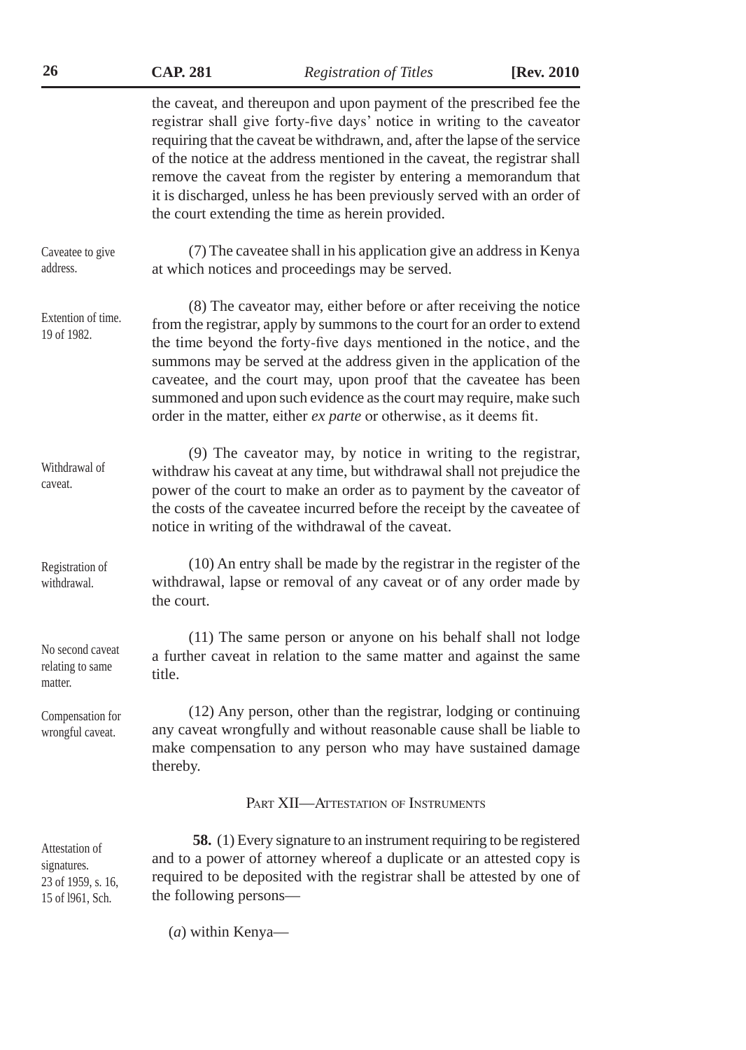the caveat, and thereupon and upon payment of the prescribed fee the registrar shall give forty-five days' notice in writing to the caveator requiring that the caveat be withdrawn, and, after the lapse of the service of the notice at the address mentioned in the caveat, the registrar shall remove the caveat from the register by entering a memorandum that it is discharged, unless he has been previously served with an order of the court extending the time as herein provided.

Caveatee to give address.

(7) The caveatee shall in his application give an address in Kenya at which notices and proceedings may be served.

Extention of time. 19 of 1982.

(8) The caveator may, either before or after receiving the notice from the registrar, apply by summons to the court for an order to extend the time beyond the forty-five days mentioned in the notice, and the summons may be served at the address given in the application of the caveatee, and the court may, upon proof that the caveatee has been summoned and upon such evidence as the court may require, make such order in the matter, either *ex parte* or otherwise, as it deems fit.

Withdrawal of caveat.

(9) The caveator may, by notice in writing to the registrar, withdraw his caveat at any time, but withdrawal shall not prejudice the power of the court to make an order as to payment by the caveator of the costs of the caveatee incurred before the receipt by the caveatee of notice in writing of the withdrawal of the caveat.

Registration of withdrawal.

(10) An entry shall be made by the registrar in the register of the withdrawal, lapse or removal of any caveat or of any order made by the court.

No second caveat relating to same matter.

(11) The same person or anyone on his behalf shall not lodge a further caveat in relation to the same matter and against the same title.

Compensation for wrongful caveat.

(12) Any person, other than the registrar, lodging or continuing any caveat wrongfully and without reasonable cause shall be liable to make compensation to any person who may have sustained damage thereby.

## PART XII—ATTESTATION OF INSTRUMENTS

Attestation of signatures. 23 of 1959, s. 16, 15 of l961, Sch.

**58.** (1) Every signature to an instrument requiring to be registered and to a power of attorney whereof a duplicate or an attested copy is required to be deposited with the registrar shall be attested by one of the following persons—

(*a*) within Kenya—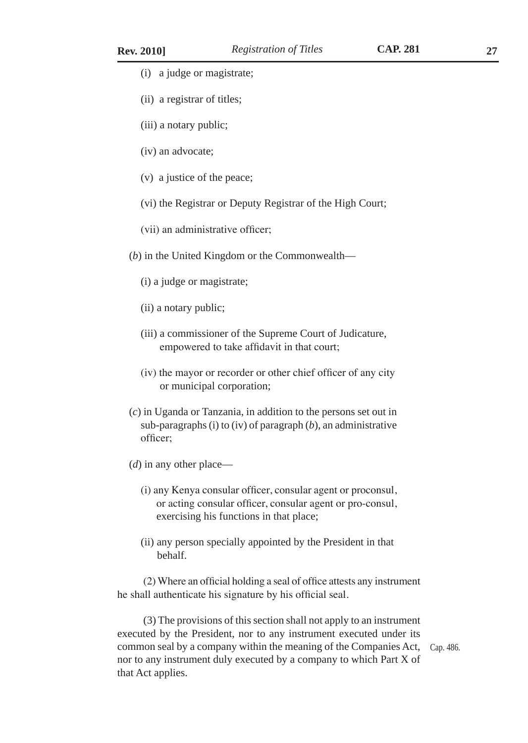(i) a judge or magistrate;

(ii) a registrar of titles;

(iii) a notary public;

(iv) an advocate;

(v) a justice of the peace;

(vi) the Registrar or Deputy Registrar of the High Court;

(vii) an administrative officer;

(*b*) in the United Kingdom or the Commonwealth—

(i) a judge or magistrate;

(ii) a notary public;

(iii) a commissioner of the Supreme Court of Judicature, empowered to take affidavit in that court;

(iv) the mayor or recorder or other chief officer of any city or municipal corporation;

(*c*) in Uganda or Tanzania, in addition to the persons set out in sub-paragraphs (i) to (iv) of paragraph (*b*), an administrative officer;

(*d*) in any other place—

(i) any Kenya consular officer, consular agent or proconsul, or acting consular officer, consular agent or pro-consul, exercising his functions in that place;

(ii) any person specially appointed by the President in that behalf.

(2) Where an official holding a seal of office attests any instrument he shall authenticate his signature by his official seal.

(3) The provisions of this section shall not apply to an instrument executed by the President, nor to any instrument executed under its common seal by a company within the meaning of the Companies Act, nor to any instrument duly executed by a company to which Part X of that Act applies.

Cap. 486.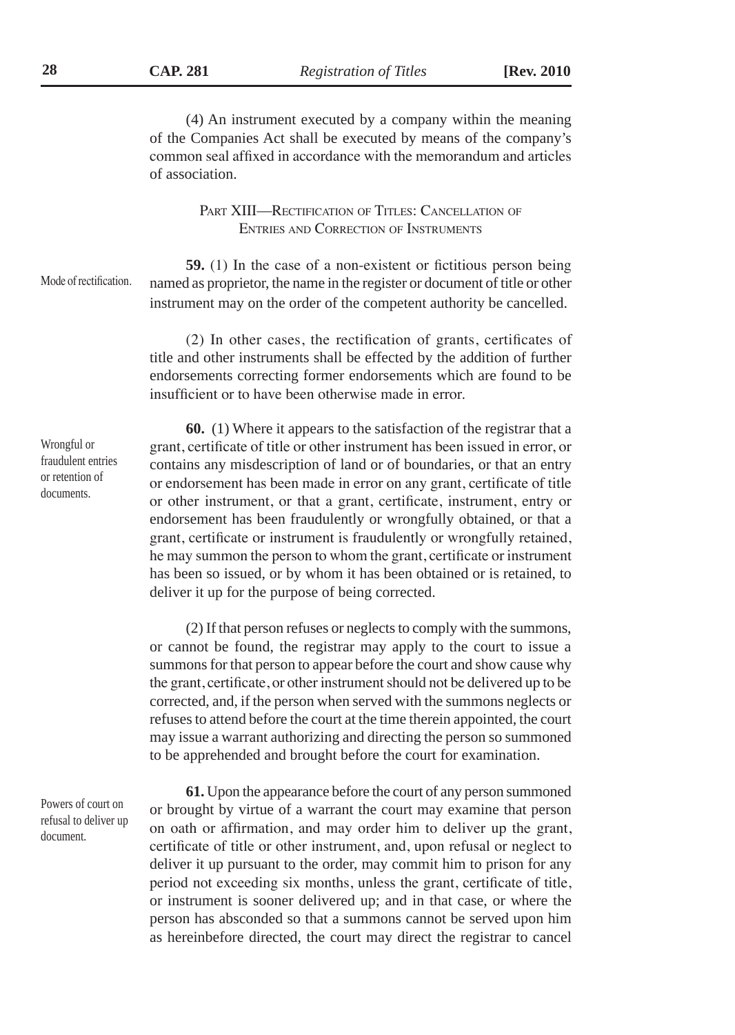(4) An instrument executed by a company within the meaning of the Companies Act shall be executed by means of the company's common seal affixed in accordance with the memorandum and articles of association.

## PART XIII—RECTIFICATION OF TITLES: CANCELLATION OF ENTRIES AND CORRECTION OF INSTRUMENTS

*Mode of rectification.*

**59.** (1) In the case of a non-existent or fictitious person being named as proprietor, the name in the register or document of title or other instrument may on the order of the competent authority be cancelled.

(2) In other cases, the rectification of grants, certificates of title and other instruments shall be effected by the addition of further endorsements correcting former endorsements which are found to be insufficient or to have been otherwise made in error.

*Wrongful or fraudulent entries or retention of documents.*

**60.** (1) Where it appears to the satisfaction of the registrar that a grant, certificate of title or other instrument has been issued in error, or contains any misdescription of land or of boundaries, or that an entry or endorsement has been made in error on any grant, certificate of title or other instrument, or that a grant, certificate, instrument, entry or endorsement has been fraudulently or wrongfully obtained, or that a grant, certificate or instrument is fraudulently or wrongfully retained, he may summon the person to whom the grant, certificate or instrument has been so issued, or by whom it has been obtained or is retained, to deliver it up for the purpose of being corrected.

(2) If that person refuses or neglects to comply with the summons, or cannot be found, the registrar may apply to the court to issue a summons for that person to appear before the court and show cause why the grant, certificate, or other instrument should not be delivered up to be corrected, and, if the person when served with the summons neglects or refuses to attend before the court at the time therein appointed, the court may issue a warrant authorizing and directing the person so summoned to be apprehended and brought before the court for examination.

*Powers of court on refusal to deliver up document.*

**61.** Upon the appearance before the court of any person summoned or brought by virtue of a warrant the court may examine that person on oath or affirmation, and may order him to deliver up the grant, certificate of title or other instrument, and, upon refusal or neglect to deliver it up pursuant to the order, may commit him to prison for any period not exceeding six months, unless the grant, certificate of title, or instrument is sooner delivered up; and in that case, or where the person has absconded so that a summons cannot be served upon him as hereinbefore directed, the court may direct the registrar to cancel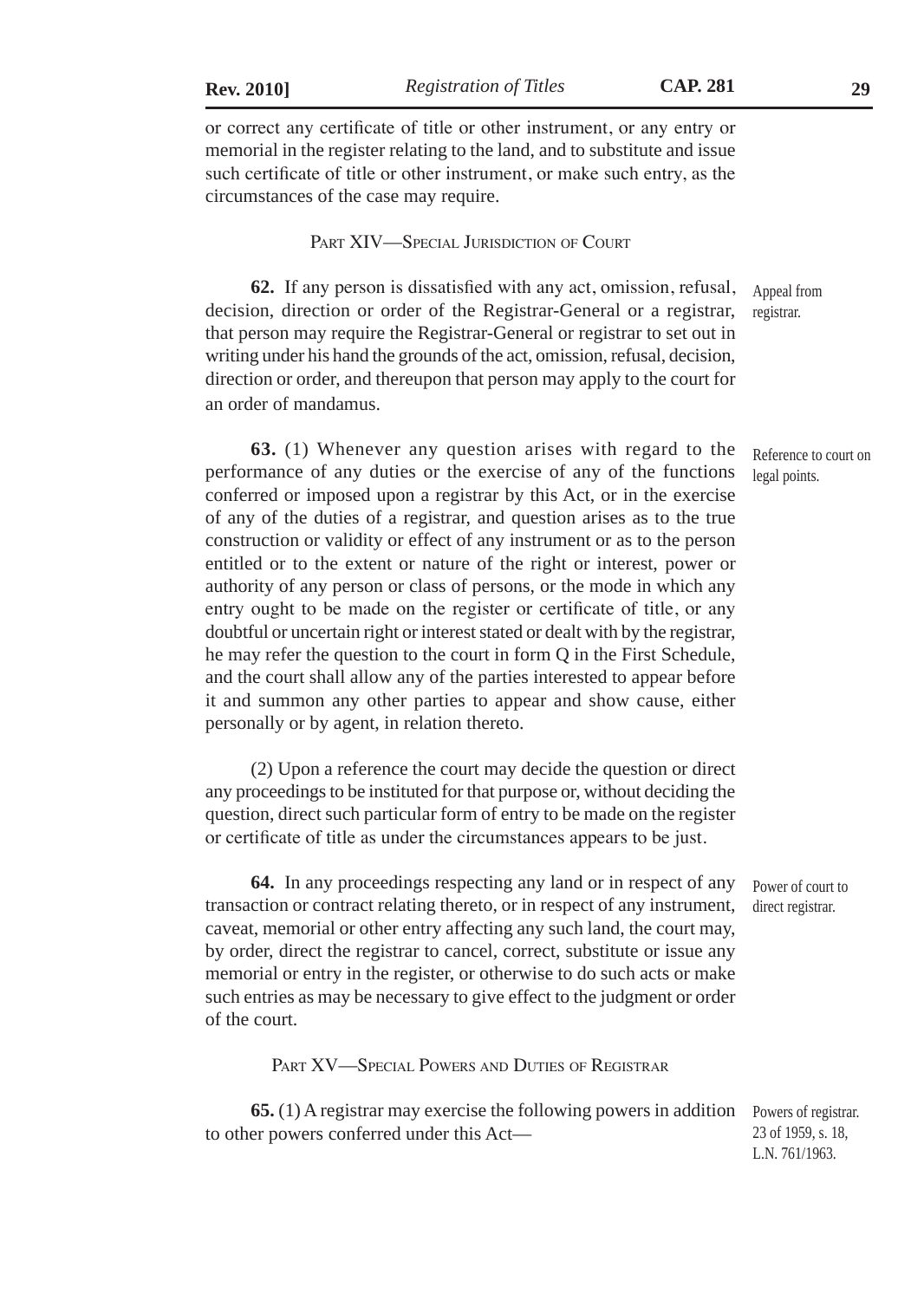or correct any certificate of title or other instrument, or any entry or memorial in the register relating to the land, and to substitute and issue such certificate of title or other instrument, or make such entry, as the circumstances of the case may require.

## PART XIV—SPECIAL JURISDICTION OF COURT

*Appeal from registrar.*

**62.** If any person is dissatisfied with any act, omission, refusal, decision, direction or order of the Registrar-General or a registrar, that person may require the Registrar-General or registrar to set out in writing under his hand the grounds of the act, omission, refusal, decision, direction or order, and thereupon that person may apply to the court for an order of mandamus.

*Reference to court on legal points.*

**63.** (1) Whenever any question arises with regard to the performance of any duties or the exercise of any of the functions conferred or imposed upon a registrar by this Act, or in the exercise of any of the duties of a registrar, and question arises as to the true construction or validity or effect of any instrument or as to the person entitled or to the extent or nature of the right or interest, power or authority of any person or class of persons, or the mode in which any entry ought to be made on the register or certificate of title, or any doubtful or uncertain right or interest stated or dealt with by the registrar, he may refer the question to the court in form Q in the First Schedule, and the court shall allow any of the parties interested to appear before it and summon any other parties to appear and show cause, either personally or by agent, in relation thereto.

(2) Upon a reference the court may decide the question or direct any proceedings to be instituted for that purpose or, without deciding the question, direct such particular form of entry to be made on the register or certificate of title as under the circumstances appears to be just.

*Power of court to direct registrar.*

**64.** In any proceedings respecting any land or in respect of any transaction or contract relating thereto, or in respect of any instrument, caveat, memorial or other entry affecting any such land, the court may, by order, direct the registrar to cancel, correct, substitute or issue any memorial or entry in the register, or otherwise to do such acts or make such entries as may be necessary to give effect to the judgment or order of the court.

## PART XV—SPECIAL POWERS AND DUTIES OF REGISTRAR

*Powers of registrar. 23 of 1959, s. 18, L.N. 761/1963.*

**65.** (1) A registrar may exercise the following powers in addition to other powers conferred under this Act—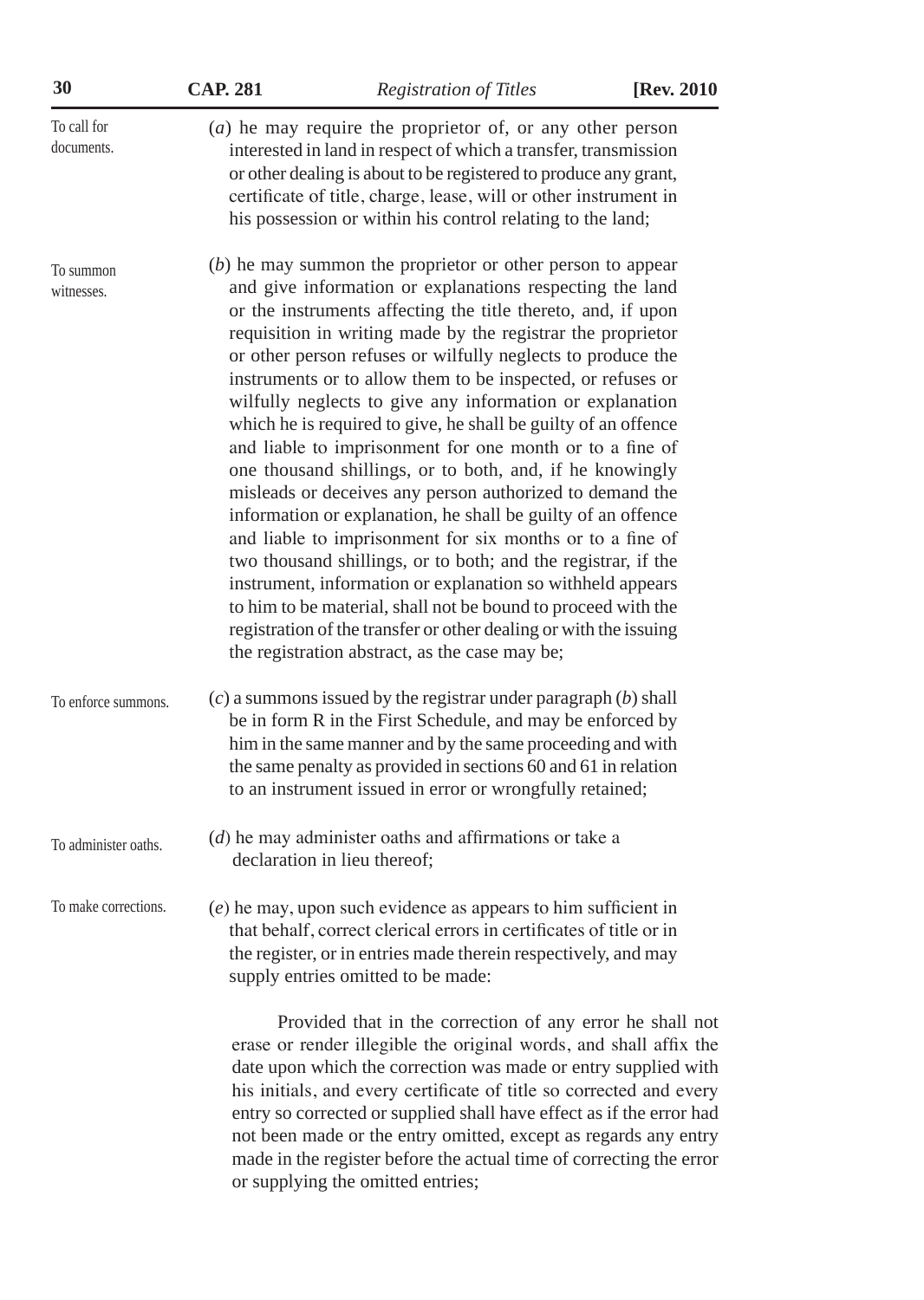To call for documents.

(*a*) he may require the proprietor of, or any other person interested in land in respect of which a transfer, transmission or other dealing is about to be registered to produce any grant, certificate of title, charge, lease, will or other instrument in his possession or within his control relating to the land;

To summon witnesses.

(*b*) he may summon the proprietor or other person to appear and give information or explanations respecting the land or the instruments affecting the title thereto, and, if upon requisition in writing made by the registrar the proprietor or other person refuses or wilfully neglects to produce the instruments or to allow them to be inspected, or refuses or wilfully neglects to give any information or explanation which he is required to give, he shall be guilty of an offence and liable to imprisonment for one month or to a fine of one thousand shillings, or to both, and, if he knowingly misleads or deceives any person authorized to demand the information or explanation, he shall be guilty of an offence and liable to imprisonment for six months or to a fine of two thousand shillings, or to both; and the registrar, if the instrument, information or explanation so withheld appears to him to be material, shall not be bound to proceed with the registration of the transfer or other dealing or with the issuing the registration abstract, as the case may be;

To enforce summons.

(*c*) a summons issued by the registrar under paragraph (*b*) shall be in form R in the First Schedule, and may be enforced by him in the same manner and by the same proceeding and with the same penalty as provided in sections 60 and 61 in relation to an instrument issued in error or wrongfully retained;

To administer oaths.

(*d*) he may administer oaths and affirmations or take a declaration in lieu thereof;

To make corrections.

(*e*) he may, upon such evidence as appears to him sufficient in that behalf, correct clerical errors in certificates of title or in the register, or in entries made therein respectively, and may supply entries omitted to be made:

Provided that in the correction of any error he shall not erase or render illegible the original words, and shall affix the date upon which the correction was made or entry supplied with his initials, and every certificate of title so corrected and every entry so corrected or supplied shall have effect as if the error had not been made or the entry omitted, except as regards any entry made in the register before the actual time of correcting the error or supplying the omitted entries;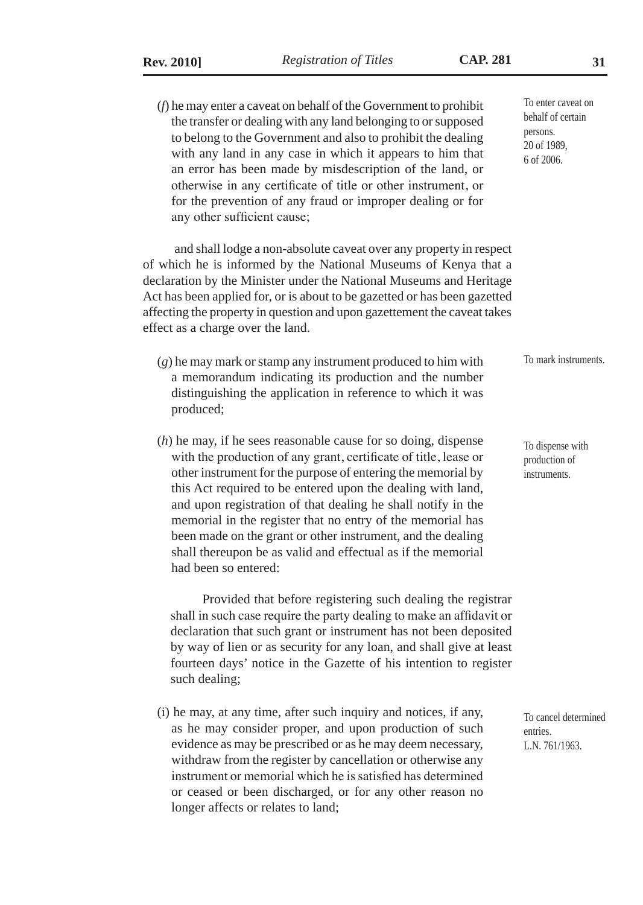(*f*) he may enter a caveat on behalf of the Government to prohibit the transfer or dealing with any land belonging to or supposed to belong to the Government and also to prohibit the dealing with any land in any case in which it appears to him that an error has been made by misdescription of the land, or otherwise in any certificate of title or other instrument, or for the prevention of any fraud or improper dealing or for any other sufficient cause;

To enter caveat on behalf of certain persons.
20 of 1989,
6 of 2006.

and shall lodge a non-absolute caveat over any property in respect of which he is informed by the National Museums of Kenya that a declaration by the Minister under the National Museums and Heritage Act has been applied for, or is about to be gazetted or has been gazetted affecting the property in question and upon gazettement the caveat takes effect as a charge over the land.

(*g*) he may mark or stamp any instrument produced to him with a memorandum indicating its production and the number distinguishing the application in reference to which it was produced;

To mark instruments.

(*h*) he may, if he sees reasonable cause for so doing, dispense with the production of any grant, certificate of title, lease or other instrument for the purpose of entering the memorial by this Act required to be entered upon the dealing with land, and upon registration of that dealing he shall notify in the memorial in the register that no entry of the memorial has been made on the grant or other instrument, and the dealing shall thereupon be as valid and effectual as if the memorial had been so entered:

To dispense with production of instruments.

Provided that before registering such dealing the registrar shall in such case require the party dealing to make an affidavit or declaration that such grant or instrument has not been deposited by way of lien or as security for any loan, and shall give at least fourteen days' notice in the Gazette of his intention to register such dealing;

(i) he may, at any time, after such inquiry and notices, if any, as he may consider proper, and upon production of such evidence as may be prescribed or as he may deem necessary, withdraw from the register by cancellation or otherwise any instrument or memorial which he is satisfied has determined or ceased or been discharged, or for any other reason no longer affects or relates to land;

To cancel determined entries.
L.N. 761/1963.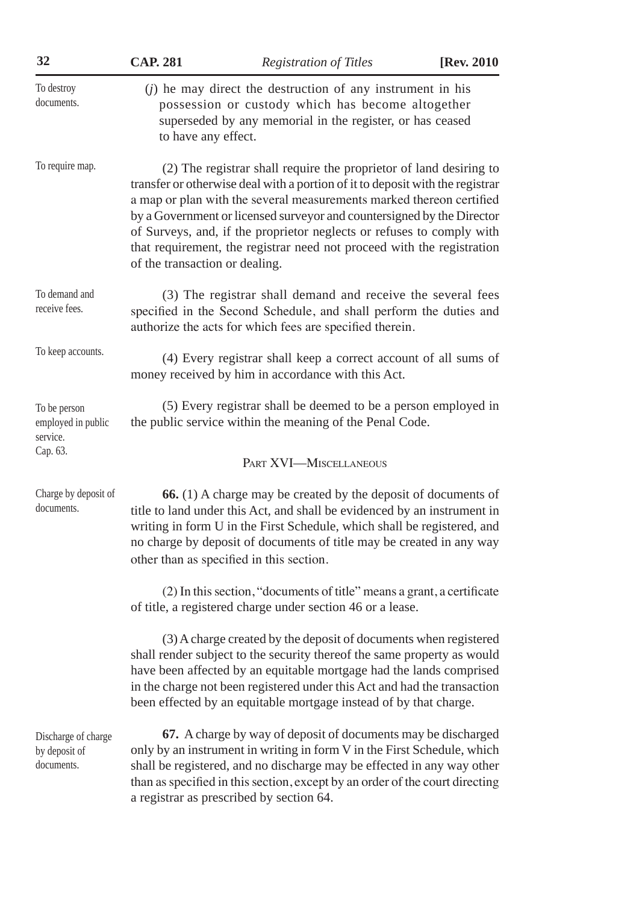To destroy documents.

(*j*) he may direct the destruction of any instrument in his possession or custody which has become altogether superseded by any memorial in the register, or has ceased to have any effect.

To require map.

(2) The registrar shall require the proprietor of land desiring to transfer or otherwise deal with a portion of it to deposit with the registrar a map or plan with the several measurements marked thereon certified by a Government or licensed surveyor and countersigned by the Director of Surveys, and, if the proprietor neglects or refuses to comply with that requirement, the registrar need not proceed with the registration of the transaction or dealing.

To demand and receive fees.

(3) The registrar shall demand and receive the several fees specified in the Second Schedule, and shall perform the duties and authorize the acts for which fees are specified therein.

To keep accounts.

(4) Every registrar shall keep a correct account of all sums of money received by him in accordance with this Act.

To be person employed in public service. Cap. 63.

(5) Every registrar shall be deemed to be a person employed in the public service within the meaning of the Penal Code.

## PART XVI—MISCELLANEOUS

Charge by deposit of documents.

**66.** (1) A charge may be created by the deposit of documents of title to land under this Act, and shall be evidenced by an instrument in writing in form U in the First Schedule, which shall be registered, and no charge by deposit of documents of title may be created in any way other than as specified in this section.

(2) In this section, "documents of title" means a grant, a certificate of title, a registered charge under section 46 or a lease.

(3) A charge created by the deposit of documents when registered shall render subject to the security thereof the same property as would have been affected by an equitable mortgage had the lands comprised in the charge not been registered under this Act and had the transaction been effected by an equitable mortgage instead of by that charge.

Discharge of charge by deposit of documents.

**67.** A charge by way of deposit of documents may be discharged only by an instrument in writing in form V in the First Schedule, which shall be registered, and no discharge may be effected in any way other than as specified in this section, except by an order of the court directing a registrar as prescribed by section 64.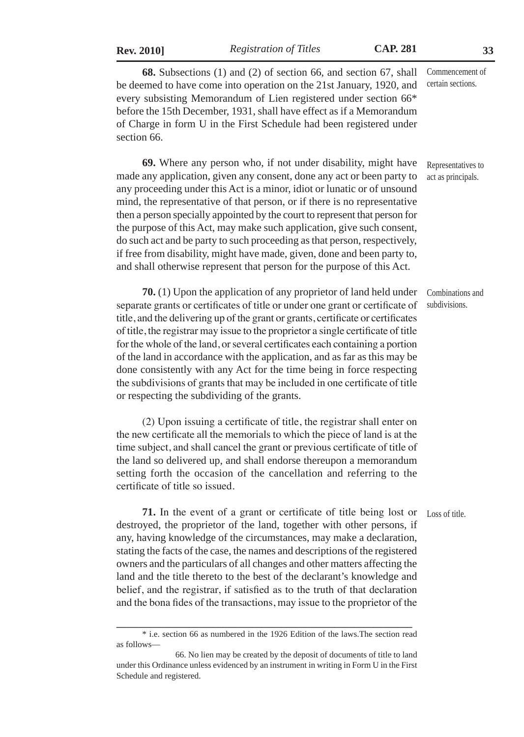**68.** Subsections (1) and (2) of section 66, and section 67, shall be deemed to have come into operation on the 21st January, 1920, and every subsisting Memorandum of Lien registered under section 66* before the 15th December, 1931, shall have effect as if a Memorandum of Charge in form U in the First Schedule had been registered under section 66.

*Commencement of certain sections.*

**69.** Where any person who, if not under disability, might have made any application, given any consent, done any act or been party to any proceeding under this Act is a minor, idiot or lunatic or of unsound mind, the representative of that person, or if there is no representative then a person specially appointed by the court to represent that person for the purpose of this Act, may make such application, give such consent, do such act and be party to such proceeding as that person, respectively, if free from disability, might have made, given, done and been party to, and shall otherwise represent that person for the purpose of this Act.

*Representatives to act as principals.*

**70.** (1) Upon the application of any proprietor of land held under separate grants or certificates of title or under one grant or certificate of title, and the delivering up of the grant or grants, certificate or certificates of title, the registrar may issue to the proprietor a single certificate of title for the whole of the land, or several certificates each containing a portion of the land in accordance with the application, and as far as this may be done consistently with any Act for the time being in force respecting the subdivisions of grants that may be included in one certificate of title or respecting the subdividing of the grants.

*Combinations and subdivisions.*

(2) Upon issuing a certificate of title, the registrar shall enter on the new certificate all the memorials to which the piece of land is at the time subject, and shall cancel the grant or previous certificate of title of the land so delivered up, and shall endorse thereupon a memorandum setting forth the occasion of the cancellation and referring to the certificate of title so issued.

**71.** In the event of a grant or certificate of title being lost or destroyed, the proprietor of the land, together with other persons, if any, having knowledge of the circumstances, may make a declaration, stating the facts of the case, the names and descriptions of the registered owners and the particulars of all changes and other matters affecting the land and the title thereto to the best of the declarant's knowledge and belief, and the registrar, if satisfied as to the truth of that declaration and the bona fides of the transactions, may issue to the proprietor of the

*Loss of title.*

---

\* i.e. section 66 as numbered in the 1926 Edition of the laws.The section read as follows—

66. No lien may be created by the deposit of documents of title to land under this Ordinance unless evidenced by an instrument in writing in Form U in the First Schedule and registered.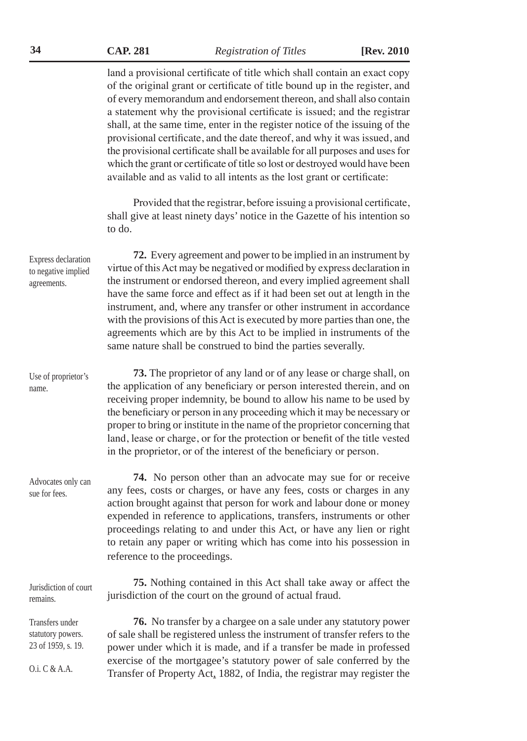land a provisional certificate of title which shall contain an exact copy of the original grant or certificate of title bound up in the register, and of every memorandum and endorsement thereon, and shall also contain a statement why the provisional certificate is issued; and the registrar shall, at the same time, enter in the register notice of the issuing of the provisional certificate, and the date thereof, and why it was issued, and the provisional certificate shall be available for all purposes and uses for which the grant or certificate of title so lost or destroyed would have been available and as valid to all intents as the lost grant or certificate:

Provided that the registrar, before issuing a provisional certificate, shall give at least ninety days' notice in the Gazette of his intention so to do.

*Express declaration to negative implied agreements.*

**72.** Every agreement and power to be implied in an instrument by virtue of this Act may be negatived or modified by express declaration in the instrument or endorsed thereon, and every implied agreement shall have the same force and effect as if it had been set out at length in the instrument, and, where any transfer or other instrument in accordance with the provisions of this Act is executed by more parties than one, the agreements which are by this Act to be implied in instruments of the same nature shall be construed to bind the parties severally.

*Use of proprietor's name.*

**73.** The proprietor of any land or of any lease or charge shall, on the application of any beneficiary or person interested therein, and on receiving proper indemnity, be bound to allow his name to be used by the beneficiary or person in any proceeding which it may be necessary or proper to bring or institute in the name of the proprietor concerning that land, lease or charge, or for the protection or benefit of the title vested in the proprietor, or of the interest of the beneficiary or person.

*Advocates only can sue for fees.*

**74.** No person other than an advocate may sue for or receive any fees, costs or charges, or have any fees, costs or charges in any action brought against that person for work and labour done or money expended in reference to applications, transfers, instruments or other proceedings relating to and under this Act, or have any lien or right to retain any paper or writing which has come into his possession in reference to the proceedings.

*Jurisdiction of court remains.*

**75.** Nothing contained in this Act shall take away or affect the jurisdiction of the court on the ground of actual fraud.

*Transfers under statutory powers. 23 of 1959, s. 19.*

*O.i. C & A.A.*

**76.** No transfer by a chargee on a sale under any statutory power of sale shall be registered unless the instrument of transfer refers to the power under which it is made, and if a transfer be made in professed exercise of the mortgagee's statutory power of sale conferred by the Transfer of Property Act, 1882, of India, the registrar may register the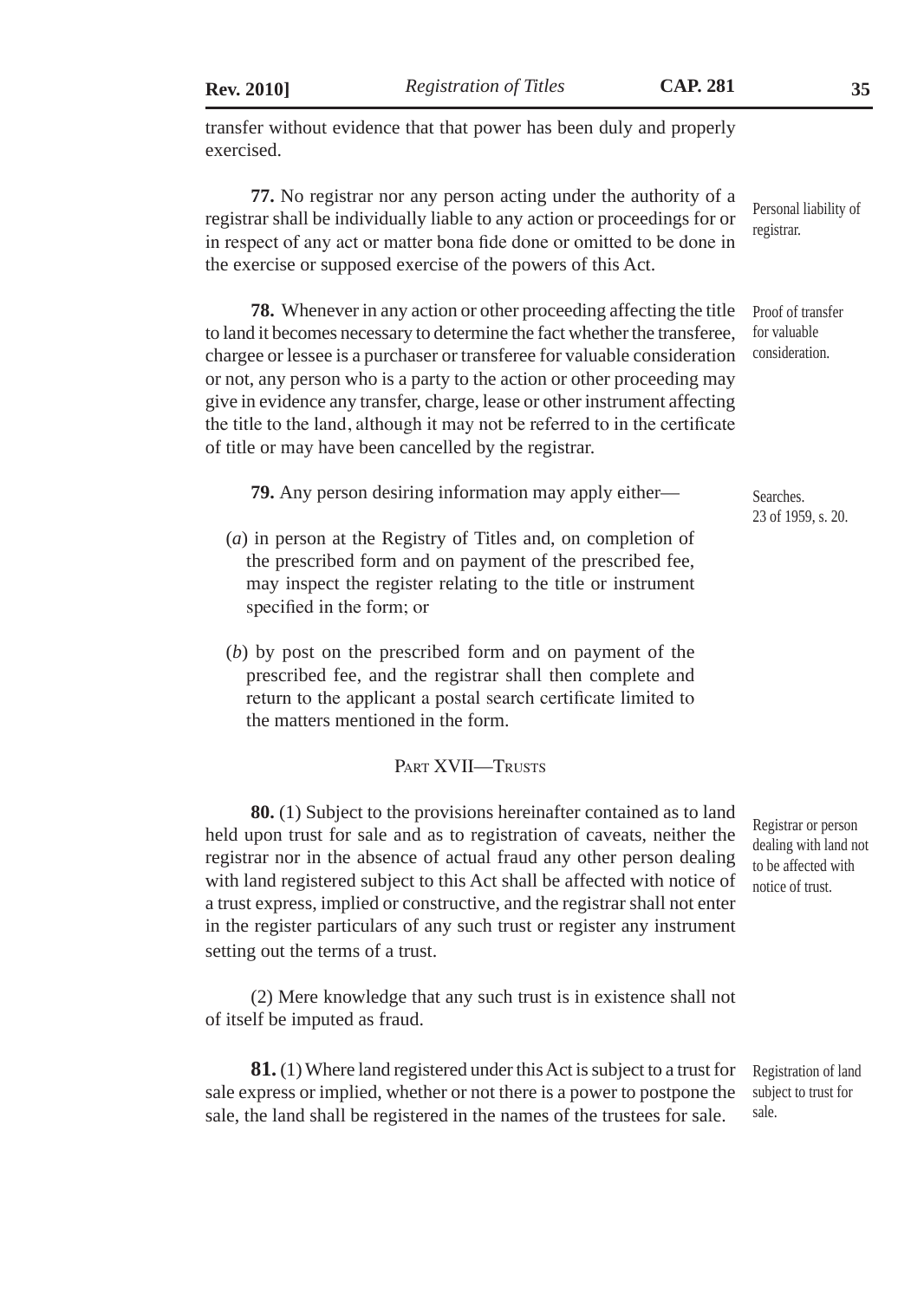transfer without evidence that that power has been duly and properly exercised.

**77.** No registrar nor any person acting under the authority of a registrar shall be individually liable to any action or proceedings for or in respect of any act or matter bona fide done or omitted to be done in the exercise or supposed exercise of the powers of this Act.

Personal liability of registrar.

**78.** Whenever in any action or other proceeding affecting the title to land it becomes necessary to determine the fact whether the transferee, chargee or lessee is a purchaser or transferee for valuable consideration or not, any person who is a party to the action or other proceeding may give in evidence any transfer, charge, lease or other instrument affecting the title to the land, although it may not be referred to in the certificate of title or may have been cancelled by the registrar.

Proof of transfer for valuable consideration.

**79.** Any person desiring information may apply either—

Searches. 23 of 1959, s. 20.

(*a*) in person at the Registry of Titles and, on completion of the prescribed form and on payment of the prescribed fee, may inspect the register relating to the title or instrument specified in the form; or

(*b*) by post on the prescribed form and on payment of the prescribed fee, and the registrar shall then complete and return to the applicant a postal search certificate limited to the matters mentioned in the form.

## PART XVII—TRUSTS

**80.** (1) Subject to the provisions hereinafter contained as to land held upon trust for sale and as to registration of caveats, neither the registrar nor in the absence of actual fraud any other person dealing with land registered subject to this Act shall be affected with notice of a trust express, implied or constructive, and the registrar shall not enter in the register particulars of any such trust or register any instrument setting out the terms of a trust.

Registrar or person dealing with land not to be affected with notice of trust.

(2) Mere knowledge that any such trust is in existence shall not of itself be imputed as fraud.

**81.** (1) Where land registered under this Act is subject to a trust for sale express or implied, whether or not there is a power to postpone the sale, the land shall be registered in the names of the trustees for sale.

Registration of land subject to trust for sale.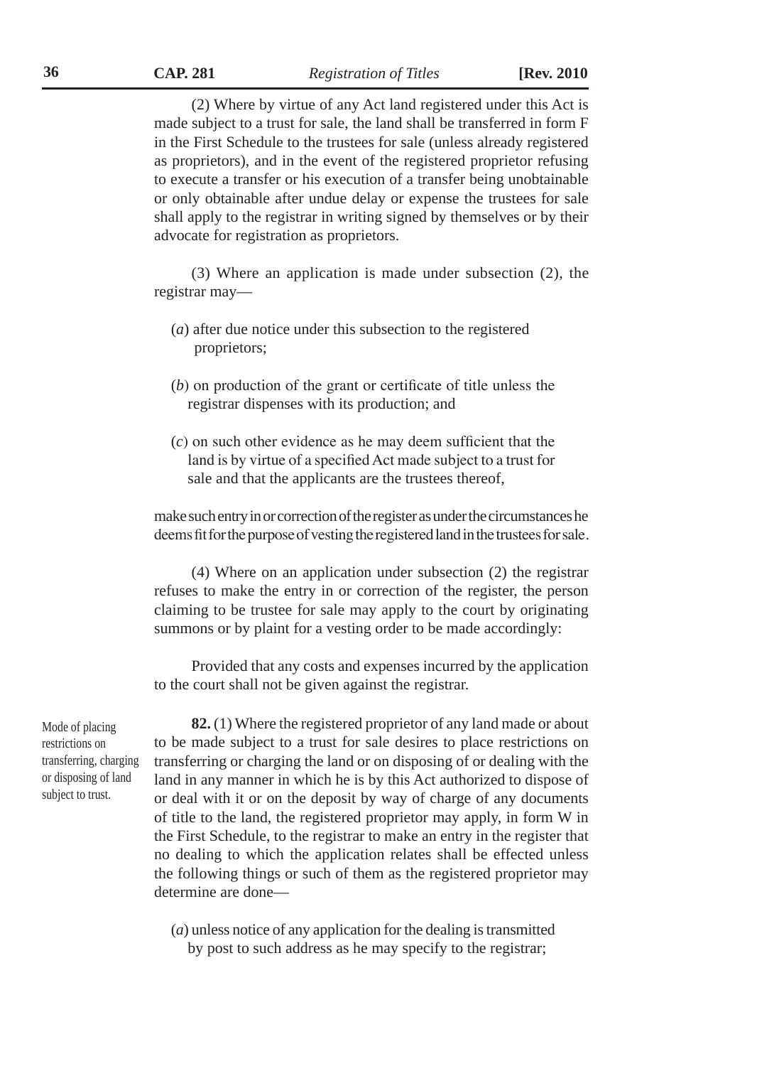(2) Where by virtue of any Act land registered under this Act is made subject to a trust for sale, the land shall be transferred in form F in the First Schedule to the trustees for sale (unless already registered as proprietors), and in the event of the registered proprietor refusing to execute a transfer or his execution of a transfer being unobtainable or only obtainable after undue delay or expense the trustees for sale shall apply to the registrar in writing signed by themselves or by their advocate for registration as proprietors.

(3) Where an application is made under subsection (2), the registrar may—

(*a*) after due notice under this subsection to the registered proprietors;

(*b*) on production of the grant or certificate of title unless the registrar dispenses with its production; and

(*c*) on such other evidence as he may deem sufficient that the land is by virtue of a specified Act made subject to a trust for sale and that the applicants are the trustees thereof,

make such entry in or correction of the register as under the circumstances he deems fit for the purpose of vesting the registered land in the trustees for sale.

(4) Where on an application under subsection (2) the registrar refuses to make the entry in or correction of the register, the person claiming to be trustee for sale may apply to the court by originating summons or by plaint for a vesting order to be made accordingly:

Provided that any costs and expenses incurred by the application to the court shall not be given against the registrar.

Mode of placing restrictions on transferring, charging or disposing of land subject to trust.

**82.** (1) Where the registered proprietor of any land made or about to be made subject to a trust for sale desires to place restrictions on transferring or charging the land or on disposing of or dealing with the land in any manner in which he is by this Act authorized to dispose of or deal with it or on the deposit by way of charge of any documents of title to the land, the registered proprietor may apply, in form W in the First Schedule, to the registrar to make an entry in the register that no dealing to which the application relates shall be effected unless the following things or such of them as the registered proprietor may determine are done—

(*a*) unless notice of any application for the dealing is transmitted by post to such address as he may specify to the registrar;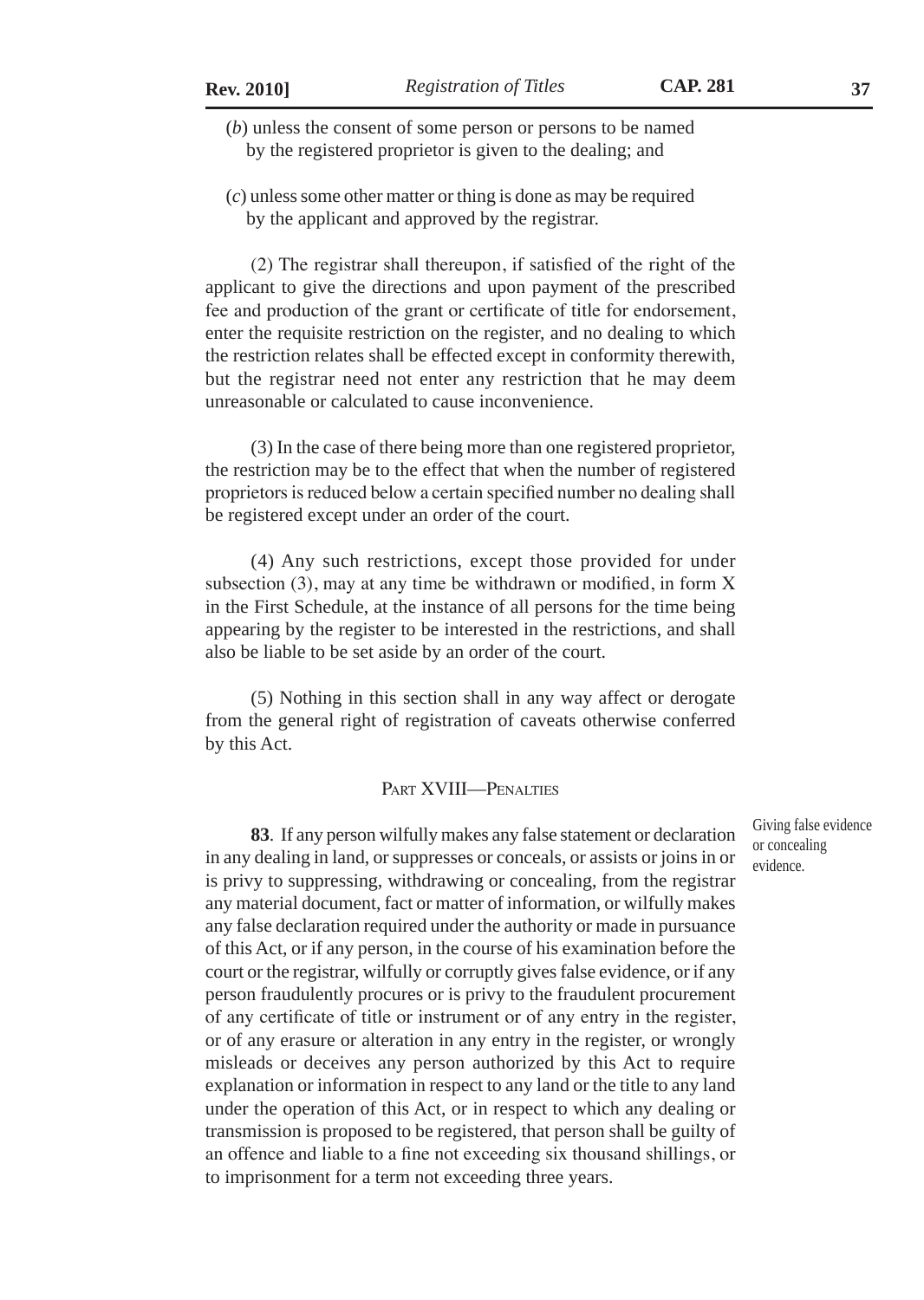(*b*) unless the consent of some person or persons to be named by the registered proprietor is given to the dealing; and

(*c*) unless some other matter or thing is done as may be required by the applicant and approved by the registrar.

(2) The registrar shall thereupon, if satisfied of the right of the applicant to give the directions and upon payment of the prescribed fee and production of the grant or certificate of title for endorsement, enter the requisite restriction on the register, and no dealing to which the restriction relates shall be effected except in conformity therewith, but the registrar need not enter any restriction that he may deem unreasonable or calculated to cause inconvenience.

(3) In the case of there being more than one registered proprietor, the restriction may be to the effect that when the number of registered proprietors is reduced below a certain specified number no dealing shall be registered except under an order of the court.

(4) Any such restrictions, except those provided for under subsection (3), may at any time be withdrawn or modified, in form X in the First Schedule, at the instance of all persons for the time being appearing by the register to be interested in the restrictions, and shall also be liable to be set aside by an order of the court.

(5) Nothing in this section shall in any way affect or derogate from the general right of registration of caveats otherwise conferred by this Act.

## PART XVIII—PENALTIES

*Giving false evidence or concealing evidence.*

**83**. If any person wilfully makes any false statement or declaration in any dealing in land, or suppresses or conceals, or assists or joins in or is privy to suppressing, withdrawing or concealing, from the registrar any material document, fact or matter of information, or wilfully makes any false declaration required under the authority or made in pursuance of this Act, or if any person, in the course of his examination before the court or the registrar, wilfully or corruptly gives false evidence, or if any person fraudulently procures or is privy to the fraudulent procurement of any certificate of title or instrument or of any entry in the register, or of any erasure or alteration in any entry in the register, or wrongly misleads or deceives any person authorized by this Act to require explanation or information in respect to any land or the title to any land under the operation of this Act, or in respect to which any dealing or transmission is proposed to be registered, that person shall be guilty of an offence and liable to a fine not exceeding six thousand shillings, or to imprisonment for a term not exceeding three years.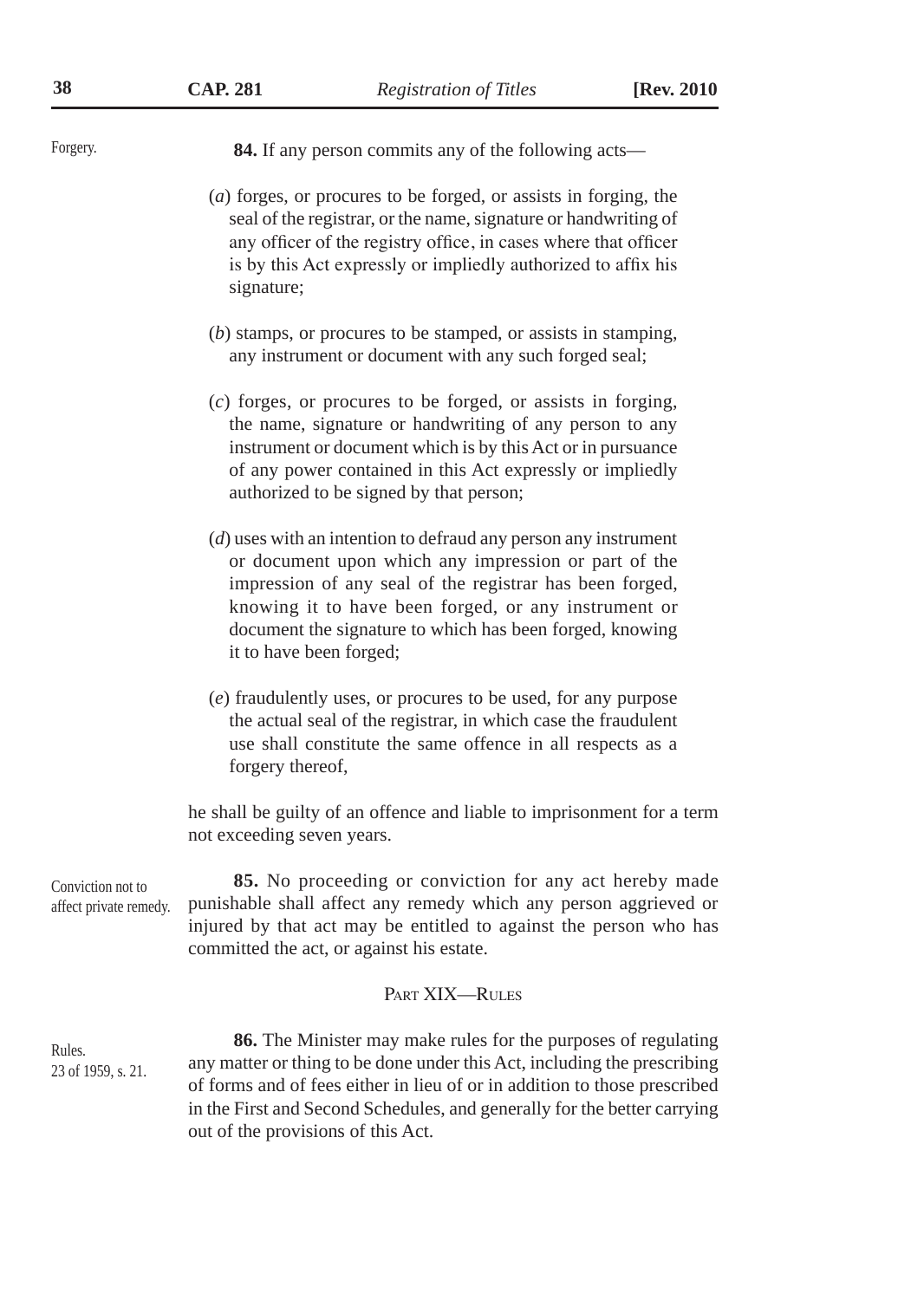Forgery.

**84.** If any person commits any of the following acts—

(*a*) forges, or procures to be forged, or assists in forging, the seal of the registrar, or the name, signature or handwriting of any officer of the registry office, in cases where that officer is by this Act expressly or impliedly authorized to affix his signature;

(*b*) stamps, or procures to be stamped, or assists in stamping, any instrument or document with any such forged seal;

(*c*) forges, or procures to be forged, or assists in forging, the name, signature or handwriting of any person to any instrument or document which is by this Act or in pursuance of any power contained in this Act expressly or impliedly authorized to be signed by that person;

(*d*) uses with an intention to defraud any person any instrument or document upon which any impression or part of the impression of any seal of the registrar has been forged, knowing it to have been forged, or any instrument or document the signature to which has been forged, knowing it to have been forged;

(*e*) fraudulently uses, or procures to be used, for any purpose the actual seal of the registrar, in which case the fraudulent use shall constitute the same offence in all respects as a forgery thereof,

he shall be guilty of an offence and liable to imprisonment for a term not exceeding seven years.

Conviction not to affect private remedy.

**85.** No proceeding or conviction for any act hereby made punishable shall affect any remedy which any person aggrieved or injured by that act may be entitled to against the person who has committed the act, or against his estate.

## PART XIX—RULES

Rules.
23 of 1959, s. 21.

**86.** The Minister may make rules for the purposes of regulating any matter or thing to be done under this Act, including the prescribing of forms and of fees either in lieu of or in addition to those prescribed in the First and Second Schedules, and generally for the better carrying out of the provisions of this Act.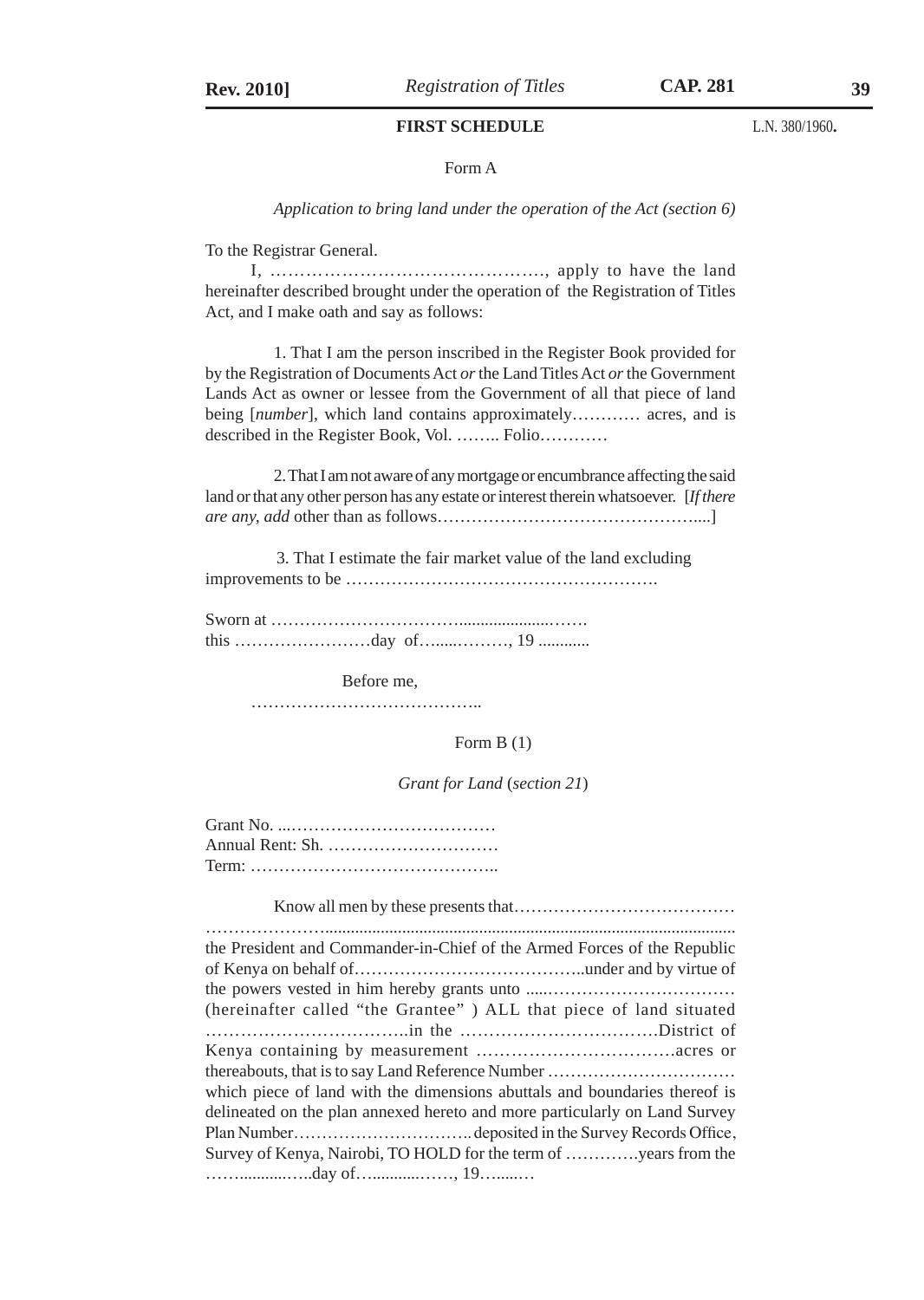## FIRST SCHEDULE

L.N. 380/1960.

Form A

*Application to bring land under the operation of the Act (section 6)*

To the Registrar General.

I, ………………………………………, apply to have the land hereinafter described brought under the operation of the Registration of Titles Act, and I make oath and say as follows:

1. That I am the person inscribed in the Register Book provided for by the Registration of Documents Act *or* the Land Titles Act *or* the Government Lands Act as owner or lessee from the Government of all that piece of land being [*number*], which land contains approximately………… acres, and is described in the Register Book, Vol. …….. Folio…………

2. That I am not aware of any mortgage or encumbrance affecting the said land or that any other person has any estate or interest therein whatsoever. [*If there are any, add* other than as follows……………………………………....]

3. That I estimate the fair market value of the land excluding improvements to be ……………………………………………….

Sworn at …………………………......................……
this ……………………day of…......………, 19 ............

Before me,

…………………………………..

Form B (1)

*Grant for Land* (*section 21*)

Grant No. ...………………………………
Annual Rent: Sh. …………………………
Term: ……………………………………..

Know all men by these presents that…………………………………
…………………................................................................................................ the President and Commander-in-Chief of the Armed Forces of the Republic of Kenya on behalf of…………………………………..under and by virtue of the powers vested in him hereby grants unto .....…………………………… (hereinafter called "the Grantee" ) ALL that piece of land situated ……………………………..in the …………………………….District of Kenya containing by measurement …………………………….acres or thereabouts, that is to say Land Reference Number …………………………… which piece of land with the dimensions abuttals and boundaries thereof is delineated on the plan annexed hereto and more particularly on Land Survey Plan Number………………………….. deposited in the Survey Records Office, Survey of Kenya, Nairobi, TO HOLD for the term of ………….years from the ……...........…..day of…...........……, 19…......…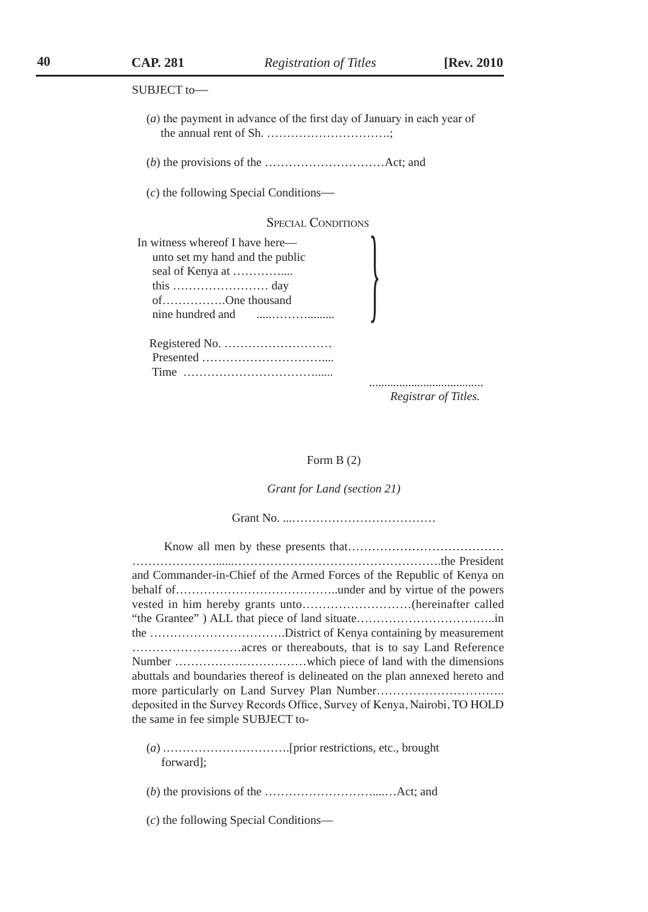SUBJECT to—

(*a*) the payment in advance of the first day of January in each year of the annual rent of Sh. ………………………….;

(*b*) the provisions of the …………………………Act; and

(*c*) the following Special Conditions—

SPECIAL CONDITIONS

In witness whereof I have here—
unto set my hand and the public
seal of Kenya at …………....
this …………………… day
of…………….One thousand
nine hundred and .....………........

Registered No. ………………………
Presented …………………………....
Time ……………………………......

.....................................
*Registrar of Titles.*

Form B (2)

*Grant for Land (section 21)*

Grant No. ...………………………………

Know all men by these presents that…………………………………………………......…………………………………………….the President and Commander-in-Chief of the Armed Forces of the Republic of Kenya on behalf of…………………………………..under and by virtue of the powers vested in him hereby grants unto………………………(hereinafter called "the Grantee" ) ALL that piece of land situate……………………………..in the …………………………….District of Kenya containing by measurement ………………………acres or thereabouts, that is to say Land Reference Number ……………………………which piece of land with the dimensions abuttals and boundaries thereof is delineated on the plan annexed hereto and more particularly on Land Survey Plan Number………………………….. deposited in the Survey Records Office, Survey of Kenya, Nairobi, TO HOLD the same in fee simple SUBJECT to-

(*a*) ………………………….[prior restrictions, etc., brought forward];

(*b*) the provisions of the ……………………......…Act; and

(*c*) the following Special Conditions—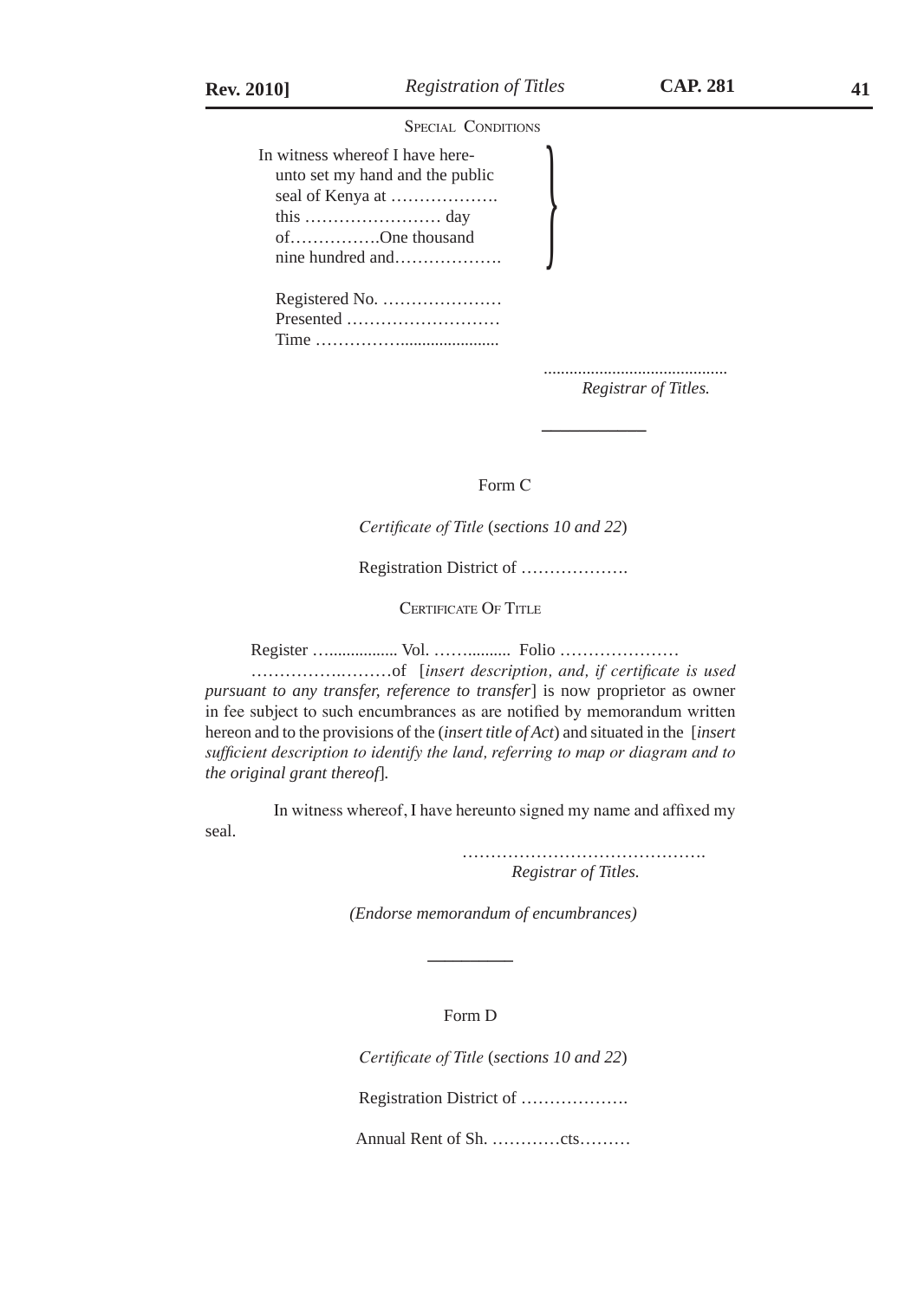SPECIAL CONDITIONS

In witness whereof I have hereunto set my hand and the public seal of Kenya at ………………. this …………………… day of…………….One thousand nine hundred and……………….

Registered No. …………………
Presented ………………………
Time ……………......................

..........................................
*Registrar of Titles.*

---

Form C

*Certificate of Title* (*sections 10 and 22*)

Registration District of ……………….

CERTIFICATE OF TITLE

Register …............... Vol. …….......... Folio …………………

………….………of [*insert description, and, if certificate is used pursuant to any transfer, reference to transfer*] is now proprietor as owner in fee subject to such encumbrances as are notified by memorandum written hereon and to the provisions of the (*insert title of Act*) and situated in the [*insert sufficient description to identify the land, referring to map or diagram and to the original grant thereof*].

In witness whereof, I have hereunto signed my name and affixed my seal.

…………………………………….
*Registrar of Titles.*

*(Endorse memorandum of encumbrances)*

---

Form D

*Certificate of Title* (*sections 10 and 22*)

Registration District of ……………….

Annual Rent of Sh. …………cts………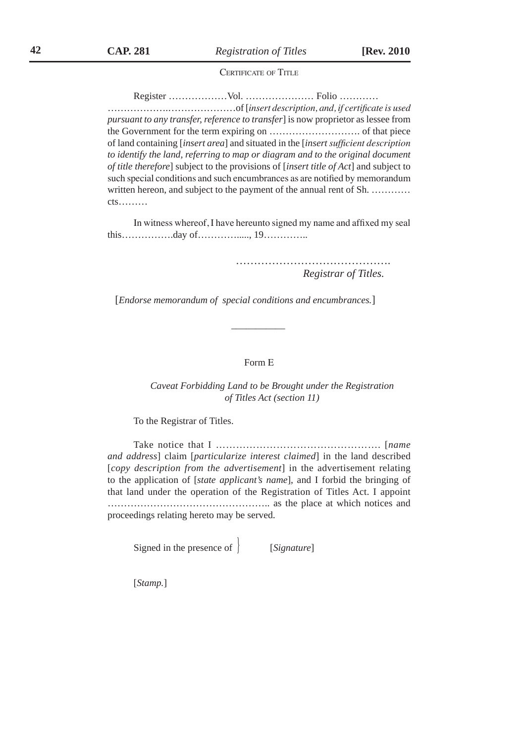Certificate of Title

Register ………………Vol. ………………… Folio …………
………………..…………………of [*insert description, and, if certificate is used pursuant to any transfer, reference to transfer*] is now proprietor as lessee from the Government for the term expiring on ………………………. of that piece of land containing [*insert area*] and situated in the [*insert sufficient description to identify the land, referring to map or diagram and to the original document of title therefore*] subject to the provisions of [*insert title of Act*] and subject to such special conditions and such encumbrances as are notified by memorandum written hereon, and subject to the payment of the annual rent of Sh. ………… cts………

In witness whereof, I have hereunto signed my name and affixed my seal this…………….day of………….....,  19…………..

…………………………………….
*Registrar of Titles.*

[*Endorse memorandum of special conditions and encumbrances.*]

---

Form E

*Caveat Forbidding Land to be Brought under the Registration of Titles Act (section 11)*

To the Registrar of Titles.

Take notice that I ………………………………………… [*name and address*] claim [*particularize interest claimed*] in the land described [*copy description from the advertisement*] in the advertisement relating to the application of [*state applicant's name*], and I forbid the bringing of that land under the operation of the Registration of Titles Act. I appoint ………………………………………….. as the place at which notices and proceedings relating hereto may be served.

Signed in the presence of } [*Signature*]

[*Stamp.*]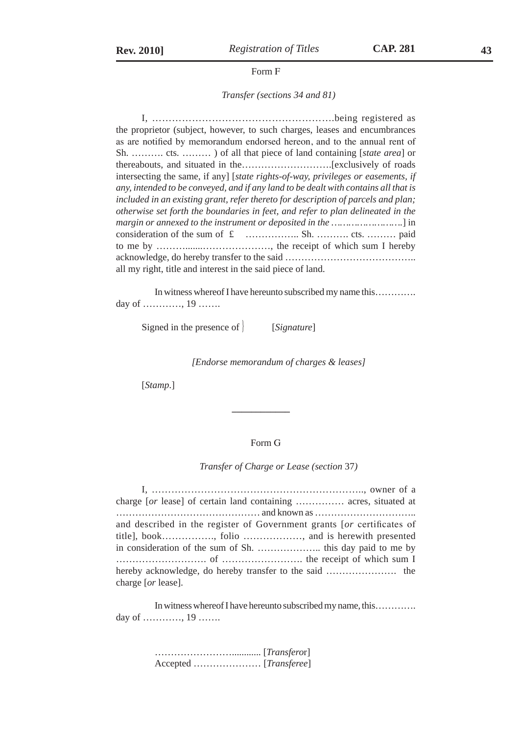Form F

*Transfer (sections 34 and 81)*

I, ………………………………………………being registered as the proprietor (subject, however, to such charges, leases and encumbrances as are notified by memorandum endorsed hereon, and to the annual rent of Sh. ………. cts. ……… ) of all that piece of land containing [*state area*] or thereabouts, and situated in the……………………….[exclusively of roads intersecting the same, if any] [*state rights-of-way, privileges or easements, if any, intended to be conveyed, and if any land to be dealt with contains all that is included in an existing grant, refer thereto for description of parcels and plan; otherwise set forth the boundaries in feet, and refer to plan delineated in the margin or annexed to the instrument or deposited in the ……………………*] in consideration of the sum of £ …………….. Sh. ………. cts. ……… paid to me by ……….......…………………, the receipt of which sum I hereby acknowledge, do hereby transfer to the said ………………………………….. all my right, title and interest in the said piece of land.

In witness whereof I have hereunto subscribed my name this…………. day of …………, 19 …….

Signed in the presence of } [*Signature*]

*[Endorse memorandum of charges & leases]*

[*Stamp*.]

---

Form G

*Transfer of Charge or Lease (section* 37*)*

I, ……………………………………………………….., owner of a charge [*or* lease] of certain land containing …………… acres, situated at ……………………………………… and known as ………………………….. and described in the register of Government grants [*or* certificates of title], book……………., folio ………………, and is herewith presented in consideration of the sum of Sh. ……………….. this day paid to me by ………………………. of ……………………. the receipt of which sum I hereby acknowledge, do hereby transfer to the said …………………. the charge [*or* lease].

In witness whereof I have hereunto subscribed my name, this…………. day of …………, 19 …….

……………………............ [*Transferor*]
Accepted ………………… [*Transferee*]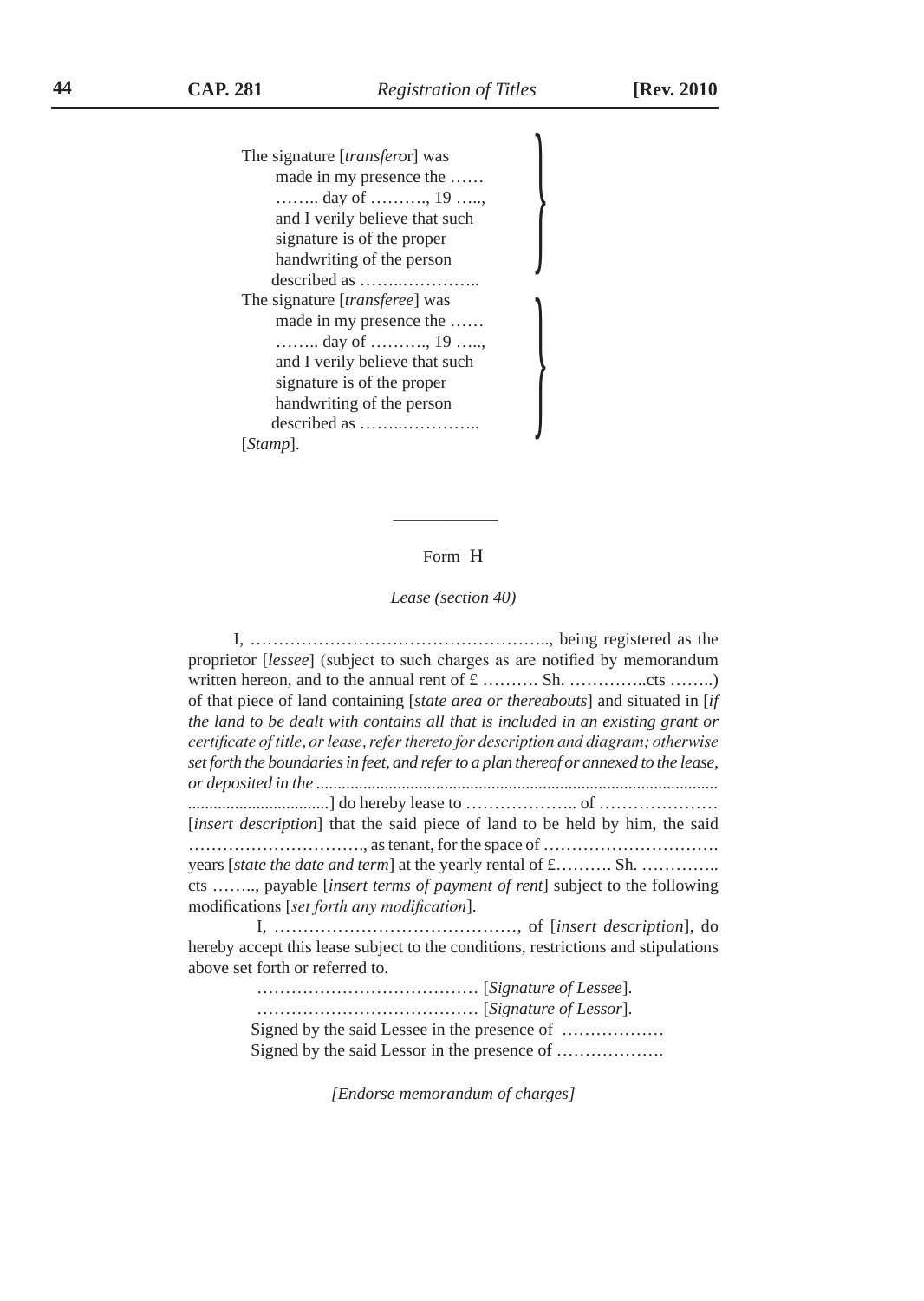The signature [*transferor*] was made in my presence the …… …….. day of ………., 19 ….., and I verily believe that such signature is of the proper handwriting of the person described as ……..…………..

The signature [*transferee*] was made in my presence the …… …….. day of ………., 19 ….., and I verily believe that such signature is of the proper handwriting of the person described as ……..…………..

[*Stamp*].

---

Form H

*Lease (section 40)*

I, …………………………………………….., being registered as the proprietor [*lessee*] (subject to such charges as are notified by memorandum written hereon, and to the annual rent of £ ………. Sh. …………..cts ……..) of that piece of land containing [*state area or thereabouts*] and situated in [*if the land to be dealt with contains all that is included in an existing grant or certificate of title, or lease, refer thereto for description and diagram; otherwise set forth the boundaries in feet, and refer to a plan thereof or annexed to the lease, or deposited in the* ............................................................................................. .................................] do hereby lease to ……………….. of ………………… [*insert description*] that the said piece of land to be held by him, the said …………………………., as tenant, for the space of …………………………. years [*state the date and term*] at the yearly rental of £………. Sh. ………….. cts …….., payable [*insert terms of payment of rent*] subject to the following modifications [*set forth any modification*].

I, ……………………………………, of [*insert description*], do hereby accept this lease subject to the conditions, restrictions and stipulations above set forth or referred to.

………………………………… [*Signature of Lessee*].
………………………………… [*Signature of Lessor*].
Signed by the said Lessee in the presence of ………………
Signed by the said Lessor in the presence of ……………….

*[Endorse memorandum of charges]*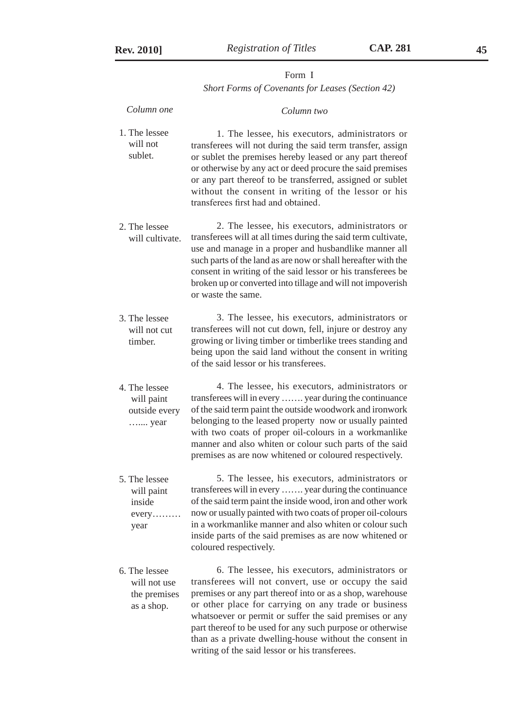Form I

*Short Forms of Covenants for Leases (Section 42)*

| *Column one* | *Column two* |
|---|---|
| 1. The lessee will not sublet. | 1. The lessee, his executors, administrators or transferees will not during the said term transfer, assign or sublet the premises hereby leased or any part thereof or otherwise by any act or deed procure the said premises or any part thereof to be transferred, assigned or sublet without the consent in writing of the lessor or his transferees first had and obtained. |
| 2. The lessee will cultivate. | 2. The lessee, his executors, administrators or transferees will at all times during the said term cultivate, use and manage in a proper and husbandlike manner all such parts of the land as are now or shall hereafter with the consent in writing of the said lessor or his transferees be broken up or converted into tillage and will not impoverish or waste the same. |
| 3. The lessee will not cut timber. | 3. The lessee, his executors, administrators or transferees will not cut down, fell, injure or destroy any growing or living timber or timberlike trees standing and being upon the said land without the consent in writing of the said lessor or his transferees. |
| 4. The lessee will paint outside every …..... year | 4. The lessee, his executors, administrators or transferees will in every ……. year during the continuance of the said term paint the outside woodwork and ironwork belonging to the leased property now or usually painted with two coats of proper oil-colours in a workmanlike manner and also whiten or colour such parts of the said premises as are now whitened or coloured respectively. |
| 5. The lessee will paint inside every……… year | 5. The lessee, his executors, administrators or transferees will in every ……. year during the continuance of the said term paint the inside wood, iron and other work now or usually painted with two coats of proper oil-colours in a workmanlike manner and also whiten or colour such inside parts of the said premises as are now whitened or coloured respectively. |
| 6. The lessee will not use the premises as a shop. | 6. The lessee, his executors, administrators or transferees will not convert, use or occupy the said premises or any part thereof into or as a shop, warehouse or other place for carrying on any trade or business whatsoever or permit or suffer the said premises or any part thereof to be used for any such purpose or otherwise than as a private dwelling-house without the consent in writing of the said lessor or his transferees. |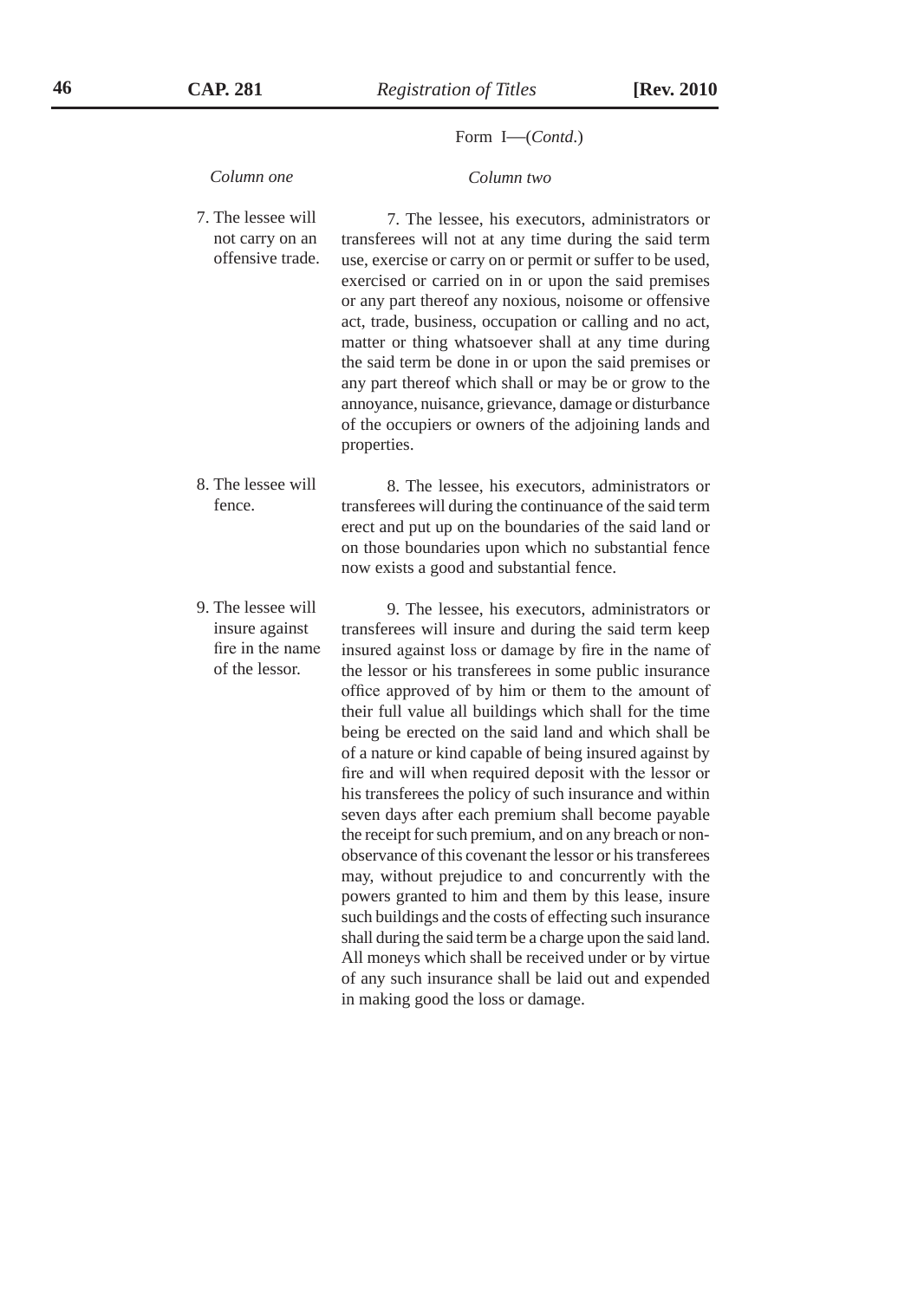Form I—(*Contd*.)

| *Column one* | *Column two* |
|---|---|
| 7. The lessee will not carry on an offensive trade. | 7. The lessee, his executors, administrators or transferees will not at any time during the said term use, exercise or carry on or permit or suffer to be used, exercised or carried on in or upon the said premises or any part thereof any noxious, noisome or offensive act, trade, business, occupation or calling and no act, matter or thing whatsoever shall at any time during the said term be done in or upon the said premises or any part thereof which shall or may be or grow to the annoyance, nuisance, grievance, damage or disturbance of the occupiers or owners of the adjoining lands and properties. |
| 8. The lessee will fence. | 8. The lessee, his executors, administrators or transferees will during the continuance of the said term erect and put up on the boundaries of the said land or on those boundaries upon which no substantial fence now exists a good and substantial fence. |
| 9. The lessee will insure against fire in the name of the lessor. | 9. The lessee, his executors, administrators or transferees will insure and during the said term keep insured against loss or damage by fire in the name of the lessor or his transferees in some public insurance office approved of by him or them to the amount of their full value all buildings which shall for the time being be erected on the said land and which shall be of a nature or kind capable of being insured against by fire and will when required deposit with the lessor or his transferees the policy of such insurance and within seven days after each premium shall become payable the receipt for such premium, and on any breach or non-observance of this covenant the lessor or his transferees may, without prejudice to and concurrently with the powers granted to him and them by this lease, insure such buildings and the costs of effecting such insurance shall during the said term be a charge upon the said land. All moneys which shall be received under or by virtue of any such insurance shall be laid out and expended in making good the loss or damage. |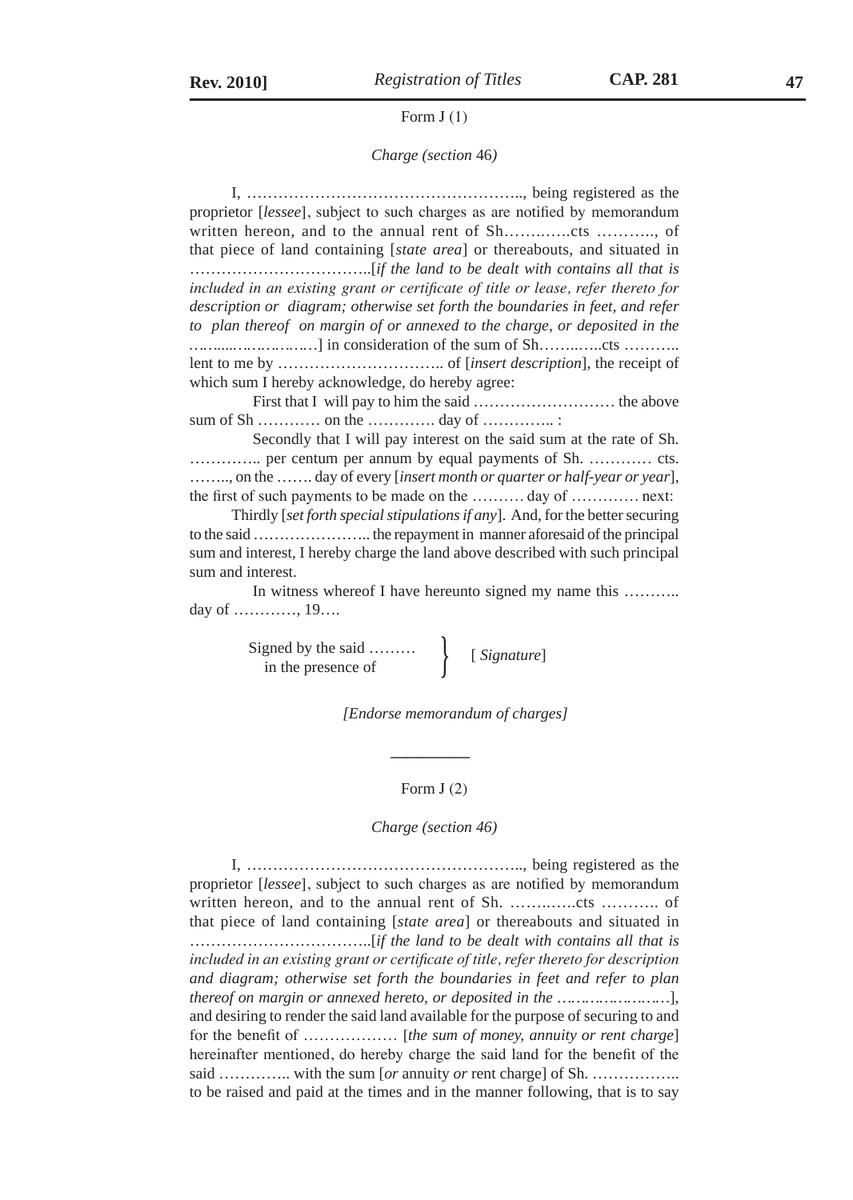Form J (1)

*Charge (section 46)*

I, ……………………………………………., being registered as the proprietor [*lessee*], subject to such charges as are notified by memorandum written hereon, and to the annual rent of Sh…….…….cts ……….., of that piece of land containing [*state area*] or thereabouts, and situated in ……………………………..[*if the land to be dealt with contains all that is included in an existing grant or certificate of title or lease, refer thereto for description or diagram; otherwise set forth the boundaries in feet, and refer to plan thereof on margin of or annexed to the charge, or deposited in the* ……......………………] in consideration of the sum of Sh……..…..cts ……….. lent to me by ………………………….. of [*insert description*], the receipt of which sum I hereby acknowledge, do hereby agree:

First that I will pay to him the said ……………………… the above sum of Sh ………… on the …………. day of ………….. :

Secondly that I will pay interest on the said sum at the rate of Sh. ………….. per centum per annum by equal payments of Sh. ………… cts. …….., on the ……. day of every [*insert month or quarter or half-year or year*], the first of such payments to be made on the ……… day of ………… next:

Thirdly [*set forth special stipulations if any*]. And, for the better securing to the said ………………….. the repayment in manner aforesaid of the principal sum and interest, I hereby charge the land above described with such principal sum and interest.

In witness whereof I have hereunto signed my name this ……….. day of …………, 19….

Signed by the said ………
in the presence of } [ *Signature*]

*[Endorse memorandum of charges]*

---

Form J (2)

*Charge (section 46)*

I, ……………………………………………., being registered as the proprietor [*lessee*], subject to such charges as are notified by memorandum written hereon, and to the annual rent of Sh. ……..…..cts ……….. of that piece of land containing [*state area*] or thereabouts and situated in ……………………………..[*if the land to be dealt with contains all that is included in an existing grant or certificate of title, refer thereto for description and diagram; otherwise set forth the boundaries in feet and refer to plan thereof on margin or annexed hereto, or deposited in the* …………………], and desiring to render the said land available for the purpose of securing to and for the benefit of ……………… [*the sum of money, annuity or rent charge*] hereinafter mentioned, do hereby charge the said land for the benefit of the said ………….. with the sum [*or* annuity *or* rent charge] of Sh. …………….. to be raised and paid at the times and in the manner following, that is to say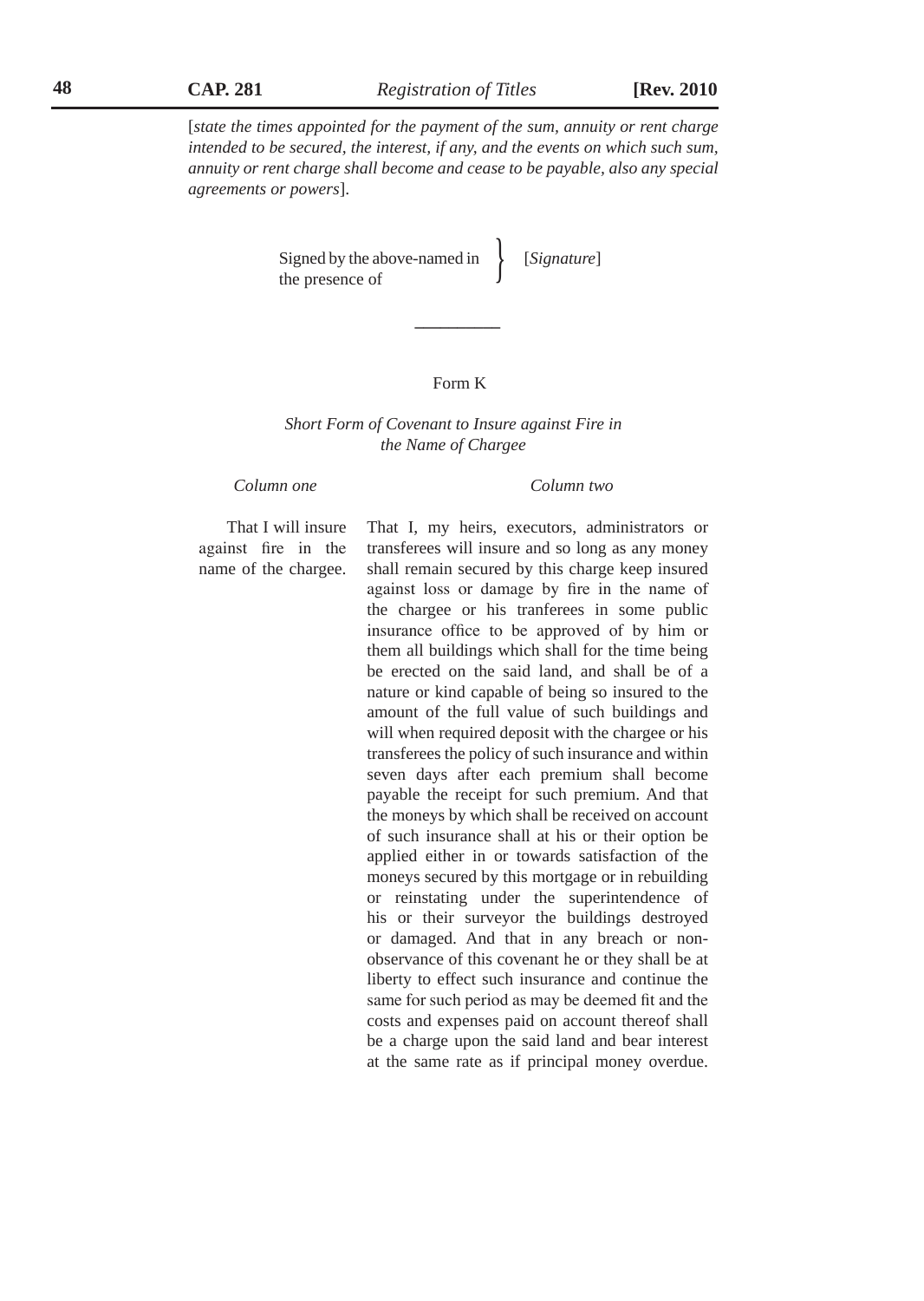[*state the times appointed for the payment of the sum, annuity or rent charge intended to be secured, the interest, if any, and the events on which such sum, annuity or rent charge shall become and cease to be payable, also any special agreements or powers*].

Signed by the above-named in the presence of } [*Signature*]

---

Form K

*Short Form of Covenant to Insure against Fire in the Name of Chargee*

| *Column one* | *Column two* |
| --- | --- |
| That I will insure against fire in the name of the chargee. | That I, my heirs, executors, administrators or transferees will insure and so long as any money shall remain secured by this charge keep insured against loss or damage by fire in the name of the chargee or his tranferees in some public insurance office to be approved of by him or them all buildings which shall for the time being be erected on the said land, and shall be of a nature or kind capable of being so insured to the amount of the full value of such buildings and will when required deposit with the chargee or his transferees the policy of such insurance and within seven days after each premium shall become payable the receipt for such premium. And that the moneys by which shall be received on account of such insurance shall at his or their option be applied either in or towards satisfaction of the moneys secured by this mortgage or in rebuilding or reinstating under the superintendence of his or their surveyor the buildings destroyed or damaged. And that in any breach or non-observance of this covenant he or they shall be at liberty to effect such insurance and continue the same for such period as may be deemed fit and the costs and expenses paid on account thereof shall be a charge upon the said land and bear interest at the same rate as if principal money overdue. |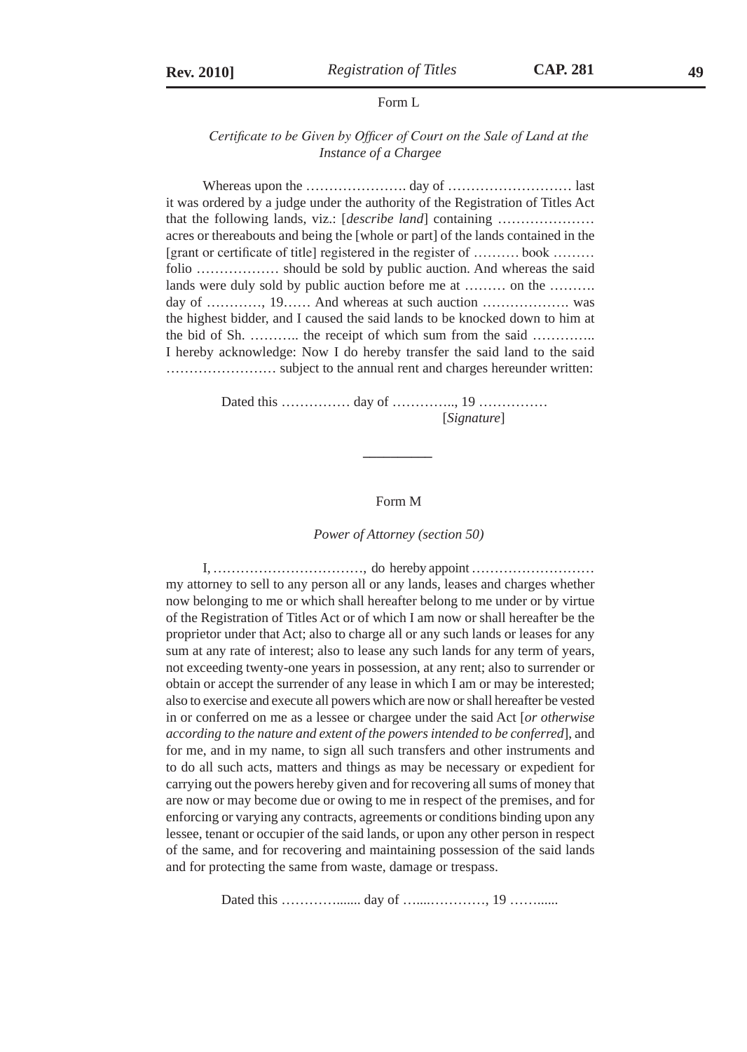Form L

*Certificate to be Given by Officer of Court on the Sale of Land at the Instance of a Chargee*

Whereas upon the …………………. day of ……………………… last it was ordered by a judge under the authority of the Registration of Titles Act that the following lands, viz.: [*describe land*] containing ………………… acres or thereabouts and being the [whole or part] of the lands contained in the [grant or certificate of title] registered in the register of ………. book ……… folio ……………… should be sold by public auction. And whereas the said lands were duly sold by public auction before me at ……… on the ………. day of …………, 19…… And whereas at such auction ………………. was the highest bidder, and I caused the said lands to be knocked down to him at the bid of Sh. ……….. the receipt of which sum from the said ………….. I hereby acknowledge: Now I do hereby transfer the said land to the said …………………… subject to the annual rent and charges hereunder written:

Dated this …………… day of ………….., 19 ……………

[*Signature*]

---

Form M

*Power of Attorney (section 50)*

I, ……………………………, do hereby appoint ……………………… my attorney to sell to any person all or any lands, leases and charges whether now belonging to me or which shall hereafter belong to me under or by virtue of the Registration of Titles Act or of which I am now or shall hereafter be the proprietor under that Act; also to charge all or any such lands or leases for any sum at any rate of interest; also to lease any such lands for any term of years, not exceeding twenty-one years in possession, at any rent; also to surrender or obtain or accept the surrender of any lease in which I am or may be interested; also to exercise and execute all powers which are now or shall hereafter be vested in or conferred on me as a lessee or chargee under the said Act [*or otherwise according to the nature and extent of the powers intended to be conferred*], and for me, and in my name, to sign all such transfers and other instruments and to do all such acts, matters and things as may be necessary or expedient for carrying out the powers hereby given and for recovering all sums of money that are now or may become due or owing to me in respect of the premises, and for enforcing or varying any contracts, agreements or conditions binding upon any lessee, tenant or occupier of the said lands, or upon any other person in respect of the same, and for recovering and maintaining possession of the said lands and for protecting the same from waste, damage or trespass.

Dated this …………....... day of …....…………, 19 …….......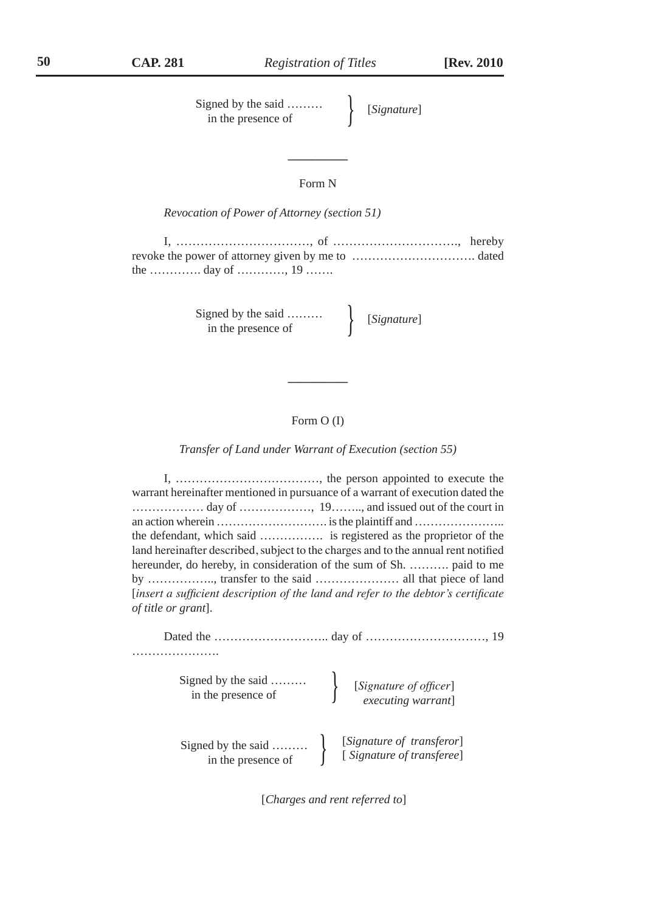Signed by the said ………
in the presence of } [*Signature*]

---

Form N

*Revocation of Power of Attorney (section 51)*

I, ……………………………, of …………………………., hereby revoke the power of attorney given by me to …………………………. dated the …………. day of …………, 19 …….

Signed by the said ………
in the presence of } [*Signature*]

---

Form O (I)

*Transfer of Land under Warrant of Execution (section 55)*

I, ………………………………, the person appointed to execute the warrant hereinafter mentioned in pursuance of a warrant of execution dated the ……………… day of ………………, 19…….., and issued out of the court in an action wherein ………………………. is the plaintiff and ………………….. the defendant, which said ……………. is registered as the proprietor of the land hereinafter described, subject to the charges and to the annual rent notified hereunder, do hereby, in consideration of the sum of Sh. ………. paid to me by …………….., transfer to the said ………………… all that piece of land [*insert a sufficient description of the land and refer to the debtor's certificate of title or grant*].

Dated the ……………………….. day of …………………………, 19 ………………….

Signed by the said ………
in the presence of } [*Signature of officer*]
[*executing warrant*]

Signed by the said ………
in the presence of } [*Signature of transferor*]
[ *Signature of transferee*]

[*Charges and rent referred to*]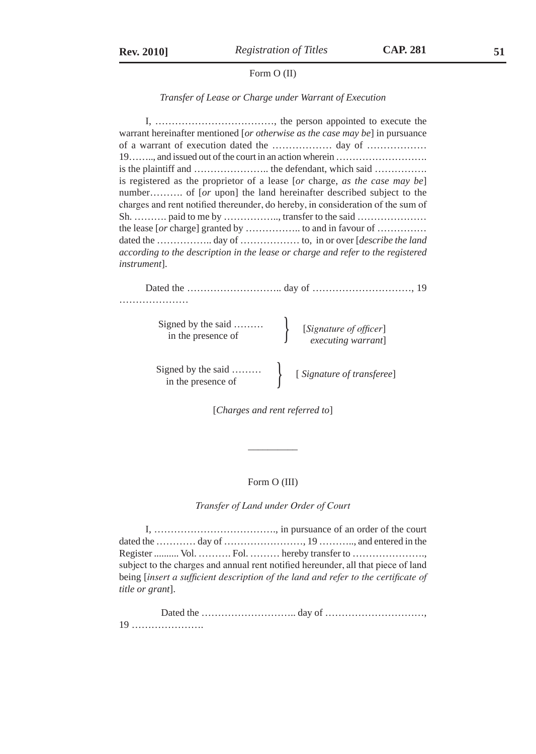Form O (II)

*Transfer of Lease or Charge under Warrant of Execution*

I, ………………………………, the person appointed to execute the warrant hereinafter mentioned [*or otherwise as the case may be*] in pursuance of a warrant of execution dated the ……………… day of ……………… 19…….., and issued out of the court in an action wherein ………………………. is the plaintiff and ………………….. the defendant, which said ……………. is registered as the proprietor of a lease [*or* charge, *as the case may be*] number………. of [*or* upon] the land hereinafter described subject to the charges and rent notified thereunder, do hereby, in consideration of the sum of Sh. ………. paid to me by ……………., transfer to the said ………………… the lease [*or* charge] granted by …………….. to and in favour of …………… dated the …………….. day of ……………… to, in or over [*describe the land according to the description in the lease or charge and refer to the registered instrument*].

Dated the ……………………….. day of …………………………, 19 …………………

Signed by the said ………
in the presence of
} [*Signature of officer*]
*executing warrant*]

Signed by the said ………
in the presence of
} [ *Signature of transferee*]

[*Charges and rent referred to*]

---

Form O (III)

*Transfer of Land under Order of Court*

I, ………………………………., in pursuance of an order of the court dated the ………… day of ……………………, 19 ……….., and entered in the Register .......... Vol. ………. Fol. ……… hereby transfer to …………………., subject to the charges and annual rent notified hereunder, all that piece of land being [*insert a sufficient description of the land and refer to the certificate of title or grant*].

Dated the ……………………….. day of …………………………, 19 ………………….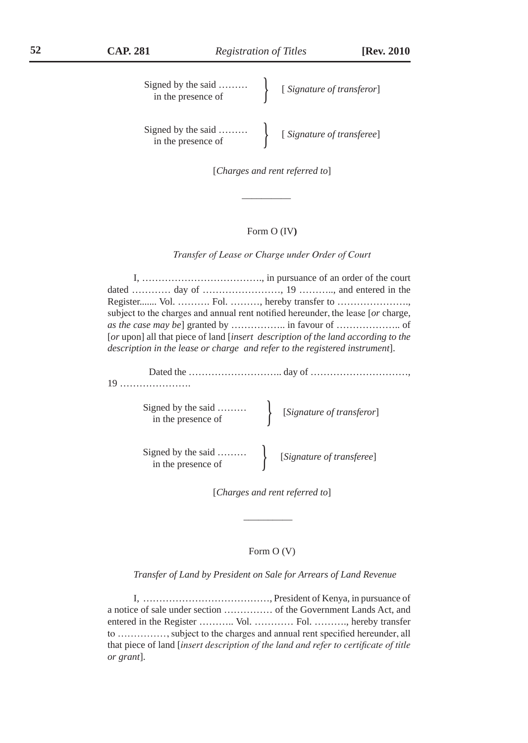Signed by the said ……… in the presence of } [ *Signature of transferor*]

Signed by the said ……… in the presence of } [ *Signature of transferee*]

[*Charges and rent referred to*]

---

Form O (IV)

*Transfer of Lease or Charge under Order of Court*

I, ………………………………., in pursuance of an order of the court dated ………… day of ……………………, 19 ……….., and entered in the Register....... Vol. ………. Fol. ………, hereby transfer to …………………., subject to the charges and annual rent notified hereunder, the lease [*or* charge, *as the case may be*] granted by …………….. in favour of ……………….. of [*or* upon] all that piece of land [*insert description of the land according to the description in the lease or charge and refer to the registered instrument*].

Dated the ……………………….. day of …………………………, 19 ………………….

Signed by the said ……… in the presence of } [*Signature of transferor*]

Signed by the said ……… in the presence of } [*Signature of transferee*]

[*Charges and rent referred to*]

---

Form O (V)

*Transfer of Land by President on Sale for Arrears of Land Revenue*

I, …………………………………, President of Kenya, in pursuance of a notice of sale under section …………… of the Government Lands Act, and entered in the Register ……….. Vol. ………… Fol. ………., hereby transfer to ……………, subject to the charges and annual rent specified hereunder, all that piece of land [*insert description of the land and refer to certificate of title or grant*].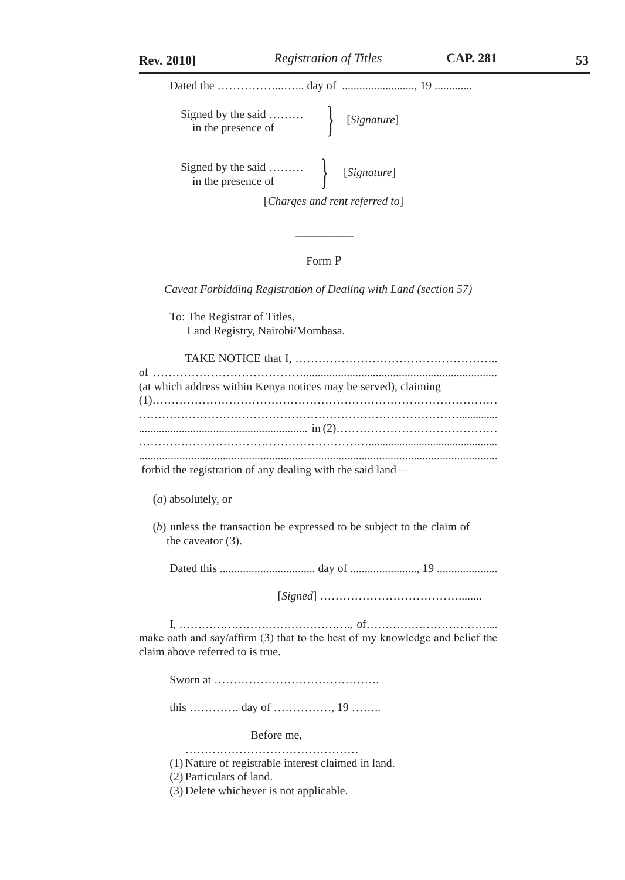Dated the ……………..…... day of .........................., 19 .............

Signed by the said ………
in the presence of } [*Signature*]

Signed by the said ………
in the presence of } [*Signature*]

[*Charges and rent referred to*]

---

Form P

*Caveat Forbidding Registration of Dealing with Land (section 57)*

To: The Registrar of Titles,
Land Registry, Nairobi/Mombasa.

TAKE NOTICE that I, ……………………………………………..
of ………………………………..................................................................
(at which address within Kenya notices may be served), claiming
(1)………………………………………………………………………………
……………………………………………………………………….............
........................................................... in (2)…………………………………
……………………………………………………..............................................
.............................................................................................................
forbid the registration of any dealing with the said land—

(*a*) absolutely, or

(*b*) unless the transaction be expressed to be subject to the claim of the caveator (3).

Dated this ................................. day of ......................., 19 .....................

[*Signed*] ……………………………….......

I, ………………………………………., of……………………………...
make oath and say/affirm (3) that to the best of my knowledge and belief the claim above referred to is true.

Sworn at …………………………………….

this …………. day of ……………, 19 ……..

Before me,

………………………………………

(1) Nature of registrable interest claimed in land.
(2) Particulars of land.
(3) Delete whichever is not applicable.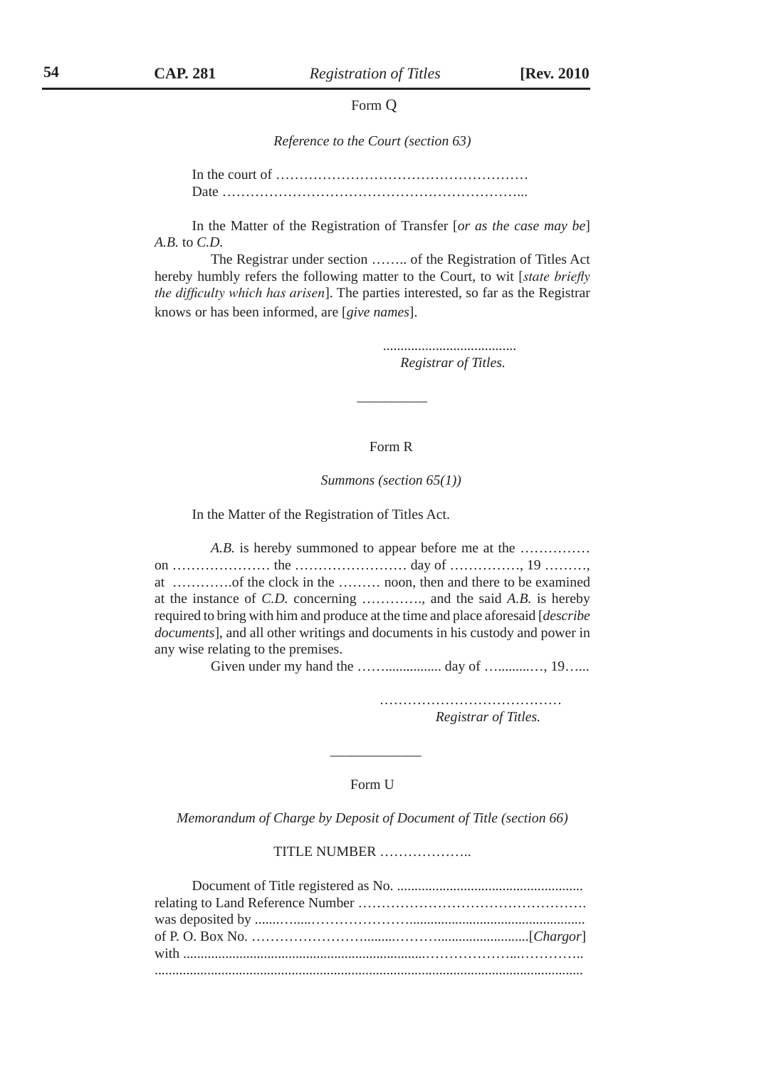Form Q

*Reference to the Court (section 63)*

In the court of ………………………………………………
Date ………………………………………………………...

In the Matter of the Registration of Transfer [*or as the case may be*] *A.B.* to *C.D.*

The Registrar under section …….. of the Registration of Titles Act hereby humbly refers the following matter to the Court, to wit [*state briefly the difficulty which has arisen*]. The parties interested, so far as the Registrar knows or has been informed, are [*give names*].

......................................
*Registrar of Titles.*

---

Form R

*Summons (section 65(1))*

In the Matter of the Registration of Titles Act.

*A.B.* is hereby summoned to appear before me at the …………… on ………………… the …………………… day of ……………, 19 ………, at …………of the clock in the ……… noon, then and there to be examined at the instance of *C.D.* concerning …………., and the said *A.B.* is hereby required to bring with him and produce at the time and place aforesaid [*describe documents*], and all other writings and documents in his custody and power in any wise relating to the premises.

Given under my hand the ……................ day of …..........…, 19…...

…………………………………
*Registrar of Titles.*

---

Form U

*Memorandum of Charge by Deposit of Document of Title (section 66)*

TITLE NUMBER ………………..

Document of Title registered as No. .....................................................
relating to Land Reference Number ………………………………………….
was deposited by .......…....………………….................................................
of P. O. Box No. …………………….........……..........................[*Chargor*]
with ...........................................................……………...…………..
.........................................................................................................................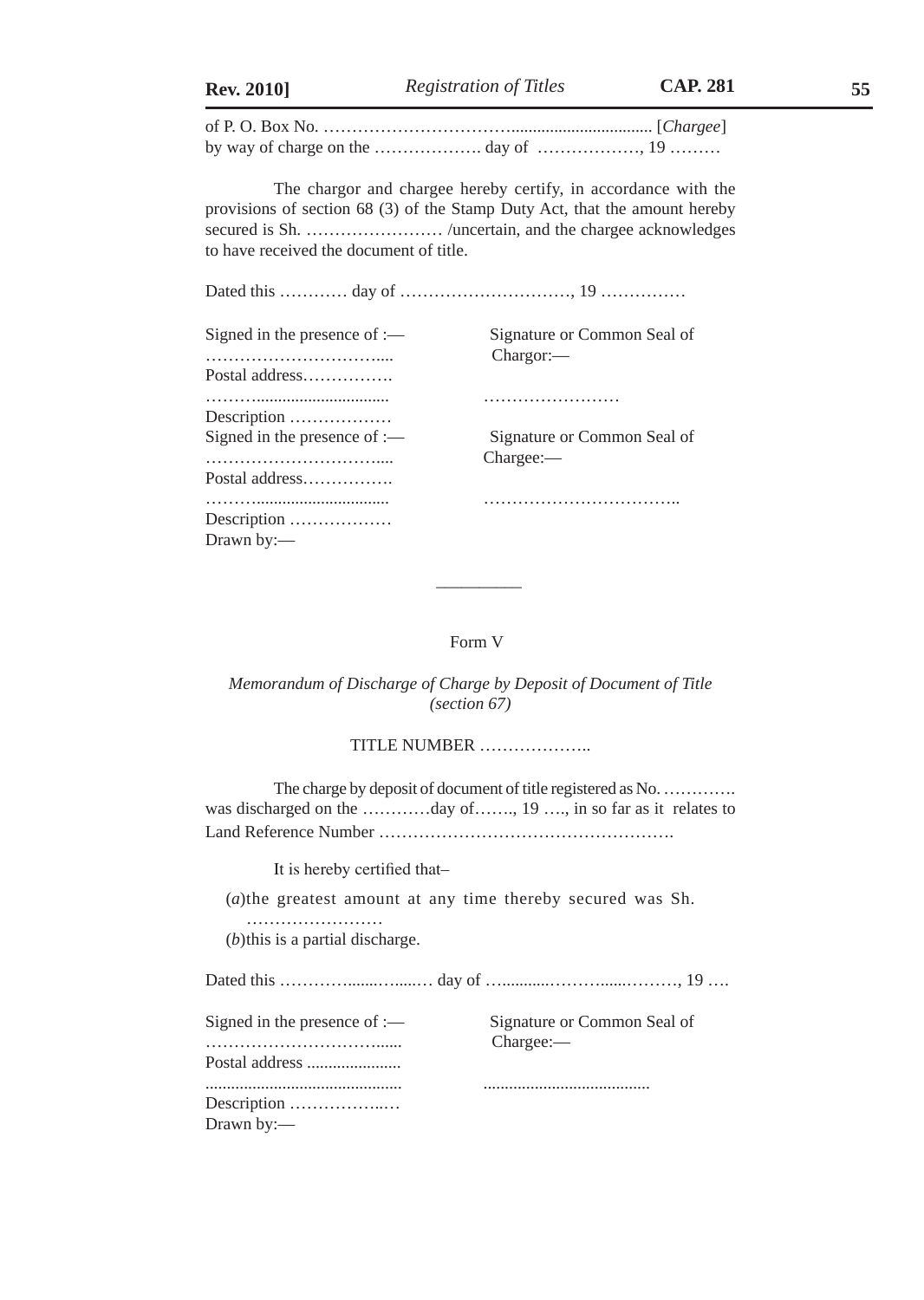of P. O. Box No. ……………………………................................ [*Chargee*]
by way of charge on the ………………. day of ………………, 19 ………

The chargor and chargee hereby certify, in accordance with the provisions of section 68 (3) of the Stamp Duty Act, that the amount hereby secured is Sh. …………………… /uncertain, and the chargee acknowledges to have received the document of title.

Dated this ………… day of …………………………, 19 ……………

| | |
|---|---|
| Signed in the presence of :— | Signature or Common Seal of |
| …………………………..... | Chargor:— |
| Postal address……………. | |
| ………............................... | …………………… |
| Description ……………… | |
| Signed in the presence of :— | Signature or Common Seal of |
| …………………………..... | Chargee:— |
| Postal address……………. | |
| ………............................... | …………………………….. |
| Description ……………… | |
| Drawn by:— | |

---

## Form V

*Memorandum of Discharge of Charge by Deposit of Document of Title (section 67)*

TITLE NUMBER ………………..

The charge by deposit of document of title registered as No. …………. was discharged on the …………day of……., 19 …., in so far as it relates to Land Reference Number …………………………………………….

It is hereby certified that–

(*a*)the greatest amount at any time thereby secured was Sh. ……………………

(*b*)this is a partial discharge.

Dated this ………….......…....… day of …...........………......………, 19 ….

| | |
|---|---|
| Signed in the presence of :— | Signature or Common Seal of |
| ……………………………...... | Chargee:— |
| Postal address ..................... | |
| ............................................. | ...................................... |
| Description ……………..… | |
| Drawn by:— | |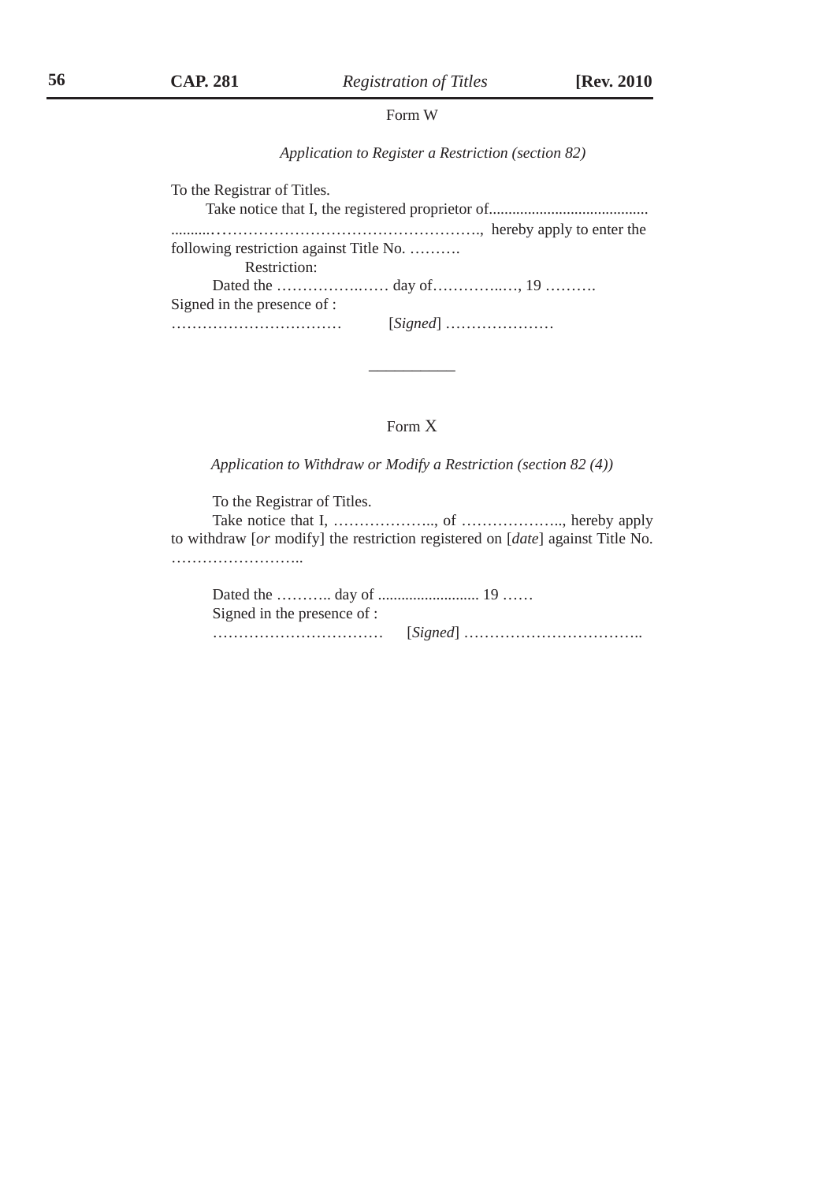Form W

*Application to Register a Restriction (section 82)*

To the Registrar of Titles.

Take notice that I, the registered proprietor of.........................................
...........……………………………………………., hereby apply to enter the following restriction against Title No. ……….

Restriction:

Dated the ………………..…… day of…………..…, 19 ……….

Signed in the presence of :

…………………….……… [*Signed*] …………………

---

Form X

*Application to Withdraw or Modify a Restriction (section 82 (4))*

To the Registrar of Titles.

Take notice that I, ……………….., of ……………….., hereby apply to withdraw [*or* modify] the restriction registered on [*date*] against Title No. ……………………..

Dated the ……….. day of .......................... 19 ……

Signed in the presence of :

…………………………… [*Signed*] ……………………………..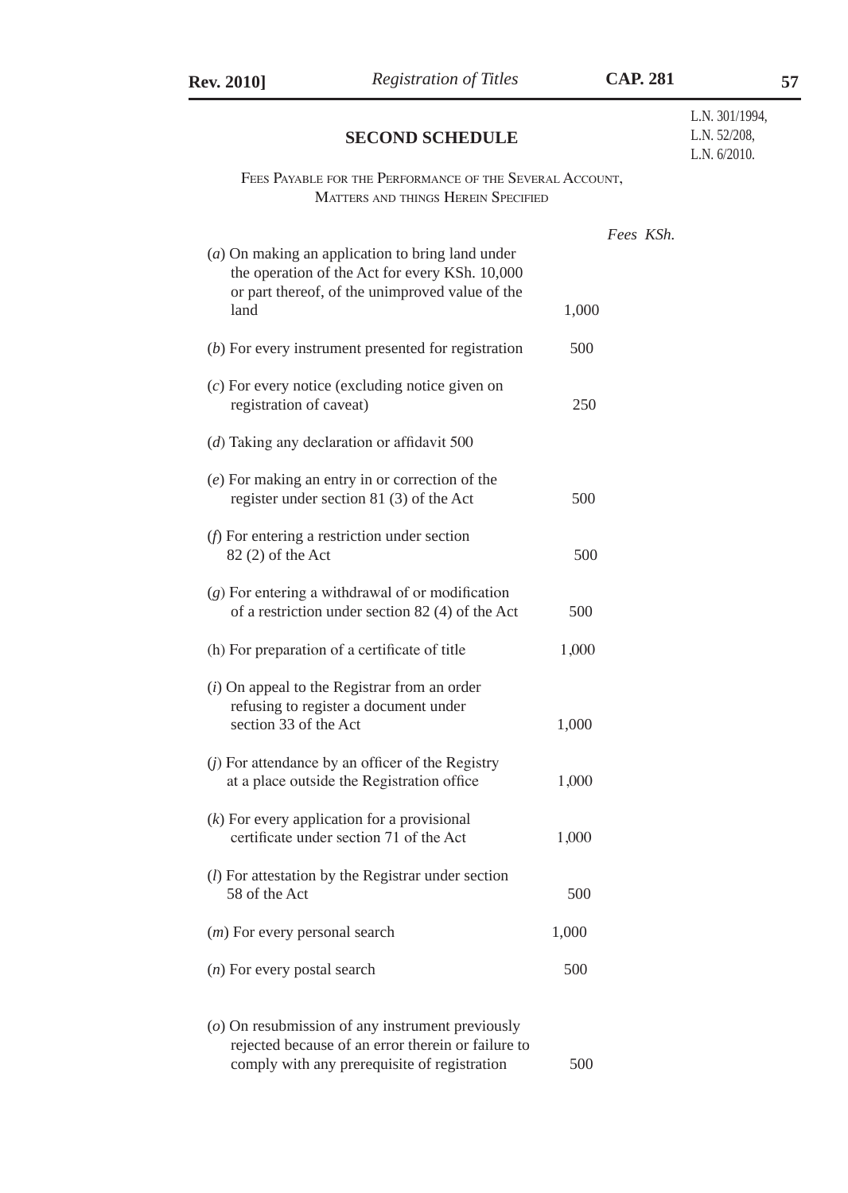## SECOND SCHEDULE

L.N. 301/1994, L.N. 52/208, L.N. 6/2010.

FEES PAYABLE FOR THE PERFORMANCE OF THE SEVERAL ACCOUNT, MATTERS AND THINGS HEREIN SPECIFIED

| | *Fees KSh.* |
|---|---|
| (*a*) On making an application to bring land under the operation of the Act for every KSh. 10,000 or part thereof, of the unimproved value of the land | 1,000 |
| (*b*) For every instrument presented for registration | 500 |
| (*c*) For every notice (excluding notice given on registration of caveat) | 250 |
| (*d*) Taking any declaration or affidavit 500 | |
| (*e*) For making an entry in or correction of the register under section 81 (3) of the Act | 500 |
| (*f*) For entering a restriction under section 82 (2) of the Act | 500 |
| (*g*) For entering a withdrawal of or modification of a restriction under section 82 (4) of the Act | 500 |
| (h) For preparation of a certificate of title | 1,000 |
| (*i*) On appeal to the Registrar from an order refusing to register a document under section 33 of the Act | 1,000 |
| (*j*) For attendance by an officer of the Registry at a place outside the Registration office | 1,000 |
| (*k*) For every application for a provisional certificate under section 71 of the Act | 1,000 |
| (*l*) For attestation by the Registrar under section 58 of the Act | 500 |
| (*m*) For every personal search | 1,000 |
| (*n*) For every postal search | 500 |
| (*o*) On resubmission of any instrument previously rejected because of an error therein or failure to comply with any prerequisite of registration | 500 |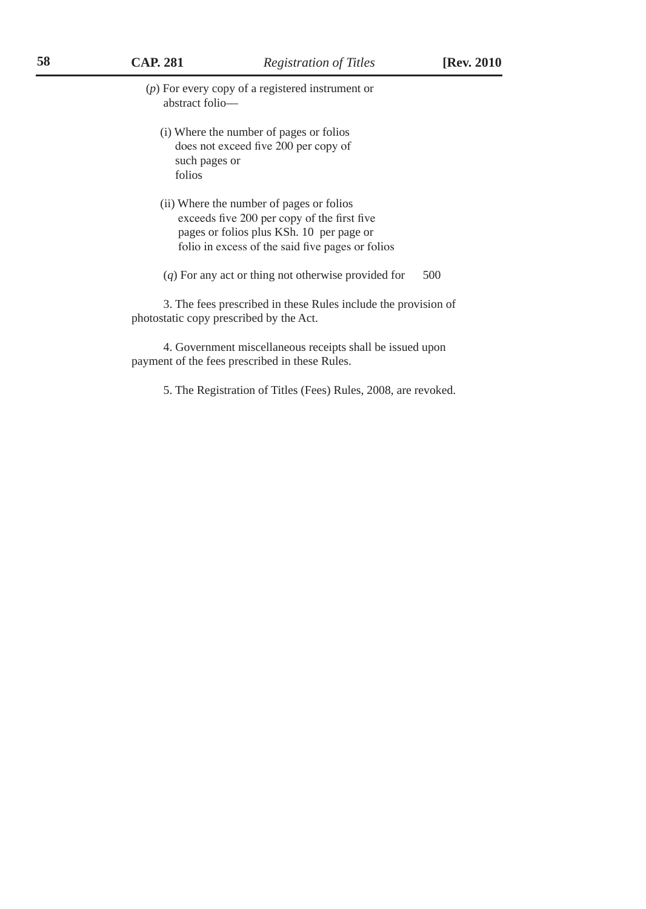(*p*) For every copy of a registered instrument or abstract folio—

(i) Where the number of pages or folios does not exceed five 200 per copy of such pages or folios

(ii) Where the number of pages or folios exceeds five 200 per copy of the first five pages or folios plus KSh. 10 per page or folio in excess of the said five pages or folios

(*q*) For any act or thing not otherwise provided for 500

3. The fees prescribed in these Rules include the provision of photostatic copy prescribed by the Act.

4. Government miscellaneous receipts shall be issued upon payment of the fees prescribed in these Rules.

5. The Registration of Titles (Fees) Rules, 2008, are revoked.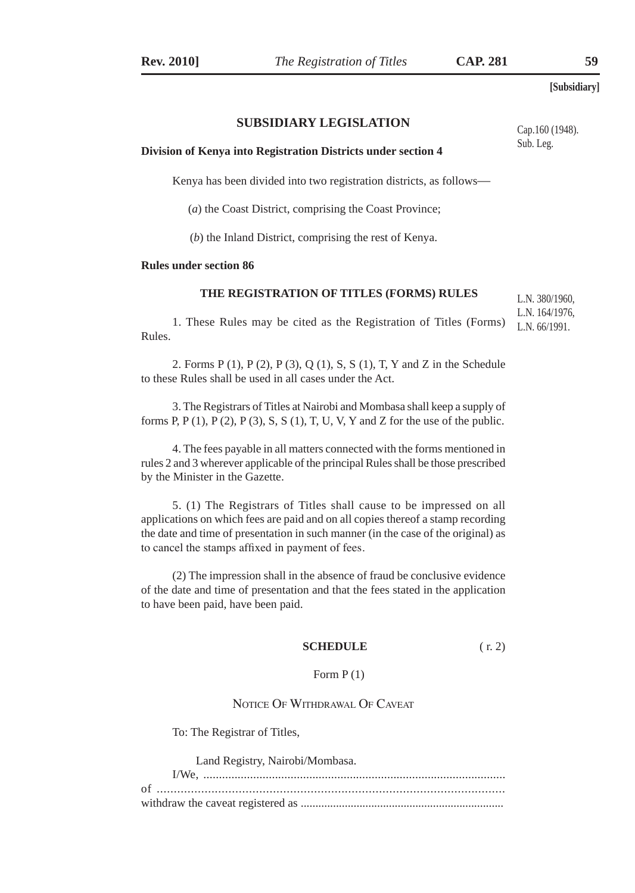[Subsidiary]

## SUBSIDIARY LEGISLATION

Cap.160 (1948). Sub. Leg.

**Division of Kenya into Registration Districts under section 4**

Kenya has been divided into two registration districts, as follows—

(*a*) the Coast District, comprising the Coast Province;

(*b*) the Inland District, comprising the rest of Kenya.

**Rules under section 86**

### THE REGISTRATION OF TITLES (FORMS) RULES

L.N. 380/1960, L.N. 164/1976, L.N. 66/1991.

1. These Rules may be cited as the Registration of Titles (Forms) Rules.

2. Forms P (1), P (2), P (3), Q (1), S, S (1), T, Y and Z in the Schedule to these Rules shall be used in all cases under the Act.

3. The Registrars of Titles at Nairobi and Mombasa shall keep a supply of forms P, P (1), P (2), P (3), S, S (1), T, U, V, Y and Z for the use of the public.

4. The fees payable in all matters connected with the forms mentioned in rules 2 and 3 wherever applicable of the principal Rules shall be those prescribed by the Minister in the Gazette.

5. (1) The Registrars of Titles shall cause to be impressed on all applications on which fees are paid and on all copies thereof a stamp recording the date and time of presentation in such manner (in the case of the original) as to cancel the stamps affixed in payment of fees.

(2) The impression shall in the absence of fraud be conclusive evidence of the date and time of presentation and that the fees stated in the application to have been paid, have been paid.

**SCHEDULE** ( r. 2)

Form P (1)

NOTICE OF WITHDRAWAL OF CAVEAT

To: The Registrar of Titles,

Land Registry, Nairobi/Mombasa.

I/We, ................................................................................................
of ........................................................................................................
withdraw the caveat registered as ...................................................................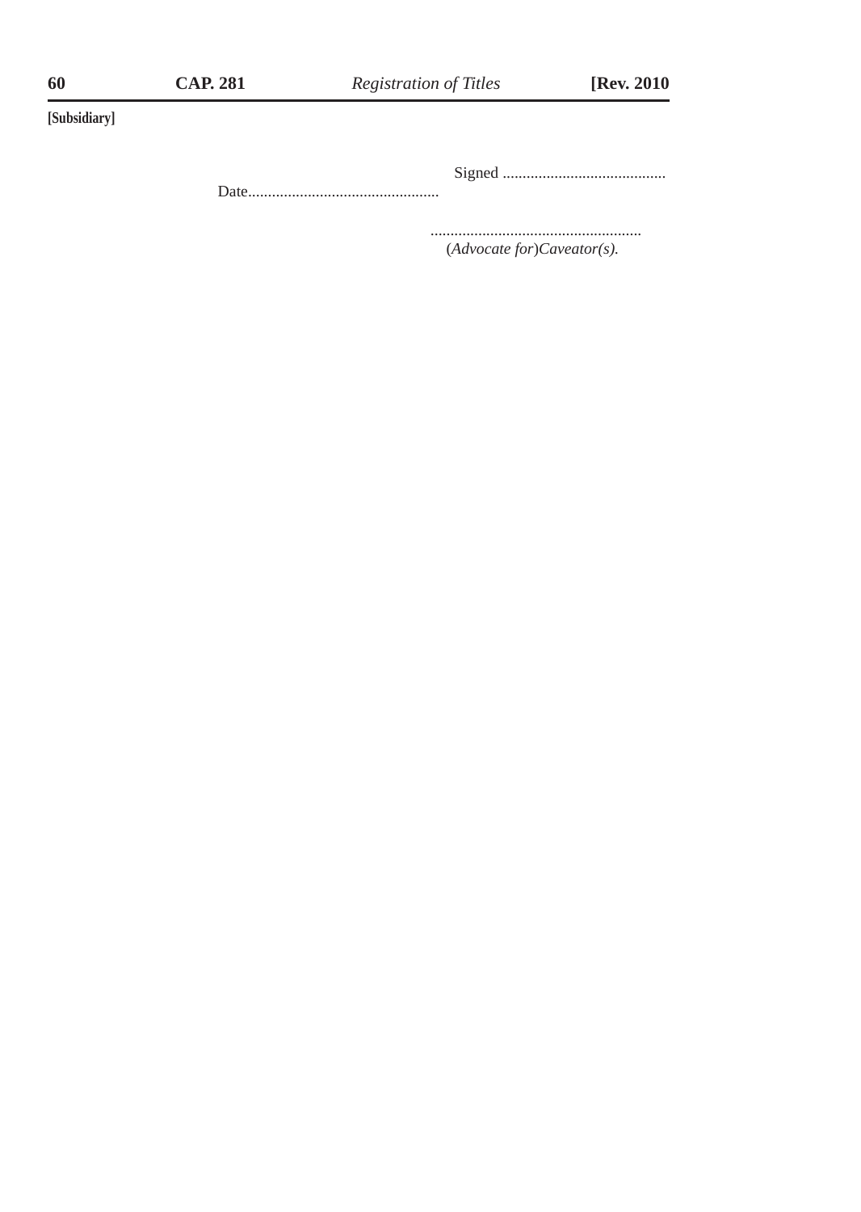Signed ..........................................

Date................................................

.....................................................
(*Advocate for*)*Caveator(s).*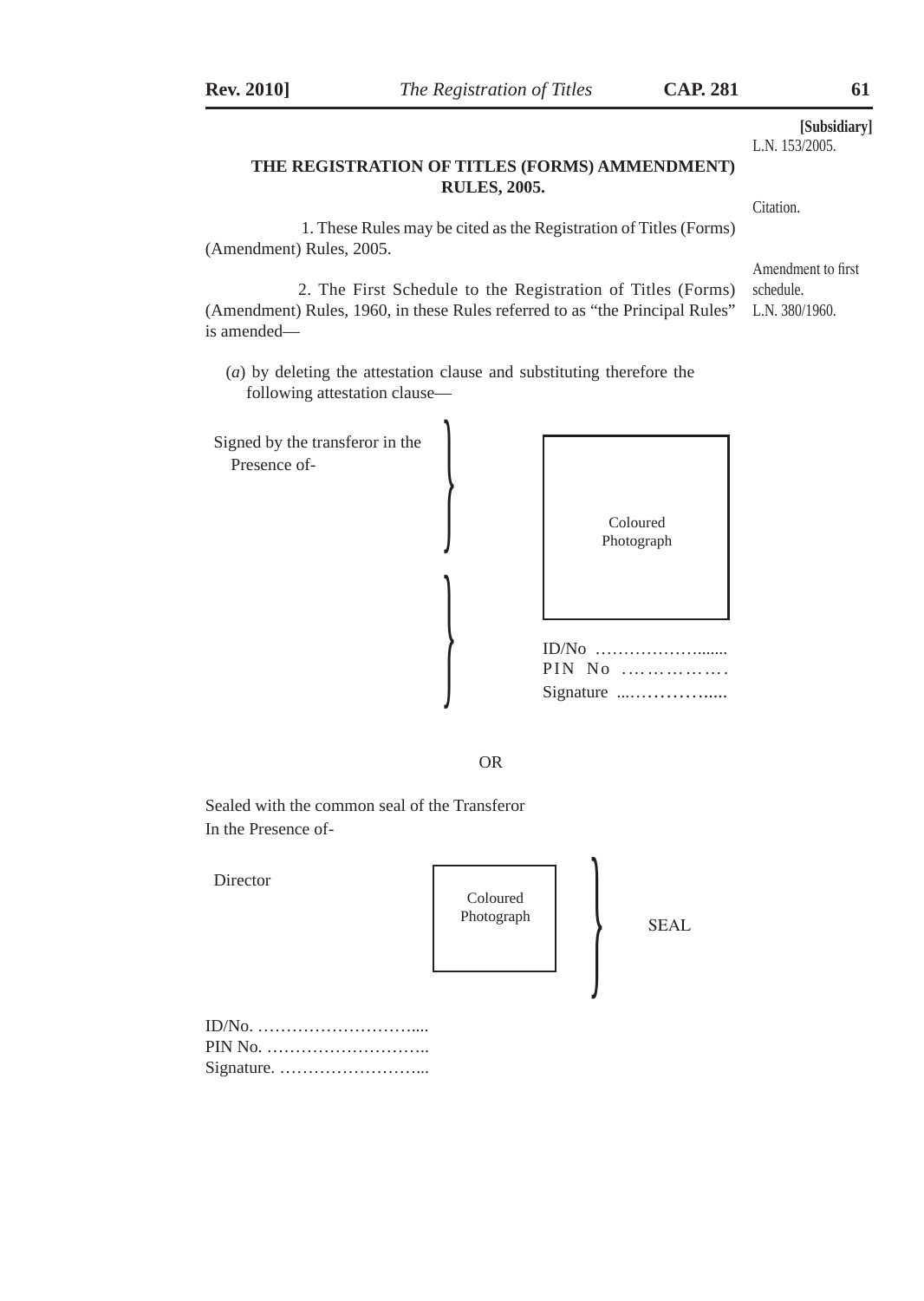[Subsidiary]

L.N. 153/2005.

## THE REGISTRATION OF TITLES (FORMS) AMMENDMENT) RULES, 2005.

Citation.

1. These Rules may be cited as the Registration of Titles (Forms) (Amendment) Rules, 2005.

Amendment to first schedule.
L.N. 380/1960.

2. The First Schedule to the Registration of Titles (Forms) (Amendment) Rules, 1960, in these Rules referred to as "the Principal Rules" is amended—

(*a*) by deleting the attestation clause and substituting therefore the following attestation clause—

Signed by the transferor in the Presence of-

Coloured Photograph

ID/No ……………….......
PIN No …………….
Signature ...…………......

OR

Sealed with the common seal of the Transferor
In the Presence of-

Director

Coloured Photograph

SEAL

ID/No. ……………………….....
PIN No. ………………………..
Signature. ……………………...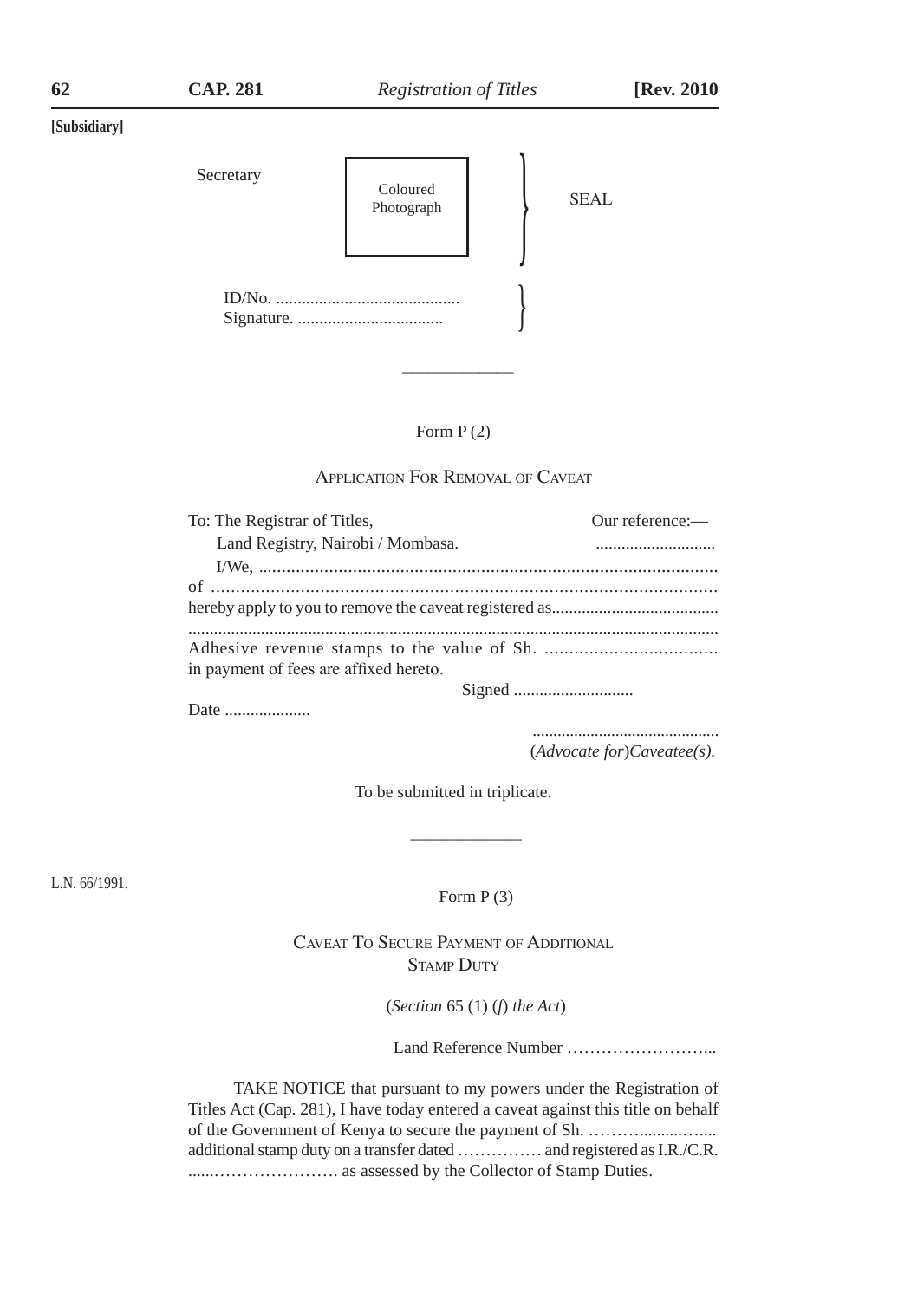[Subsidiary]

Secretary

Coloured Photograph

SEAL

ID/No. ..........................................
Signature. .................................

---

Form P (2)

APPLICATION FOR REMOVAL OF CAVEAT

To: The Registrar of Titles, Our reference:—
Land Registry, Nairobi / Mombasa. ............................

I/We, ................................................................................................
of ......................................................................................................
hereby apply to you to remove the caveat registered as.......................................
..........................................................................................................
Adhesive revenue stamps to the value of Sh. ..................................
in payment of fees are affixed hereto.

Signed ............................

Date ....................

............................................
(*Advocate for*)*Caveatee(s).*

To be submitted in triplicate.

---

L.N. 66/1991.

Form P (3)

CAVEAT TO SECURE PAYMENT OF ADDITIONAL STAMP DUTY

(*Section* 65 (1) (*f*) *the Act*)

Land Reference Number ……………………...

TAKE NOTICE that pursuant to my powers under the Registration of Titles Act (Cap. 281), I have today entered a caveat against this title on behalf of the Government of Kenya to secure the payment of Sh. ……….........…....
additional stamp duty on a transfer dated …………… and registered as I.R./C.R.
......…………………. as assessed by the Collector of Stamp Duties.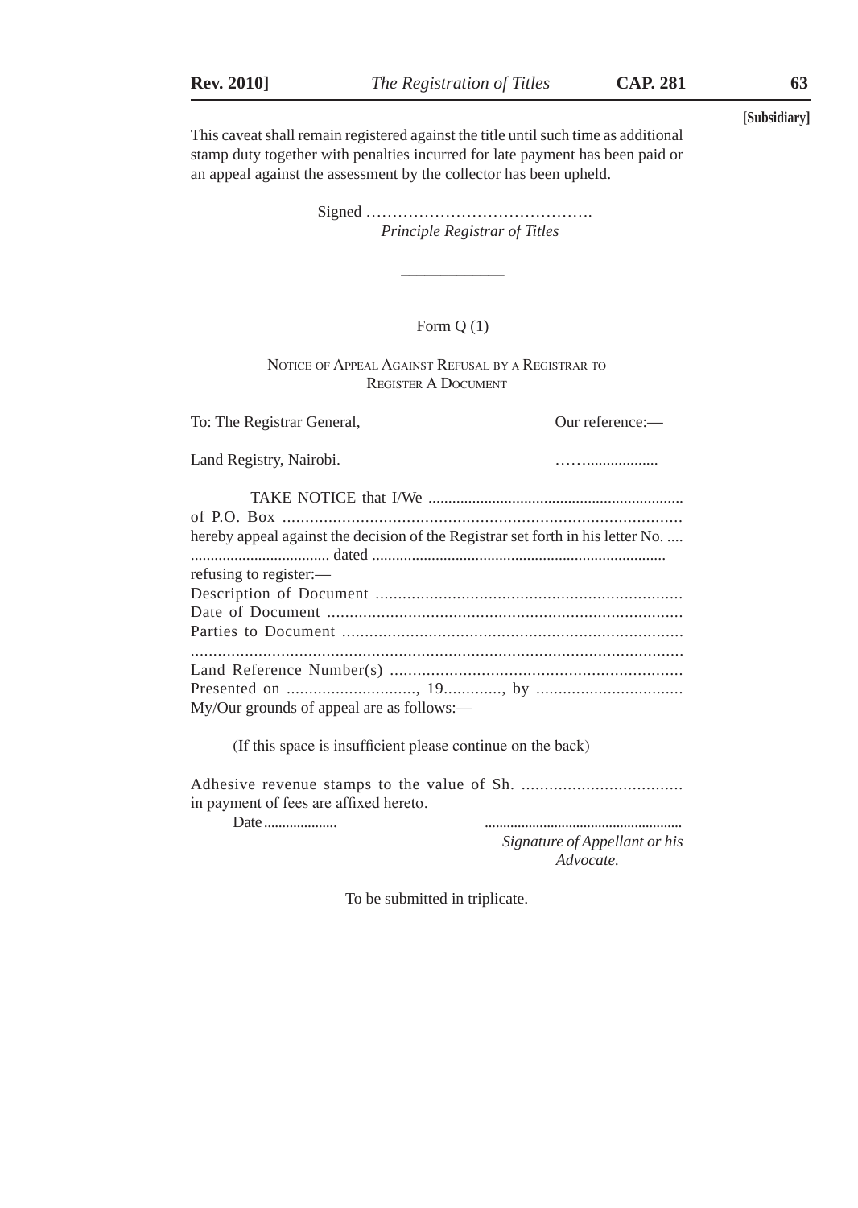This caveat shall remain registered against the title until such time as additional stamp duty together with penalties incurred for late payment has been paid or an appeal against the assessment by the collector has been upheld.

Signed …………………………………….
*Principle Registrar of Titles*

---

Form Q (1)

NOTICE OF APPEAL AGAINST REFUSAL BY A REGISTRAR TO REGISTER A DOCUMENT

To: The Registrar General, Our reference:—

Land Registry, Nairobi. ……..................

TAKE NOTICE that I/We ...............................................................
of P.O. Box .......................................................................................
hereby appeal against the decision of the Registrar set forth in his letter No. ....
................................... dated .........................................................................
refusing to register:—
Description of Document ....................................................................
Date of Document ..............................................................................
Parties to Document ...........................................................................
.............................................................................................................
Land Reference Number(s) ................................................................
Presented on ............................, 19............., by ................................
My/Our grounds of appeal are as follows:—

(If this space is insufficient please continue on the back)

Adhesive revenue stamps to the value of Sh. ...................................
in payment of fees are affixed hereto.

Date ................... .....................................................
*Signature of Appellant or his Advocate.*

To be submitted in triplicate.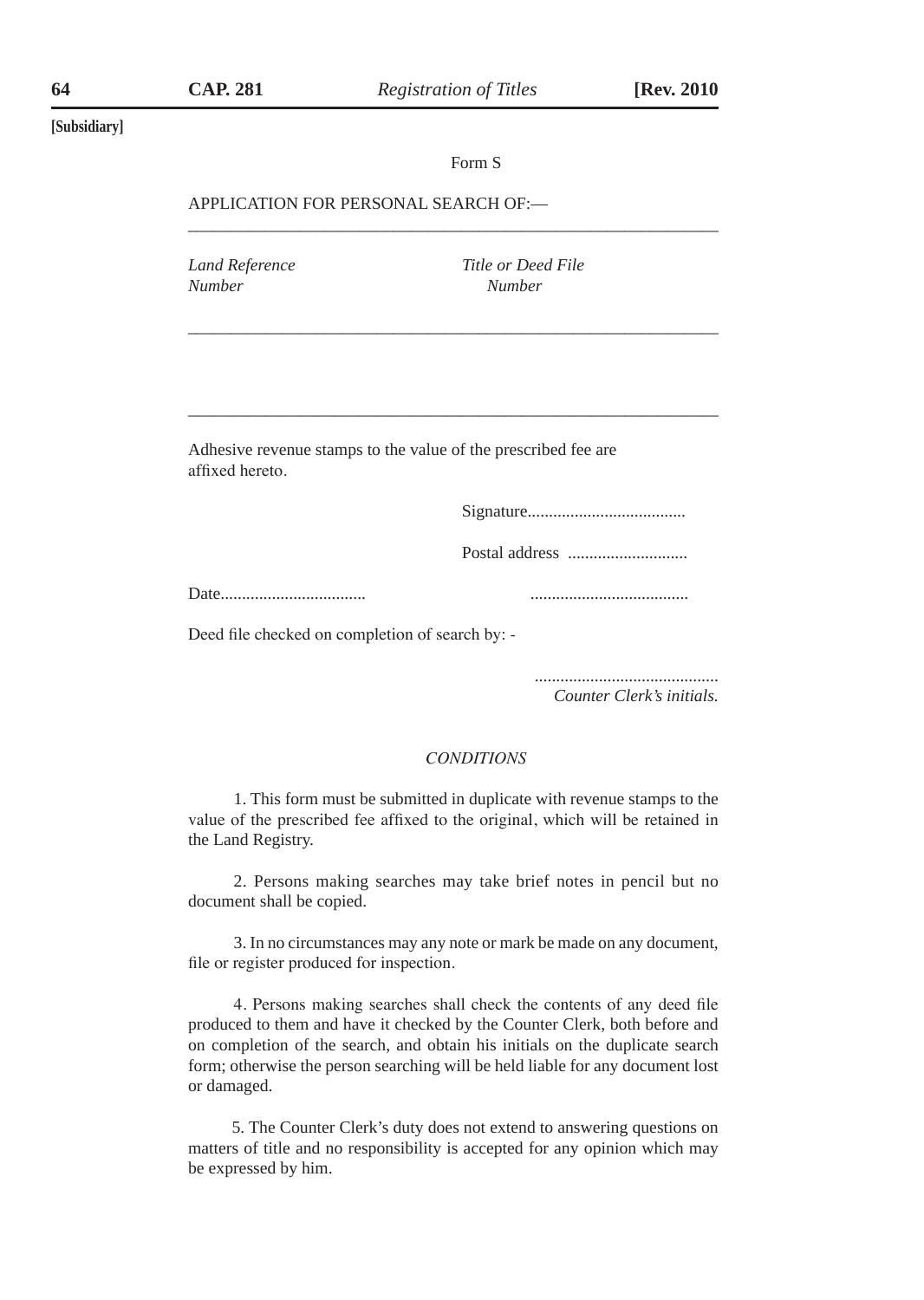[Subsidiary]

Form S

APPLICATION FOR PERSONAL SEARCH OF:—

| *Land Reference Number* | *Title or Deed File Number* |
| --- | --- |
| | |

Adhesive revenue stamps to the value of the prescribed fee are affixed hereto.

Signature....................................

Postal address ............................

Date.................................. ....................................

Deed file checked on completion of search by: -

...........................................
*Counter Clerk's initials.*

*CONDITIONS*

1. This form must be submitted in duplicate with revenue stamps to the value of the prescribed fee affixed to the original, which will be retained in the Land Registry.

2. Persons making searches may take brief notes in pencil but no document shall be copied.

3. In no circumstances may any note or mark be made on any document, file or register produced for inspection.

4. Persons making searches shall check the contents of any deed file produced to them and have it checked by the Counter Clerk, both before and on completion of the search, and obtain his initials on the duplicate search form; otherwise the person searching will be held liable for any document lost or damaged.

5. The Counter Clerk's duty does not extend to answering questions on matters of title and no responsibility is accepted for any opinion which may be expressed by him.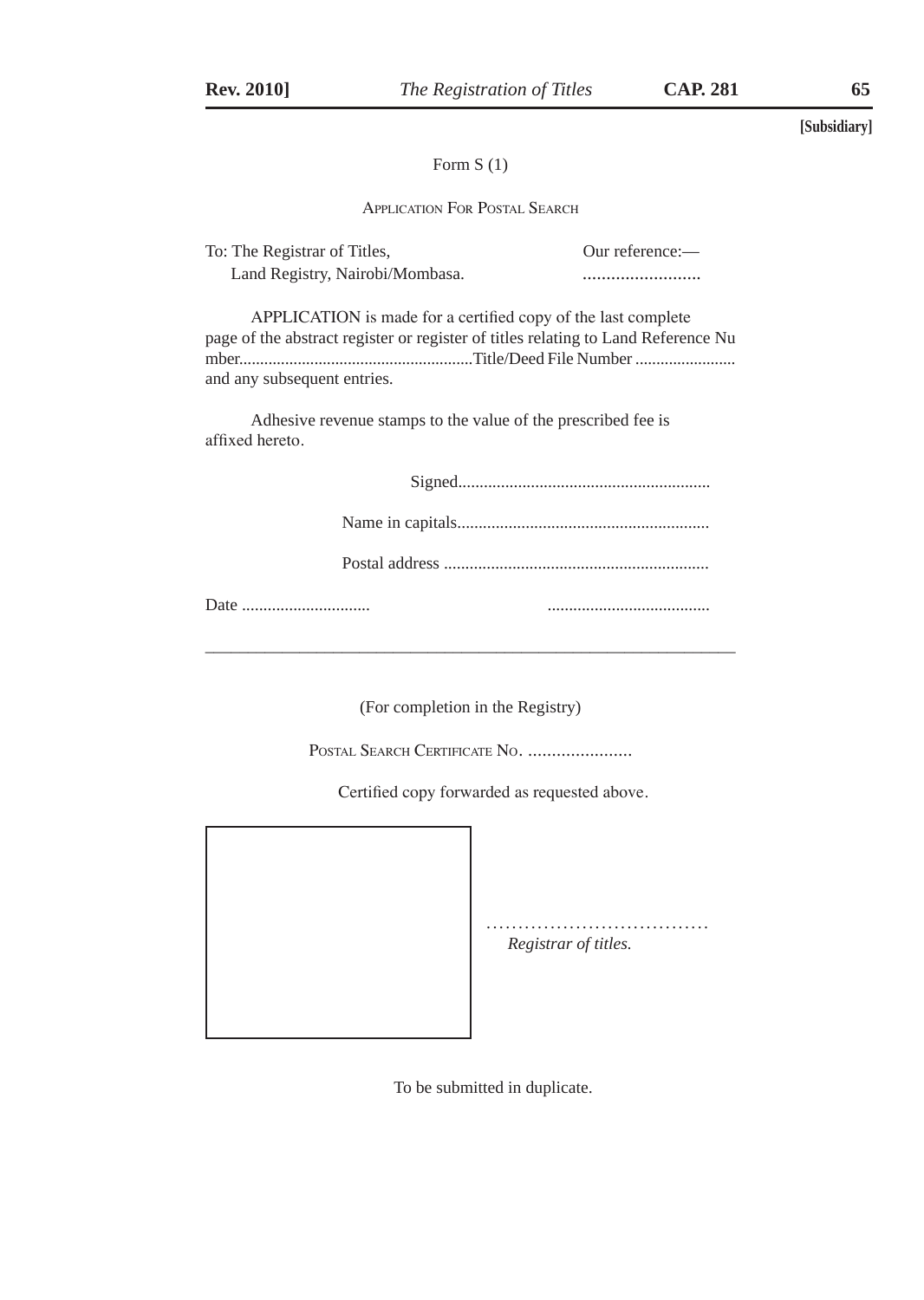[Subsidiary]

Form S (1)

APPLICATION FOR POSTAL SEARCH

To: The Registrar of Titles,
Land Registry, Nairobi/Mombasa.

Our reference:—
.........................

APPLICATION is made for a certified copy of the last complete page of the abstract register or register of titles relating to Land Reference Nu mber........................................................Title/Deed File Number ........................ and any subsequent entries.

Adhesive revenue stamps to the value of the prescribed fee is affixed hereto.

Signed...........................................................

Name in capitals...........................................................

Postal address ..............................................................

Date ..............................  ......................................

---

(For completion in the Registry)

POSTAL SEARCH CERTIFICATE NO. ......................

Certified copy forwarded as requested above.

...................................
*Registrar of titles.*

To be submitted in duplicate.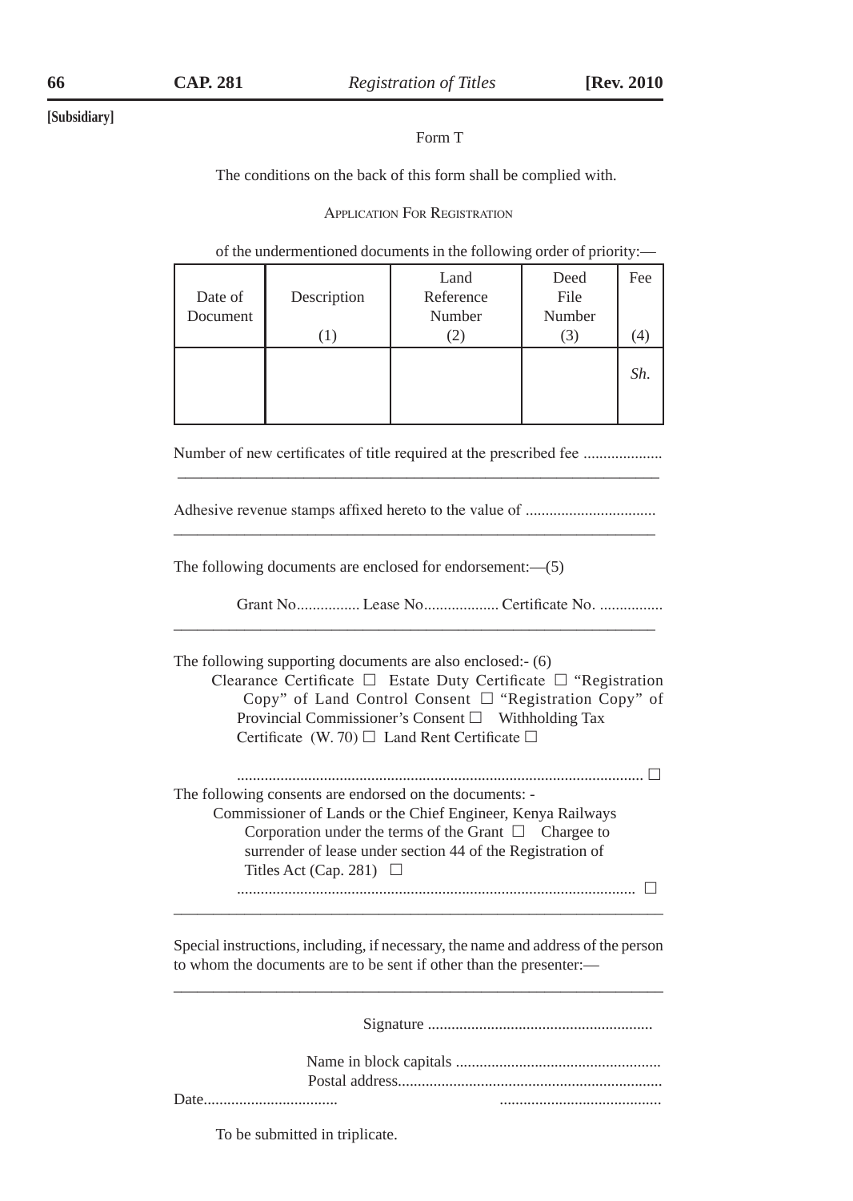[Subsidiary]

Form T

The conditions on the back of this form shall be complied with.

APPLICATION FOR REGISTRATION

of the undermentioned documents in the following order of priority:—

| Date of Document | Description (1) | Land Reference Number (2) | Deed File Number (3) | Fee (4) |
|---|---|---|---|---|
| | | | | *Sh.* |

Number of new certificates of title required at the prescribed fee ....................

Adhesive revenue stamps affixed hereto to the value of ................................

The following documents are enclosed for endorsement:—(5)

Grant No................ Lease No................... Certificate No. ................

The following supporting documents are also enclosed:- (6)
Clearance Certificate ☐ Estate Duty Certificate ☐ "Registration Copy" of Land Control Consent ☐ "Registration Copy" of Provincial Commissioner's Consent ☐ Withholding Tax Certificate (W. 70) ☐ Land Rent Certificate ☐

...................................................................................................... ☐

The following consents are endorsed on the documents: -
Commissioner of Lands or the Chief Engineer, Kenya Railways Corporation under the terms of the Grant ☐ Chargee to surrender of lease under section 44 of the Registration of Titles Act (Cap. 281) ☐

.................................................................................................... ☐

Special instructions, including, if necessary, the name and address of the person to whom the documents are to be sent if other than the presenter:—

Signature .........................................................

Name in block capitals ....................................................

Postal address..................................................................

Date.................................. .........................................

To be submitted in triplicate.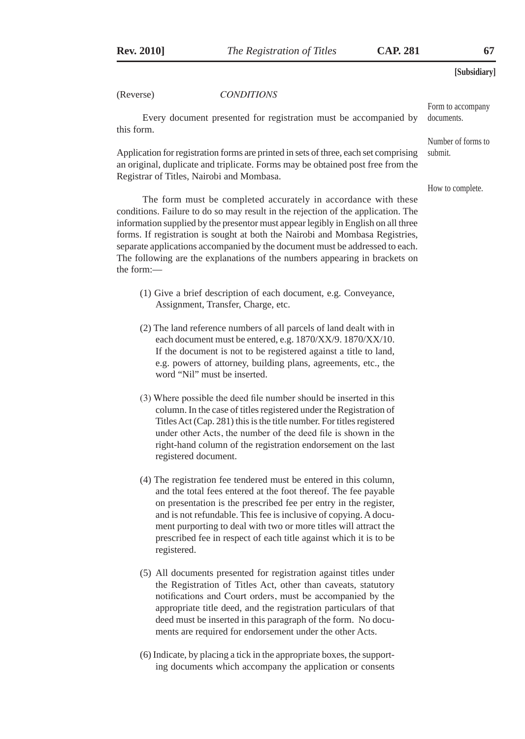[Subsidiary]

(Reverse) *CONDITIONS*

*Form to accompany documents.*

Every document presented for registration must be accompanied by this form.

*Number of forms to submit.*

Application for registration forms are printed in sets of three, each set comprising an original, duplicate and triplicate. Forms may be obtained post free from the Registrar of Titles, Nairobi and Mombasa.

*How to complete.*

The form must be completed accurately in accordance with these conditions. Failure to do so may result in the rejection of the application. The information supplied by the presentor must appear legibly in English on all three forms. If registration is sought at both the Nairobi and Mombasa Registries, separate applications accompanied by the document must be addressed to each. The following are the explanations of the numbers appearing in brackets on the form:—

(1) Give a brief description of each document, e.g. Conveyance, Assignment, Transfer, Charge, etc.

(2) The land reference numbers of all parcels of land dealt with in each document must be entered, e.g. 1870/XX/9. 1870/XX/10. If the document is not to be registered against a title to land, e.g. powers of attorney, building plans, agreements, etc., the word "Nil" must be inserted.

(3) Where possible the deed file number should be inserted in this column. In the case of titles registered under the Registration of Titles Act (Cap. 281) this is the title number. For titles registered under other Acts, the number of the deed file is shown in the right-hand column of the registration endorsement on the last registered document.

(4) The registration fee tendered must be entered in this column, and the total fees entered at the foot thereof. The fee payable on presentation is the prescribed fee per entry in the register, and is not refundable. This fee is inclusive of copying. A document purporting to deal with two or more titles will attract the prescribed fee in respect of each title against which it is to be registered.

(5) All documents presented for registration against titles under the Registration of Titles Act, other than caveats, statutory notifications and Court orders, must be accompanied by the appropriate title deed, and the registration particulars of that deed must be inserted in this paragraph of the form. No documents are required for endorsement under the other Acts.

(6) Indicate, by placing a tick in the appropriate boxes, the supporting documents which accompany the application or consents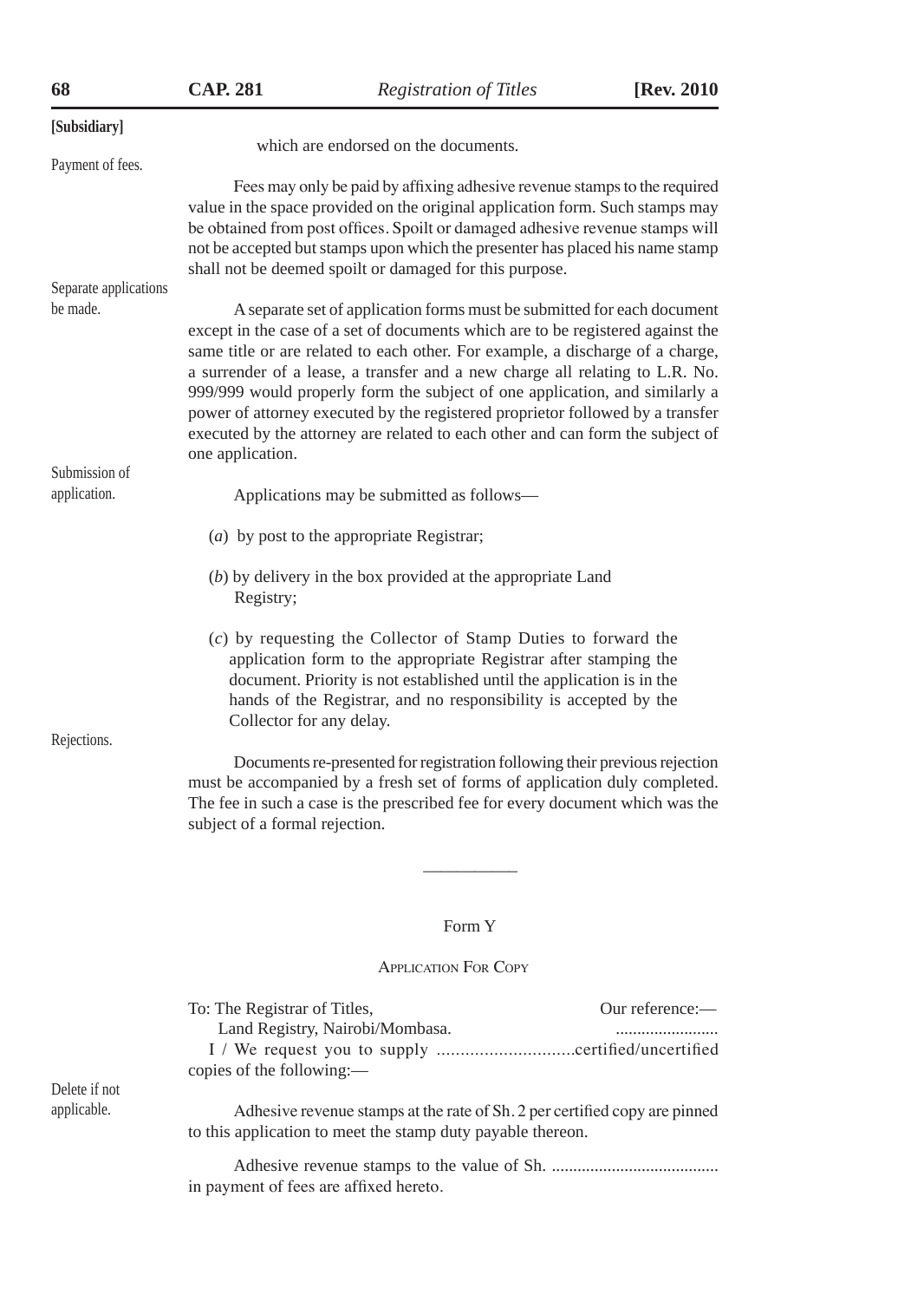[Subsidiary]

which are endorsed on the documents.

Payment of fees.

Fees may only be paid by affixing adhesive revenue stamps to the required value in the space provided on the original application form. Such stamps may be obtained from post offices. Spoilt or damaged adhesive revenue stamps will not be accepted but stamps upon which the presenter has placed his name stamp shall not be deemed spoilt or damaged for this purpose.

Separate applications be made.

A separate set of application forms must be submitted for each document except in the case of a set of documents which are to be registered against the same title or are related to each other. For example, a discharge of a charge, a surrender of a lease, a transfer and a new charge all relating to L.R. No. 999/999 would properly form the subject of one application, and similarly a power of attorney executed by the registered proprietor followed by a transfer executed by the attorney are related to each other and can form the subject of one application.

Submission of application.

Applications may be submitted as follows—

(*a*) by post to the appropriate Registrar;

(*b*) by delivery in the box provided at the appropriate Land Registry;

(*c*) by requesting the Collector of Stamp Duties to forward the application form to the appropriate Registrar after stamping the document. Priority is not established until the application is in the hands of the Registrar, and no responsibility is accepted by the Collector for any delay.

Rejections.

Documents re-presented for registration following their previous rejection must be accompanied by a fresh set of forms of application duly completed. The fee in such a case is the prescribed fee for every document which was the subject of a formal rejection.

---

Form Y

APPLICATION FOR COPY

To: The Registrar of Titles, Our reference:—
Land Registry, Nairobi/Mombasa. ........................

I / We request you to supply .............................certified/uncertified copies of the following:—

Delete if not applicable.

Adhesive revenue stamps at the rate of Sh. 2 per certified copy are pinned to this application to meet the stamp duty payable thereon.

Adhesive revenue stamps to the value of Sh. ...................................... in payment of fees are affixed hereto.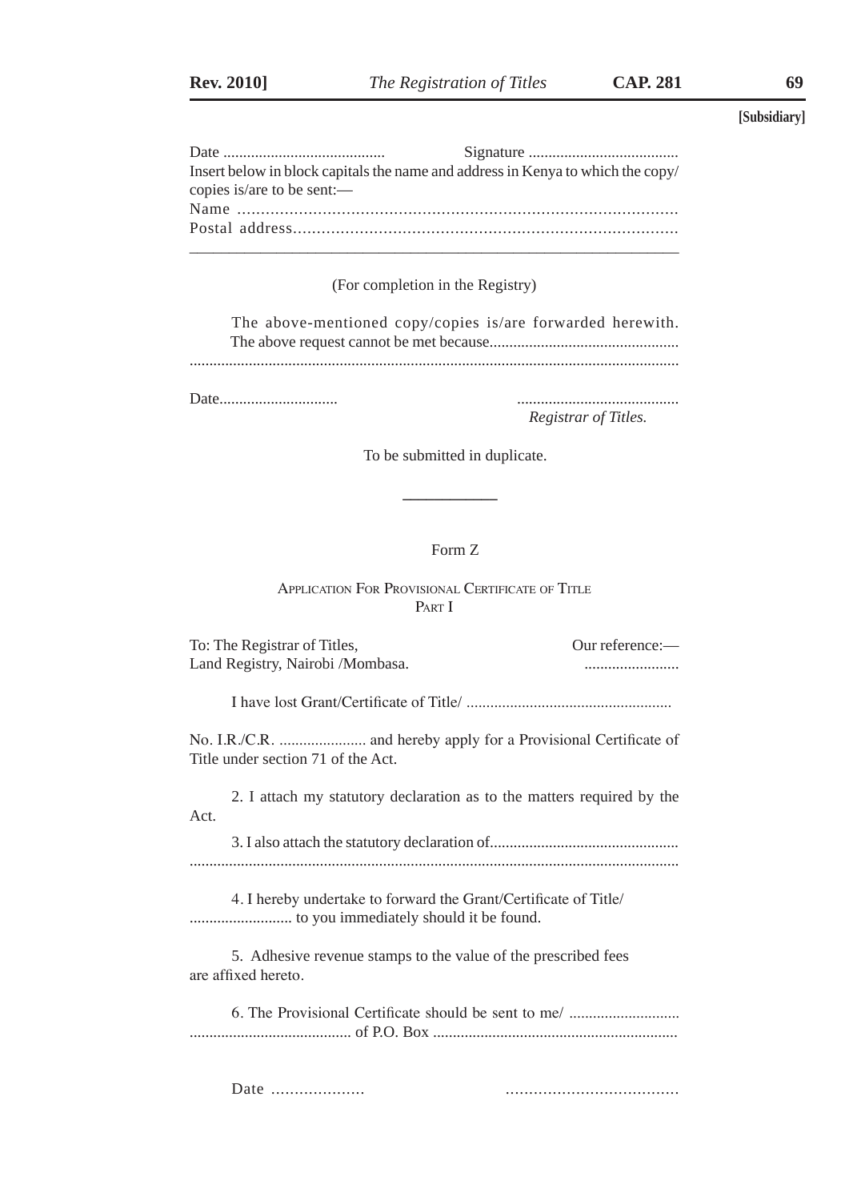[Subsidiary]

Date ......................................... Signature ......................................

Insert below in block capitals the name and address in Kenya to which the copy/copies is/are to be sent:—

Name .............................................................................................

Postal address.................................................................................

---

(For completion in the Registry)

The above-mentioned copy/copies is/are forwarded herewith.

The above request cannot be met because................................................
............................................................................................................

Date.............................. .........................................
*Registrar of Titles.*

To be submitted in duplicate.

---

Form Z

## Application For Provisional Certificate of Title

### Part I

To: The Registrar of Titles,
Land Registry, Nairobi /Mombasa.

Our reference:—
........................

I have lost Grant/Certificate of Title/ ....................................................

No. I.R./C.R. ...................... and hereby apply for a Provisional Certificate of Title under section 71 of the Act.

2. I attach my statutory declaration as to the matters required by the Act.

3. I also attach the statutory declaration of................................................
............................................................................................................

4. I hereby undertake to forward the Grant/Certificate of Title/
.......................... to you immediately should it be found.

5. Adhesive revenue stamps to the value of the prescribed fees are affixed hereto.

6. The Provisional Certificate should be sent to me/ ............................
......................................... of P.O. Box .............................................................

Date .................... .....................................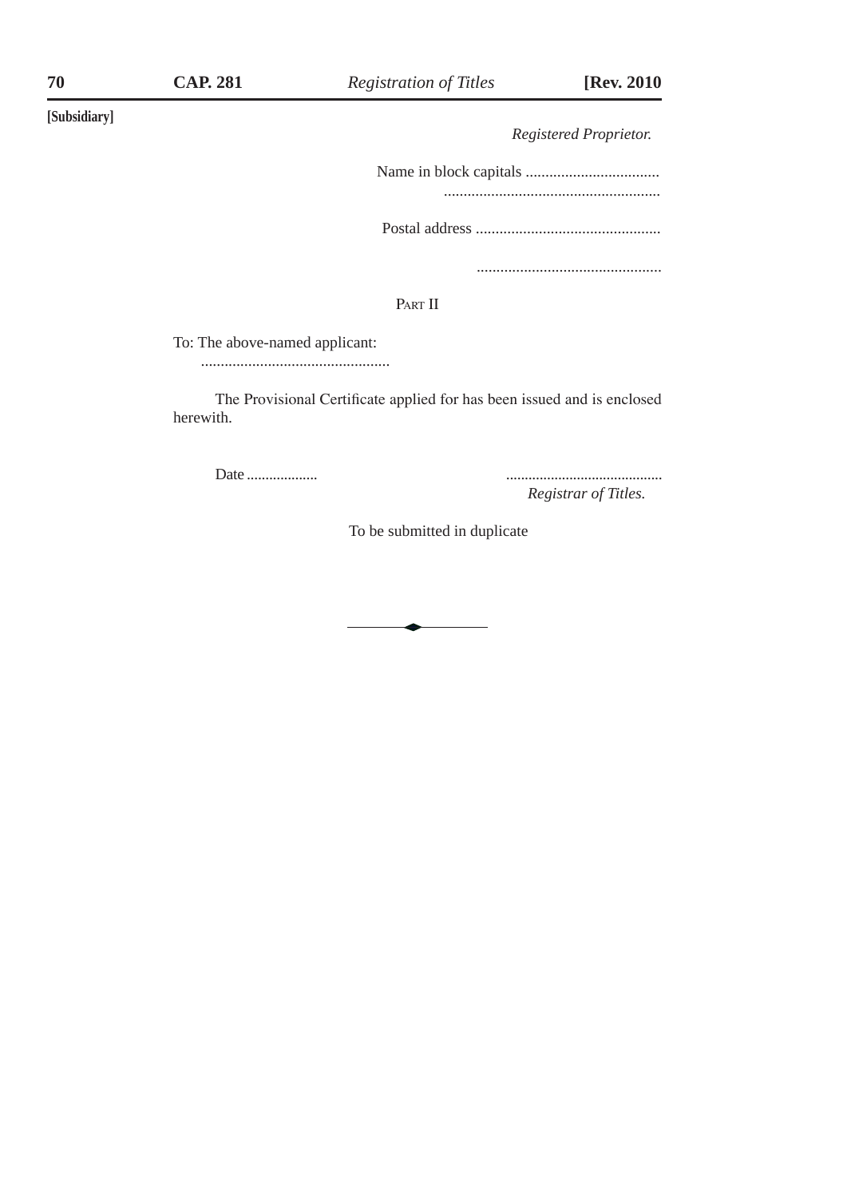*Registered Proprietor.*

Name in block capitals ..................................
......................................................

Postal address ...............................................

...............................................

PART II

To: The above-named applicant:
................................................

The Provisional Certificate applied for has been issued and is enclosed herewith.

Date ...................

..........................................
*Registrar of Titles.*

To be submitted in duplicate